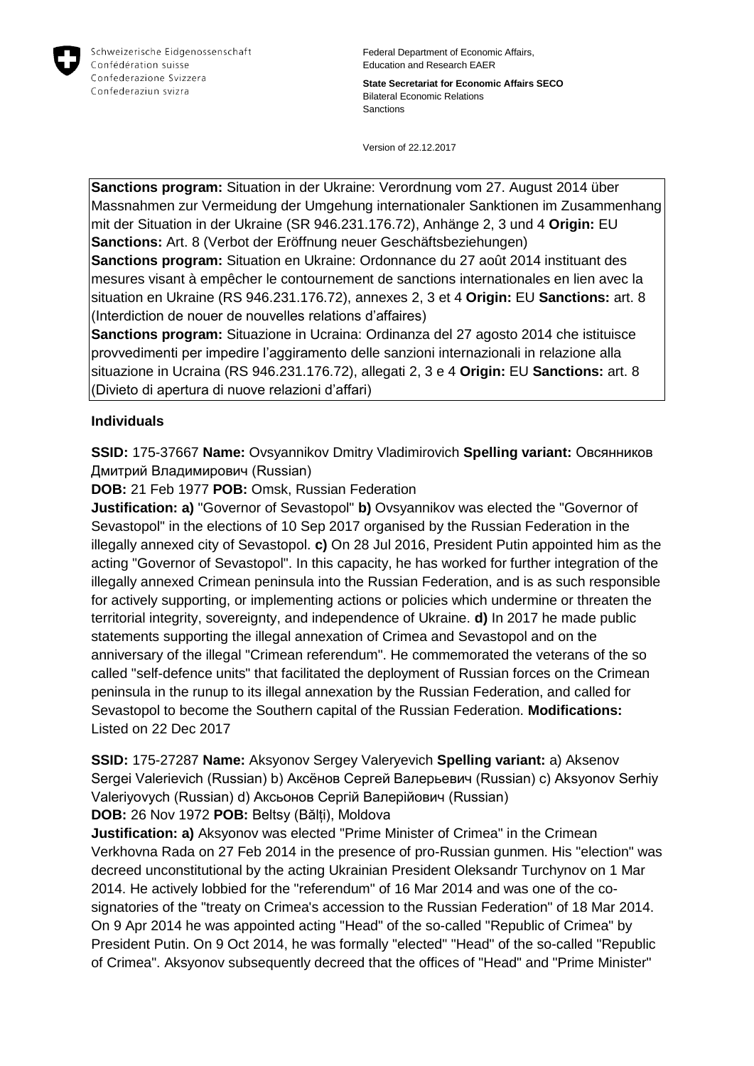Schweizerische Eidgenossenschaft
Confédération suisse
Confederazione Svizzera
Confederaziun svizra

Federal Department of Economic Affairs, Education and Research EAER

**State Secretariat for Economic Affairs SECO**
Bilateral Economic Relations
Sanctions

Version of 22.12.2017

**Sanctions program:** Situation in der Ukraine: Verordnung vom 27. August 2014 über Massnahmen zur Vermeidung der Umgehung internationaler Sanktionen im Zusammenhang mit der Situation in der Ukraine (SR 946.231.176.72), Anhänge 2, 3 und 4 **Origin:** EU **Sanctions:** Art. 8 (Verbot der Eröffnung neuer Geschäftsbeziehungen)
**Sanctions program:** Situation en Ukraine: Ordonnance du 27 août 2014 instituant des mesures visant à empêcher le contournement de sanctions internationales en lien avec la situation en Ukraine (RS 946.231.176.72), annexes 2, 3 et 4 **Origin:** EU **Sanctions:** art. 8 (Interdiction de nouer de nouvelles relations d'affaires)
**Sanctions program:** Situazione in Ucraina: Ordinanza del 27 agosto 2014 che istituisce provvedimenti per impedire l'aggiramento delle sanzioni internazionali in relazione alla situazione in Ucraina (RS 946.231.176.72), allegati 2, 3 e 4 **Origin:** EU **Sanctions:** art. 8 (Divieto di apertura di nuove relazioni d'affari)

## Individuals

**SSID:** 175-37667 **Name:** Ovsyannikov Dmitry Vladimirovich **Spelling variant:** Овсянников Дмитрий Владимирович (Russian)
**DOB:** 21 Feb 1977 **POB:** Omsk, Russian Federation
**Justification: a)** "Governor of Sevastopol" **b)** Ovsyannikov was elected the "Governor of Sevastopol" in the elections of 10 Sep 2017 organised by the Russian Federation in the illegally annexed city of Sevastopol. **c)** On 28 Jul 2016, President Putin appointed him as the acting "Governor of Sevastopol". In this capacity, he has worked for further integration of the illegally annexed Crimean peninsula into the Russian Federation, and is as such responsible for actively supporting, or implementing actions or policies which undermine or threaten the territorial integrity, sovereignty, and independence of Ukraine. **d)** In 2017 he made public statements supporting the illegal annexation of Crimea and Sevastopol and on the anniversary of the illegal "Crimean referendum". He commemorated the veterans of the so called "self-defence units" that facilitated the deployment of Russian forces on the Crimean peninsula in the runup to its illegal annexation by the Russian Federation, and called for Sevastopol to become the Southern capital of the Russian Federation. **Modifications:** Listed on 22 Dec 2017

**SSID:** 175-27287 **Name:** Aksyonov Sergey Valeryevich **Spelling variant:** a) Aksenov Sergei Valerievich (Russian) b) Аксёнов Сергей Валерьевич (Russian) c) Aksyonov Serhiy Valeriyovych (Russian) d) Аксьонов Сергій Валерійович (Russian)
**DOB:** 26 Nov 1972 **POB:** Beltsy (Bălți), Moldova
**Justification: a)** Aksyonov was elected "Prime Minister of Crimea" in the Crimean Verkhovna Rada on 27 Feb 2014 in the presence of pro-Russian gunmen. His "election" was decreed unconstitutional by the acting Ukrainian President Oleksandr Turchynov on 1 Mar 2014. He actively lobbied for the "referendum" of 16 Mar 2014 and was one of the co-signatories of the "treaty on Crimea's accession to the Russian Federation" of 18 Mar 2014. On 9 Apr 2014 he was appointed acting "Head" of the so-called "Republic of Crimea" by President Putin. On 9 Oct 2014, he was formally "elected" "Head" of the so-called "Republic of Crimea". Aksyonov subsequently decreed that the offices of "Head" and "Prime Minister"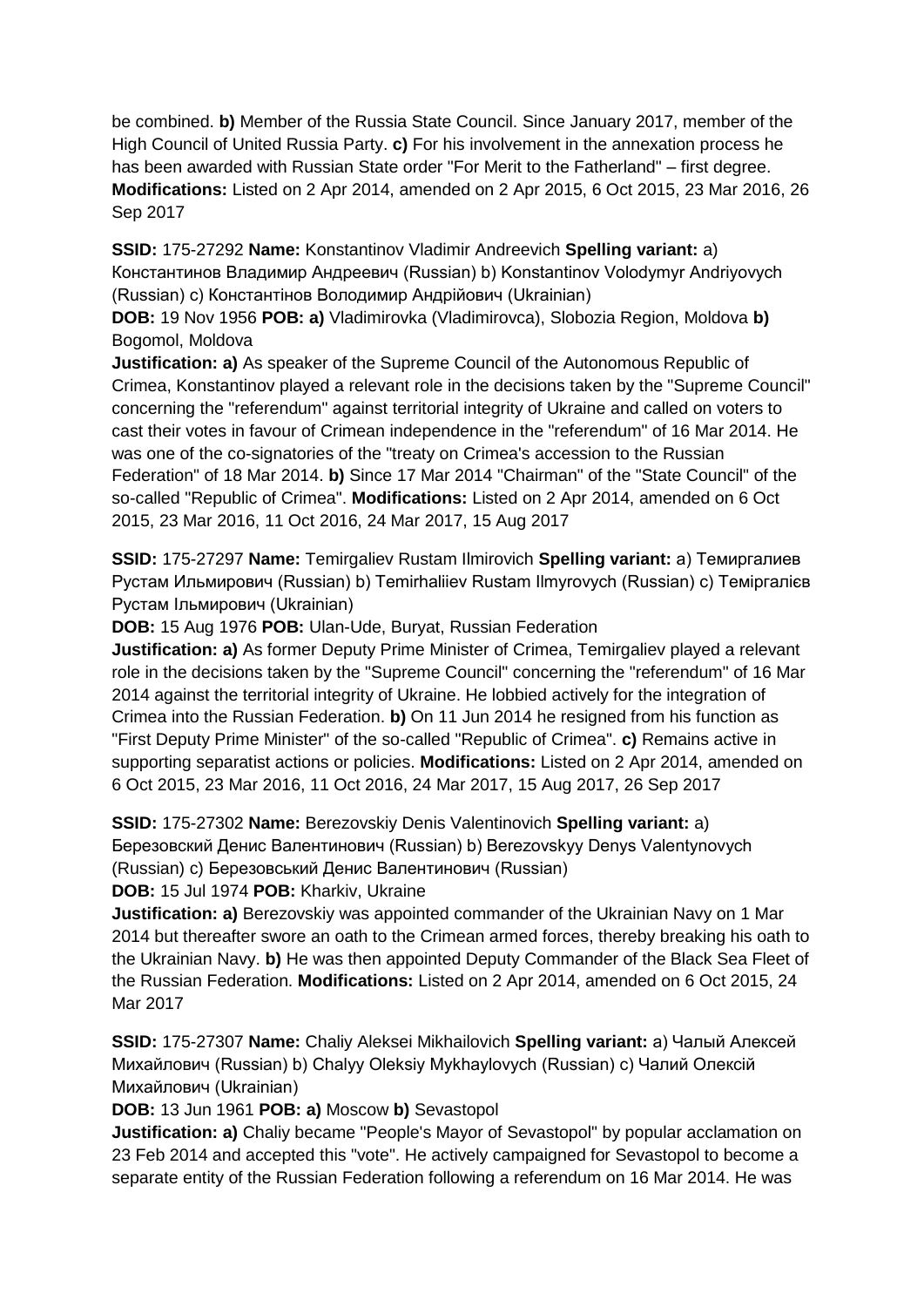be combined. **b)** Member of the Russia State Council. Since January 2017, member of the High Council of United Russia Party. **c)** For his involvement in the annexation process he has been awarded with Russian State order "For Merit to the Fatherland" – first degree. **Modifications:** Listed on 2 Apr 2014, amended on 2 Apr 2015, 6 Oct 2015, 23 Mar 2016, 26 Sep 2017

**SSID:** 175-27292 **Name:** Konstantinov Vladimir Andreevich **Spelling variant:** a) Константинов Владимир Андреевич (Russian) b) Konstantinov Volodymyr Andriyovych (Russian) c) Константінов Володимир Андрійович (Ukrainian)

**DOB:** 19 Nov 1956 **POB: a)** Vladimirovka (Vladimirovca), Slobozia Region, Moldova **b)** Bogomol, Moldova

**Justification: a)** As speaker of the Supreme Council of the Autonomous Republic of Crimea, Konstantinov played a relevant role in the decisions taken by the "Supreme Council" concerning the "referendum" against territorial integrity of Ukraine and called on voters to cast their votes in favour of Crimean independence in the "referendum" of 16 Mar 2014. He was one of the co-signatories of the "treaty on Crimea's accession to the Russian Federation" of 18 Mar 2014. **b)** Since 17 Mar 2014 "Chairman" of the "State Council" of the so-called "Republic of Crimea". **Modifications:** Listed on 2 Apr 2014, amended on 6 Oct 2015, 23 Mar 2016, 11 Oct 2016, 24 Mar 2017, 15 Aug 2017

**SSID:** 175-27297 **Name:** Temirgaliev Rustam Ilmirovich **Spelling variant:** a) Темиргалиев Рустам Ильмирович (Russian) b) Temirhaliiev Rustam Ilmyrovych (Russian) c) Теміргалієв Рустам Ільмирович (Ukrainian)

**DOB:** 15 Aug 1976 **POB:** Ulan-Ude, Buryat, Russian Federation

**Justification: a)** As former Deputy Prime Minister of Crimea, Temirgaliev played a relevant role in the decisions taken by the "Supreme Council" concerning the "referendum" of 16 Mar 2014 against the territorial integrity of Ukraine. He lobbied actively for the integration of Crimea into the Russian Federation. **b)** On 11 Jun 2014 he resigned from his function as "First Deputy Prime Minister" of the so-called "Republic of Crimea". **c)** Remains active in supporting separatist actions or policies. **Modifications:** Listed on 2 Apr 2014, amended on 6 Oct 2015, 23 Mar 2016, 11 Oct 2016, 24 Mar 2017, 15 Aug 2017, 26 Sep 2017

**SSID:** 175-27302 **Name:** Berezovskiy Denis Valentinovich **Spelling variant:** a) Березовский Денис Валентинович (Russian) b) Berezovskyy Denys Valentynovych (Russian) c) Березовський Денис Валентинович (Russian)

**DOB:** 15 Jul 1974 **POB:** Kharkiv, Ukraine

**Justification: a)** Berezovskiy was appointed commander of the Ukrainian Navy on 1 Mar 2014 but thereafter swore an oath to the Crimean armed forces, thereby breaking his oath to the Ukrainian Navy. **b)** He was then appointed Deputy Commander of the Black Sea Fleet of the Russian Federation. **Modifications:** Listed on 2 Apr 2014, amended on 6 Oct 2015, 24 Mar 2017

**SSID:** 175-27307 **Name:** Chaliy Aleksei Mikhailovich **Spelling variant:** a) Чалый Алексей Михайлович (Russian) b) Chalyy Oleksiy Mykhaylovych (Russian) c) Чалий Олексій Михайлович (Ukrainian)

**DOB:** 13 Jun 1961 **POB: a)** Moscow **b)** Sevastopol

**Justification: a)** Chaliy became "People's Mayor of Sevastopol" by popular acclamation on 23 Feb 2014 and accepted this "vote". He actively campaigned for Sevastopol to become a separate entity of the Russian Federation following a referendum on 16 Mar 2014. He was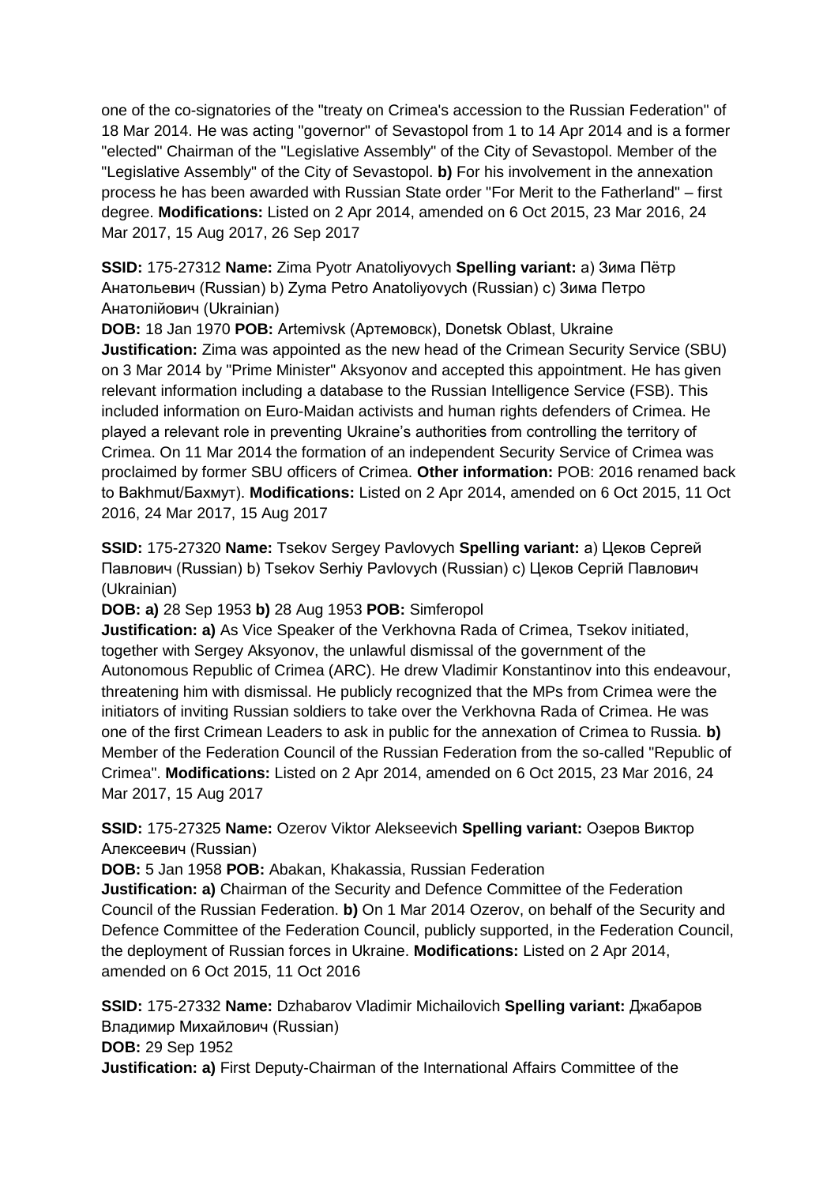one of the co-signatories of the "treaty on Crimea's accession to the Russian Federation" of 18 Mar 2014. He was acting "governor" of Sevastopol from 1 to 14 Apr 2014 and is a former "elected" Chairman of the "Legislative Assembly" of the City of Sevastopol. Member of the "Legislative Assembly" of the City of Sevastopol. **b)** For his involvement in the annexation process he has been awarded with Russian State order "For Merit to the Fatherland" – first degree. **Modifications:** Listed on 2 Apr 2014, amended on 6 Oct 2015, 23 Mar 2016, 24 Mar 2017, 15 Aug 2017, 26 Sep 2017

**SSID:** 175-27312 **Name:** Zima Pyotr Anatoliyovych **Spelling variant:** a) Зима Пётр Анатольевич (Russian) b) Zyma Petro Anatoliyovych (Russian) c) Зима Петро Анатолійович (Ukrainian)
**DOB:** 18 Jan 1970 **POB:** Artemivsk (Артемовск), Donetsk Oblast, Ukraine
**Justification:** Zima was appointed as the new head of the Crimean Security Service (SBU) on 3 Mar 2014 by "Prime Minister" Aksyonov and accepted this appointment. He has given relevant information including a database to the Russian Intelligence Service (FSB). This included information on Euro-Maidan activists and human rights defenders of Crimea. He played a relevant role in preventing Ukraine's authorities from controlling the territory of Crimea. On 11 Mar 2014 the formation of an independent Security Service of Crimea was proclaimed by former SBU officers of Crimea. **Other information:** POB: 2016 renamed back to Bakhmut/Бахмут). **Modifications:** Listed on 2 Apr 2014, amended on 6 Oct 2015, 11 Oct 2016, 24 Mar 2017, 15 Aug 2017

**SSID:** 175-27320 **Name:** Tsekov Sergey Pavlovych **Spelling variant:** a) Цеков Сергей Павлович (Russian) b) Tsekov Serhiy Pavlovych (Russian) c) Цеков Сергій Павлович (Ukrainian)
**DOB: a)** 28 Sep 1953 **b)** 28 Aug 1953 **POB:** Simferopol
**Justification: a)** As Vice Speaker of the Verkhovna Rada of Crimea, Tsekov initiated, together with Sergey Aksyonov, the unlawful dismissal of the government of the Autonomous Republic of Crimea (ARC). He drew Vladimir Konstantinov into this endeavour, threatening him with dismissal. He publicly recognized that the MPs from Crimea were the initiators of inviting Russian soldiers to take over the Verkhovna Rada of Crimea. He was one of the first Crimean Leaders to ask in public for the annexation of Crimea to Russia. **b)** Member of the Federation Council of the Russian Federation from the so-called "Republic of Crimea". **Modifications:** Listed on 2 Apr 2014, amended on 6 Oct 2015, 23 Mar 2016, 24 Mar 2017, 15 Aug 2017

**SSID:** 175-27325 **Name:** Ozerov Viktor Alekseevich **Spelling variant:** Озеров Виктор Алексеевич (Russian)
**DOB:** 5 Jan 1958 **POB:** Abakan, Khakassia, Russian Federation
**Justification: a)** Chairman of the Security and Defence Committee of the Federation Council of the Russian Federation. **b)** On 1 Mar 2014 Ozerov, on behalf of the Security and Defence Committee of the Federation Council, publicly supported, in the Federation Council, the deployment of Russian forces in Ukraine. **Modifications:** Listed on 2 Apr 2014, amended on 6 Oct 2015, 11 Oct 2016

**SSID:** 175-27332 **Name:** Dzhabarov Vladimir Michailovich **Spelling variant:** Джабаров Владимир Михайлович (Russian)
**DOB:** 29 Sep 1952
**Justification: a)** First Deputy-Chairman of the International Affairs Committee of the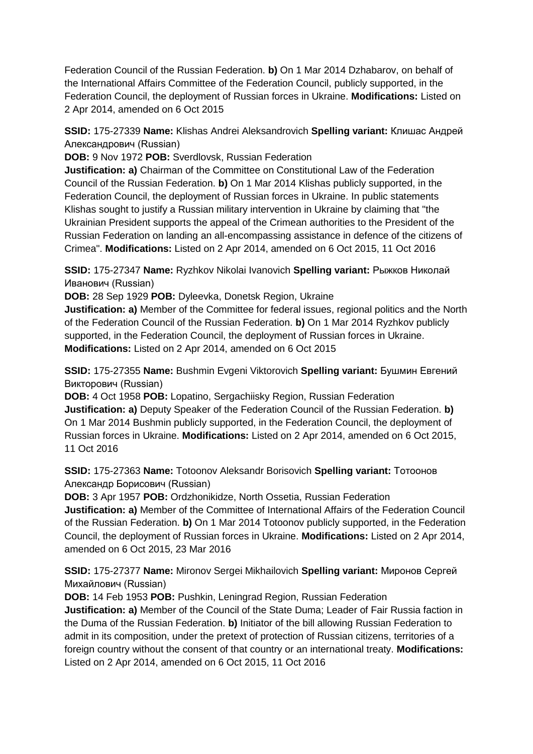Federation Council of the Russian Federation. **b)** On 1 Mar 2014 Dzhabarov, on behalf of the International Affairs Committee of the Federation Council, publicly supported, in the Federation Council, the deployment of Russian forces in Ukraine. **Modifications:** Listed on 2 Apr 2014, amended on 6 Oct 2015

**SSID:** 175-27339 **Name:** Klishas Andrei Aleksandrovich **Spelling variant:** Клишас Андрей Александрович (Russian)
**DOB:** 9 Nov 1972 **POB:** Sverdlovsk, Russian Federation
**Justification: a)** Chairman of the Committee on Constitutional Law of the Federation Council of the Russian Federation. **b)** On 1 Mar 2014 Klishas publicly supported, in the Federation Council, the deployment of Russian forces in Ukraine. In public statements Klishas sought to justify a Russian military intervention in Ukraine by claiming that "the Ukrainian President supports the appeal of the Crimean authorities to the President of the Russian Federation on landing an all-encompassing assistance in defence of the citizens of Crimea". **Modifications:** Listed on 2 Apr 2014, amended on 6 Oct 2015, 11 Oct 2016

**SSID:** 175-27347 **Name:** Ryzhkov Nikolai Ivanovich **Spelling variant:** Рыжков Николай Иванович (Russian)
**DOB:** 28 Sep 1929 **POB:** Dyleevka, Donetsk Region, Ukraine
**Justification: a)** Member of the Committee for federal issues, regional politics and the North of the Federation Council of the Russian Federation. **b)** On 1 Mar 2014 Ryzhkov publicly supported, in the Federation Council, the deployment of Russian forces in Ukraine. **Modifications:** Listed on 2 Apr 2014, amended on 6 Oct 2015

**SSID:** 175-27355 **Name:** Bushmin Evgeni Viktorovich **Spelling variant:** Бушмин Евгений Викторович (Russian)
**DOB:** 4 Oct 1958 **POB:** Lopatino, Sergachiisky Region, Russian Federation
**Justification: a)** Deputy Speaker of the Federation Council of the Russian Federation. **b)** On 1 Mar 2014 Bushmin publicly supported, in the Federation Council, the deployment of Russian forces in Ukraine. **Modifications:** Listed on 2 Apr 2014, amended on 6 Oct 2015, 11 Oct 2016

**SSID:** 175-27363 **Name:** Totoonov Aleksandr Borisovich **Spelling variant:** Тотоонов Александр Борисович (Russian)
**DOB:** 3 Apr 1957 **POB:** Ordzhonikidze, North Ossetia, Russian Federation
**Justification: a)** Member of the Committee of International Affairs of the Federation Council of the Russian Federation. **b)** On 1 Mar 2014 Totoonov publicly supported, in the Federation Council, the deployment of Russian forces in Ukraine. **Modifications:** Listed on 2 Apr 2014, amended on 6 Oct 2015, 23 Mar 2016

**SSID:** 175-27377 **Name:** Mironov Sergei Mikhailovich **Spelling variant:** Миронов Сергей Михайлович (Russian)
**DOB:** 14 Feb 1953 **POB:** Pushkin, Leningrad Region, Russian Federation
**Justification: a)** Member of the Council of the State Duma; Leader of Fair Russia faction in the Duma of the Russian Federation. **b)** Initiator of the bill allowing Russian Federation to admit in its composition, under the pretext of protection of Russian citizens, territories of a foreign country without the consent of that country or an international treaty. **Modifications:** Listed on 2 Apr 2014, amended on 6 Oct 2015, 11 Oct 2016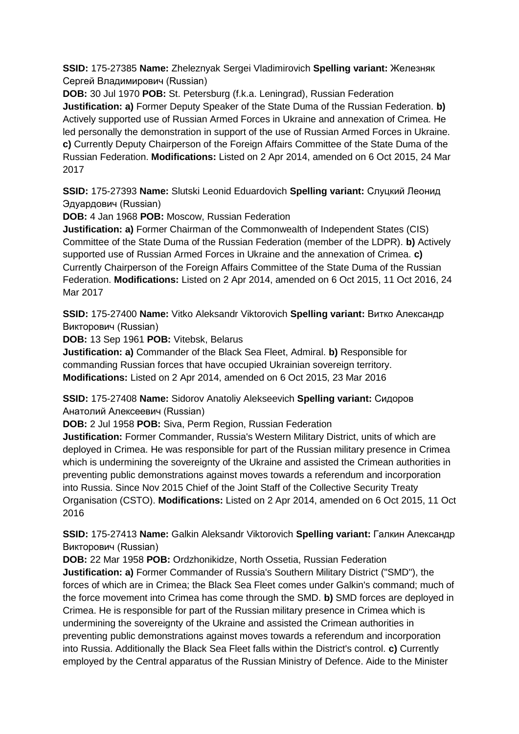**SSID:** 175-27385 **Name:** Zheleznyak Sergei Vladimirovich **Spelling variant:** Железняк Сергей Владимирович (Russian)

**DOB:** 30 Jul 1970 **POB:** St. Petersburg (f.k.a. Leningrad), Russian Federation

**Justification: a)** Former Deputy Speaker of the State Duma of the Russian Federation. **b)** Actively supported use of Russian Armed Forces in Ukraine and annexation of Crimea. He led personally the demonstration in support of the use of Russian Armed Forces in Ukraine. **c)** Currently Deputy Chairperson of the Foreign Affairs Committee of the State Duma of the Russian Federation. **Modifications:** Listed on 2 Apr 2014, amended on 6 Oct 2015, 24 Mar 2017

**SSID:** 175-27393 **Name:** Slutski Leonid Eduardovich **Spelling variant:** Слуцкий Леонид Эдуардович (Russian)

**DOB:** 4 Jan 1968 **POB:** Moscow, Russian Federation

**Justification: a)** Former Chairman of the Commonwealth of Independent States (CIS) Committee of the State Duma of the Russian Federation (member of the LDPR). **b)** Actively supported use of Russian Armed Forces in Ukraine and the annexation of Crimea. **c)** Currently Chairperson of the Foreign Affairs Committee of the State Duma of the Russian Federation. **Modifications:** Listed on 2 Apr 2014, amended on 6 Oct 2015, 11 Oct 2016, 24 Mar 2017

**SSID:** 175-27400 **Name:** Vitko Aleksandr Viktorovich **Spelling variant:** Витко Александр Викторович (Russian)

**DOB:** 13 Sep 1961 **POB:** Vitebsk, Belarus

**Justification: a)** Commander of the Black Sea Fleet, Admiral. **b)** Responsible for commanding Russian forces that have occupied Ukrainian sovereign territory. **Modifications:** Listed on 2 Apr 2014, amended on 6 Oct 2015, 23 Mar 2016

**SSID:** 175-27408 **Name:** Sidorov Anatoliy Alekseevich **Spelling variant:** Сидоров Анатолий Алексеевич (Russian)

**DOB:** 2 Jul 1958 **POB:** Siva, Perm Region, Russian Federation

**Justification:** Former Commander, Russia's Western Military District, units of which are deployed in Crimea. He was responsible for part of the Russian military presence in Crimea which is undermining the sovereignty of the Ukraine and assisted the Crimean authorities in preventing public demonstrations against moves towards a referendum and incorporation into Russia. Since Nov 2015 Chief of the Joint Staff of the Collective Security Treaty Organisation (CSTO). **Modifications:** Listed on 2 Apr 2014, amended on 6 Oct 2015, 11 Oct 2016

**SSID:** 175-27413 **Name:** Galkin Aleksandr Viktorovich **Spelling variant:** Галкин Александр Викторович (Russian)

**DOB:** 22 Mar 1958 **POB:** Ordzhonikidze, North Ossetia, Russian Federation

**Justification: a)** Former Commander of Russia's Southern Military District ("SMD"), the forces of which are in Crimea; the Black Sea Fleet comes under Galkin's command; much of the force movement into Crimea has come through the SMD. **b)** SMD forces are deployed in Crimea. He is responsible for part of the Russian military presence in Crimea which is undermining the sovereignty of the Ukraine and assisted the Crimean authorities in preventing public demonstrations against moves towards a referendum and incorporation into Russia. Additionally the Black Sea Fleet falls within the District's control. **c)** Currently employed by the Central apparatus of the Russian Ministry of Defence. Aide to the Minister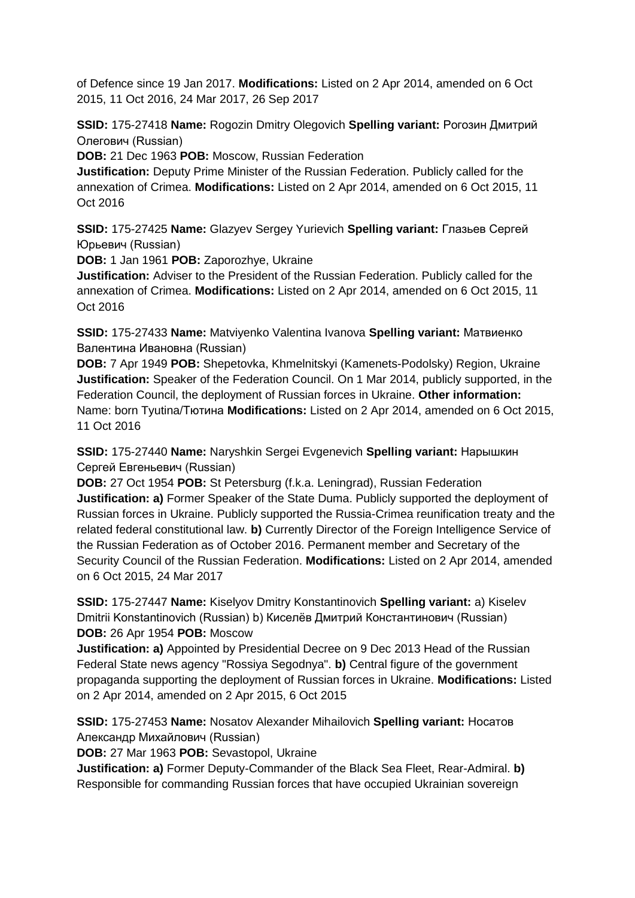of Defence since 19 Jan 2017. **Modifications:** Listed on 2 Apr 2014, amended on 6 Oct 2015, 11 Oct 2016, 24 Mar 2017, 26 Sep 2017

**SSID:** 175-27418 **Name:** Rogozin Dmitry Olegovich **Spelling variant:** Рогозин Дмитрий Олегович (Russian)
**DOB:** 21 Dec 1963 **POB:** Moscow, Russian Federation
**Justification:** Deputy Prime Minister of the Russian Federation. Publicly called for the annexation of Crimea. **Modifications:** Listed on 2 Apr 2014, amended on 6 Oct 2015, 11 Oct 2016

**SSID:** 175-27425 **Name:** Glazyev Sergey Yurievich **Spelling variant:** Глазьев Сергей Юрьевич (Russian)
**DOB:** 1 Jan 1961 **POB:** Zaporozhye, Ukraine
**Justification:** Adviser to the President of the Russian Federation. Publicly called for the annexation of Crimea. **Modifications:** Listed on 2 Apr 2014, amended on 6 Oct 2015, 11 Oct 2016

**SSID:** 175-27433 **Name:** Matviyenko Valentina Ivanova **Spelling variant:** Матвиенко Валентина Ивановна (Russian)
**DOB:** 7 Apr 1949 **POB:** Shepetovka, Khmelnitskyi (Kamenets-Podolsky) Region, Ukraine
**Justification:** Speaker of the Federation Council. On 1 Mar 2014, publicly supported, in the Federation Council, the deployment of Russian forces in Ukraine. **Other information:** Name: born Tyutina/Тютина **Modifications:** Listed on 2 Apr 2014, amended on 6 Oct 2015, 11 Oct 2016

**SSID:** 175-27440 **Name:** Naryshkin Sergei Evgenevich **Spelling variant:** Нарышкин Сергей Евгеньевич (Russian)
**DOB:** 27 Oct 1954 **POB:** St Petersburg (f.k.a. Leningrad), Russian Federation
**Justification: a)** Former Speaker of the State Duma. Publicly supported the deployment of Russian forces in Ukraine. Publicly supported the Russia-Crimea reunification treaty and the related federal constitutional law. **b)** Currently Director of the Foreign Intelligence Service of the Russian Federation as of October 2016. Permanent member and Secretary of the Security Council of the Russian Federation. **Modifications:** Listed on 2 Apr 2014, amended on 6 Oct 2015, 24 Mar 2017

**SSID:** 175-27447 **Name:** Kiselyov Dmitry Konstantinovich **Spelling variant:** a) Kiselev Dmitrii Konstantinovich (Russian) b) Киселёв Дмитрий Константинович (Russian)
**DOB:** 26 Apr 1954 **POB:** Moscow
**Justification: a)** Appointed by Presidential Decree on 9 Dec 2013 Head of the Russian Federal State news agency "Rossiya Segodnya". **b)** Central figure of the government propaganda supporting the deployment of Russian forces in Ukraine. **Modifications:** Listed on 2 Apr 2014, amended on 2 Apr 2015, 6 Oct 2015

**SSID:** 175-27453 **Name:** Nosatov Alexander Mihailovich **Spelling variant:** Носатов Александр Михайлович (Russian)
**DOB:** 27 Mar 1963 **POB:** Sevastopol, Ukraine
**Justification: a)** Former Deputy-Commander of the Black Sea Fleet, Rear-Admiral. **b)** Responsible for commanding Russian forces that have occupied Ukrainian sovereign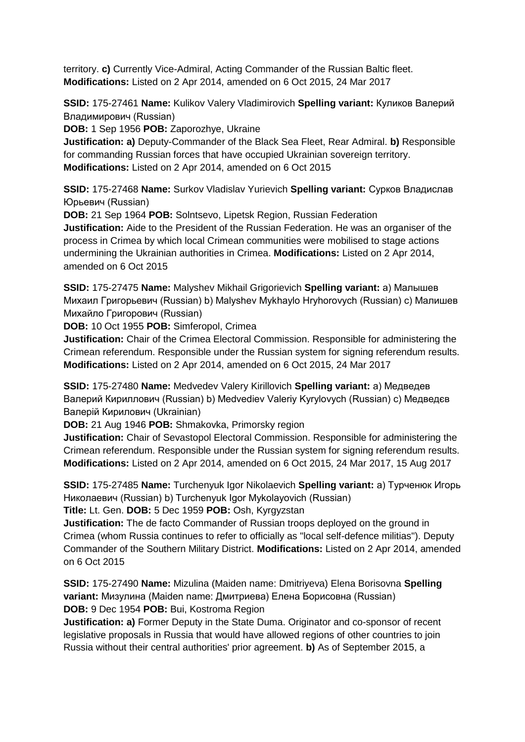territory. **c)** Currently Vice-Admiral, Acting Commander of the Russian Baltic fleet. **Modifications:** Listed on 2 Apr 2014, amended on 6 Oct 2015, 24 Mar 2017

**SSID:** 175-27461 **Name:** Kulikov Valery Vladimirovich **Spelling variant:** Куликов Валерий Владимирович (Russian)
**DOB:** 1 Sep 1956 **POB:** Zaporozhye, Ukraine
**Justification: a)** Deputy-Commander of the Black Sea Fleet, Rear Admiral. **b)** Responsible for commanding Russian forces that have occupied Ukrainian sovereign territory. **Modifications:** Listed on 2 Apr 2014, amended on 6 Oct 2015

**SSID:** 175-27468 **Name:** Surkov Vladislav Yurievich **Spelling variant:** Сурков Владислав Юрьевич (Russian)
**DOB:** 21 Sep 1964 **POB:** Solntsevo, Lipetsk Region, Russian Federation
**Justification:** Aide to the President of the Russian Federation. He was an organiser of the process in Crimea by which local Crimean communities were mobilised to stage actions undermining the Ukrainian authorities in Crimea. **Modifications:** Listed on 2 Apr 2014, amended on 6 Oct 2015

**SSID:** 175-27475 **Name:** Malyshev Mikhail Grigorievich **Spelling variant:** a) Малышев Михаил Григорьевич (Russian) b) Malyshev Mykhaylo Hryhorovych (Russian) c) Малишев Михайло Григорович (Russian)
**DOB:** 10 Oct 1955 **POB:** Simferopol, Crimea
**Justification:** Chair of the Crimea Electoral Commission. Responsible for administering the Crimean referendum. Responsible under the Russian system for signing referendum results. **Modifications:** Listed on 2 Apr 2014, amended on 6 Oct 2015, 24 Mar 2017

**SSID:** 175-27480 **Name:** Medvedev Valery Kirillovich **Spelling variant:** a) Медведев Валерий Кириллович (Russian) b) Medvediev Valeriy Kyrylovych (Russian) c) Медведєв Валерій Кирилович (Ukrainian)
**DOB:** 21 Aug 1946 **POB:** Shmakovka, Primorsky region
**Justification:** Chair of Sevastopol Electoral Commission. Responsible for administering the Crimean referendum. Responsible under the Russian system for signing referendum results. **Modifications:** Listed on 2 Apr 2014, amended on 6 Oct 2015, 24 Mar 2017, 15 Aug 2017

**SSID:** 175-27485 **Name:** Turchenyuk Igor Nikolaevich **Spelling variant:** a) Турченюк Игорь Николаевич (Russian) b) Turchenyuk Igor Mykolayovich (Russian)
**Title:** Lt. Gen. **DOB:** 5 Dec 1959 **POB:** Osh, Kyrgyzstan
**Justification:** The de facto Commander of Russian troops deployed on the ground in Crimea (whom Russia continues to refer to officially as "local self-defence militias"). Deputy Commander of the Southern Military District. **Modifications:** Listed on 2 Apr 2014, amended on 6 Oct 2015

**SSID:** 175-27490 **Name:** Mizulina (Maiden name: Dmitriyeva) Elena Borisovna **Spelling variant:** Мизулина (Maiden name: Дмитриева) Елена Борисовна (Russian)
**DOB:** 9 Dec 1954 **POB:** Bui, Kostroma Region
**Justification: a)** Former Deputy in the State Duma. Originator and co-sponsor of recent legislative proposals in Russia that would have allowed regions of other countries to join Russia without their central authorities' prior agreement. **b)** As of September 2015, a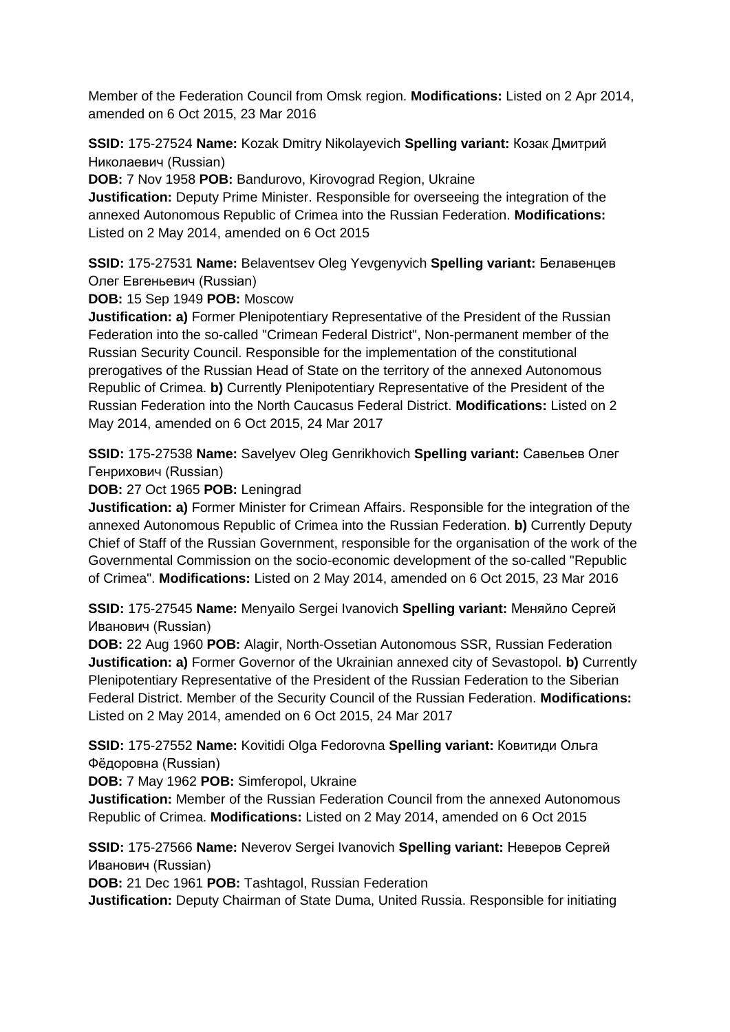Member of the Federation Council from Omsk region. **Modifications:** Listed on 2 Apr 2014, amended on 6 Oct 2015, 23 Mar 2016

**SSID:** 175-27524 **Name:** Kozak Dmitry Nikolayevich **Spelling variant:** Козак Дмитрий Николаевич (Russian)
**DOB:** 7 Nov 1958 **POB:** Bandurovo, Kirovograd Region, Ukraine
**Justification:** Deputy Prime Minister. Responsible for overseeing the integration of the annexed Autonomous Republic of Crimea into the Russian Federation. **Modifications:** Listed on 2 May 2014, amended on 6 Oct 2015

**SSID:** 175-27531 **Name:** Belaventsev Oleg Yevgenyvich **Spelling variant:** Белавенцев Олег Евгеньевич (Russian)
**DOB:** 15 Sep 1949 **POB:** Moscow
**Justification: a)** Former Plenipotentiary Representative of the President of the Russian Federation into the so-called "Crimean Federal District", Non-permanent member of the Russian Security Council. Responsible for the implementation of the constitutional prerogatives of the Russian Head of State on the territory of the annexed Autonomous Republic of Crimea. **b)** Currently Plenipotentiary Representative of the President of the Russian Federation into the North Caucasus Federal District. **Modifications:** Listed on 2 May 2014, amended on 6 Oct 2015, 24 Mar 2017

**SSID:** 175-27538 **Name:** Savelyev Oleg Genrikhovich **Spelling variant:** Савельев Олег Генрихович (Russian)
**DOB:** 27 Oct 1965 **POB:** Leningrad
**Justification: a)** Former Minister for Crimean Affairs. Responsible for the integration of the annexed Autonomous Republic of Crimea into the Russian Federation. **b)** Currently Deputy Chief of Staff of the Russian Government, responsible for the organisation of the work of the Governmental Commission on the socio-economic development of the so-called "Republic of Crimea". **Modifications:** Listed on 2 May 2014, amended on 6 Oct 2015, 23 Mar 2016

**SSID:** 175-27545 **Name:** Menyailo Sergei Ivanovich **Spelling variant:** Меняйло Сергей Иванович (Russian)
**DOB:** 22 Aug 1960 **POB:** Alagir, North-Ossetian Autonomous SSR, Russian Federation
**Justification: a)** Former Governor of the Ukrainian annexed city of Sevastopol. **b)** Currently Plenipotentiary Representative of the President of the Russian Federation to the Siberian Federal District. Member of the Security Council of the Russian Federation. **Modifications:** Listed on 2 May 2014, amended on 6 Oct 2015, 24 Mar 2017

**SSID:** 175-27552 **Name:** Kovitidi Olga Fedorovna **Spelling variant:** Ковитиди Ольга Фёдоровна (Russian)
**DOB:** 7 May 1962 **POB:** Simferopol, Ukraine
**Justification:** Member of the Russian Federation Council from the annexed Autonomous Republic of Crimea. **Modifications:** Listed on 2 May 2014, amended on 6 Oct 2015

**SSID:** 175-27566 **Name:** Neverov Sergei Ivanovich **Spelling variant:** Неверов Сергей Иванович (Russian)
**DOB:** 21 Dec 1961 **POB:** Tashtagol, Russian Federation
**Justification:** Deputy Chairman of State Duma, United Russia. Responsible for initiating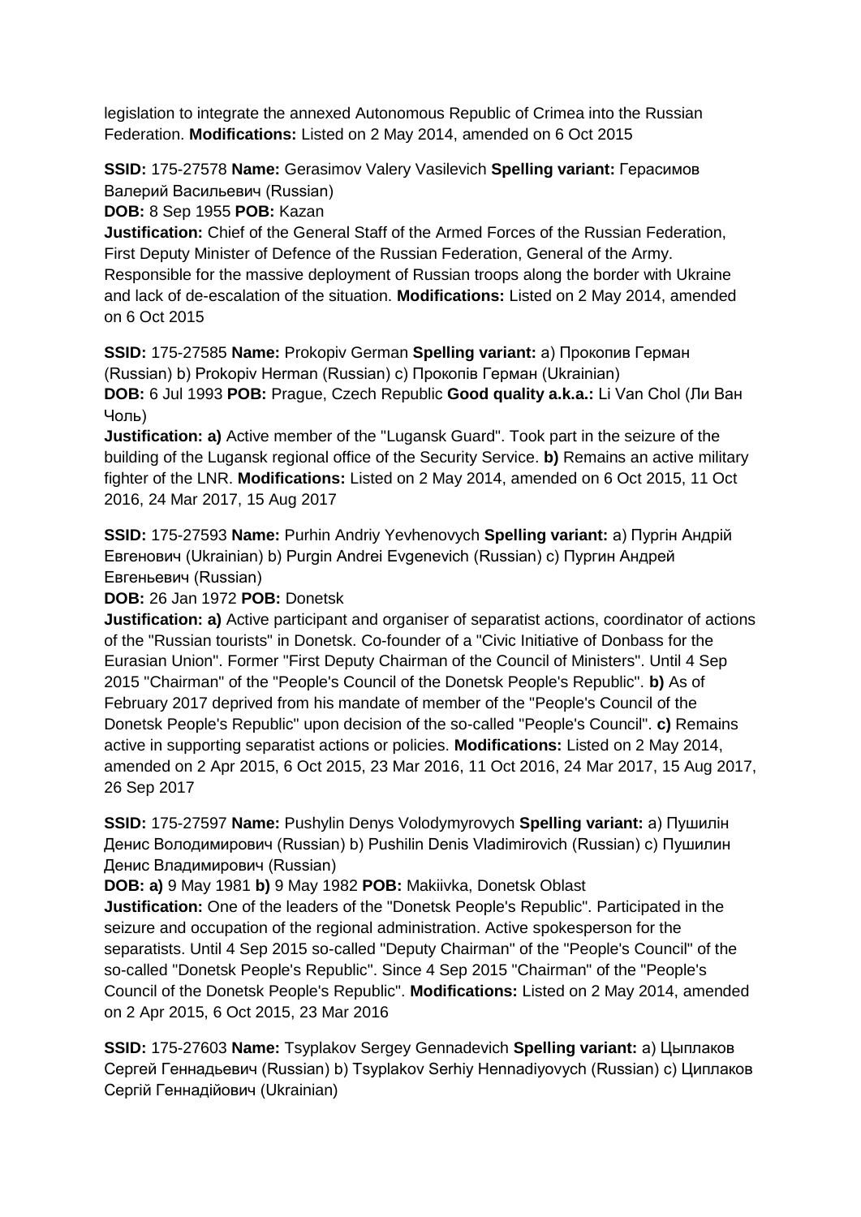legislation to integrate the annexed Autonomous Republic of Crimea into the Russian Federation. **Modifications:** Listed on 2 May 2014, amended on 6 Oct 2015

**SSID:** 175-27578 **Name:** Gerasimov Valery Vasilevich **Spelling variant:** Герасимов Валерий Васильевич (Russian)
**DOB:** 8 Sep 1955 **POB:** Kazan
**Justification:** Chief of the General Staff of the Armed Forces of the Russian Federation, First Deputy Minister of Defence of the Russian Federation, General of the Army. Responsible for the massive deployment of Russian troops along the border with Ukraine and lack of de-escalation of the situation. **Modifications:** Listed on 2 May 2014, amended on 6 Oct 2015

**SSID:** 175-27585 **Name:** Prokopiv German **Spelling variant:** a) Прокопив Герман (Russian) b) Prokopiv Herman (Russian) c) Прокопів Герман (Ukrainian)
**DOB:** 6 Jul 1993 **POB:** Prague, Czech Republic **Good quality a.k.a.:** Li Van Chol (Ли Ван Чоль)
**Justification: a)** Active member of the "Lugansk Guard". Took part in the seizure of the building of the Lugansk regional office of the Security Service. **b)** Remains an active military fighter of the LNR. **Modifications:** Listed on 2 May 2014, amended on 6 Oct 2015, 11 Oct 2016, 24 Mar 2017, 15 Aug 2017

**SSID:** 175-27593 **Name:** Purhin Andriy Yevhenovych **Spelling variant:** a) Пургін Андрій Евгенович (Ukrainian) b) Purgin Andrei Evgenevich (Russian) c) Пургин Андрей Евгеньевич (Russian)
**DOB:** 26 Jan 1972 **POB:** Donetsk
**Justification: a)** Active participant and organiser of separatist actions, coordinator of actions of the "Russian tourists" in Donetsk. Co-founder of a "Civic Initiative of Donbass for the Eurasian Union". Former "First Deputy Chairman of the Council of Ministers". Until 4 Sep 2015 "Chairman" of the "People's Council of the Donetsk People's Republic". **b)** As of February 2017 deprived from his mandate of member of the "People's Council of the Donetsk People's Republic" upon decision of the so-called "People's Council". **c)** Remains active in supporting separatist actions or policies. **Modifications:** Listed on 2 May 2014, amended on 2 Apr 2015, 6 Oct 2015, 23 Mar 2016, 11 Oct 2016, 24 Mar 2017, 15 Aug 2017, 26 Sep 2017

**SSID:** 175-27597 **Name:** Pushylin Denys Volodymyrovych **Spelling variant:** a) Пушилін Денис Володимирович (Russian) b) Pushilin Denis Vladimirovich (Russian) c) Пушилин Денис Владимирович (Russian)
**DOB: a)** 9 May 1981 **b)** 9 May 1982 **POB:** Makiivka, Donetsk Oblast
**Justification:** One of the leaders of the "Donetsk People's Republic". Participated in the seizure and occupation of the regional administration. Active spokesperson for the separatists. Until 4 Sep 2015 so-called "Deputy Chairman" of the "People's Council" of the so-called "Donetsk People's Republic". Since 4 Sep 2015 "Chairman" of the "People's Council of the Donetsk People's Republic". **Modifications:** Listed on 2 May 2014, amended on 2 Apr 2015, 6 Oct 2015, 23 Mar 2016

**SSID:** 175-27603 **Name:** Tsyplakov Sergey Gennadevich **Spelling variant:** a) Цыплаков Сергей Геннадьевич (Russian) b) Tsyplakov Serhiy Hennadiyovych (Russian) c) Циплаков Сергій Геннадійович (Ukrainian)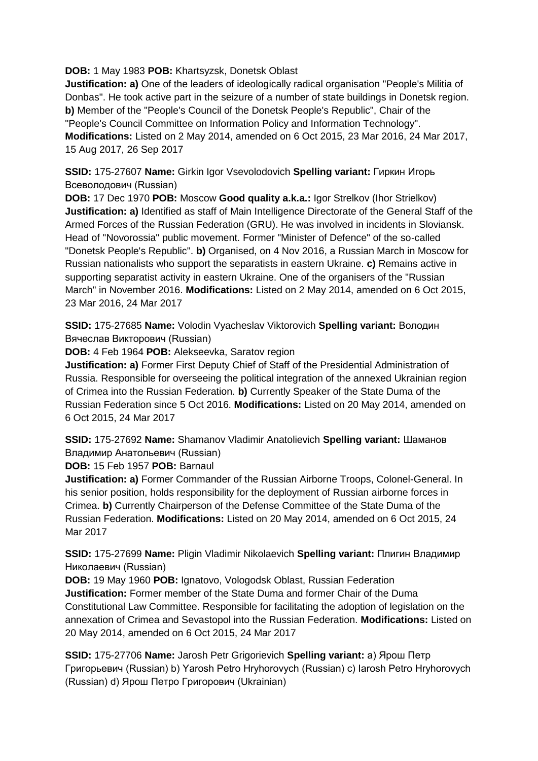**DOB:** 1 May 1983 **POB:** Khartsyzsk, Donetsk Oblast
**Justification: a)** One of the leaders of ideologically radical organisation "People's Militia of Donbas". He took active part in the seizure of a number of state buildings in Donetsk region. **b)** Member of the "People's Council of the Donetsk People's Republic", Chair of the "People's Council Committee on Information Policy and Information Technology". **Modifications:** Listed on 2 May 2014, amended on 6 Oct 2015, 23 Mar 2016, 24 Mar 2017, 15 Aug 2017, 26 Sep 2017

**SSID:** 175-27607 **Name:** Girkin Igor Vsevolodovich **Spelling variant:** Гиркин Игорь Всеволодович (Russian)
**DOB:** 17 Dec 1970 **POB:** Moscow **Good quality a.k.a.:** Igor Strelkov (Ihor Strielkov)
**Justification: a)** Identified as staff of Main Intelligence Directorate of the General Staff of the Armed Forces of the Russian Federation (GRU). He was involved in incidents in Sloviansk. Head of "Novorossia" public movement. Former "Minister of Defence" of the so-called "Donetsk People's Republic". **b)** Organised, on 4 Nov 2016, a Russian March in Moscow for Russian nationalists who support the separatists in eastern Ukraine. **c)** Remains active in supporting separatist activity in eastern Ukraine. One of the organisers of the "Russian March" in November 2016. **Modifications:** Listed on 2 May 2014, amended on 6 Oct 2015, 23 Mar 2016, 24 Mar 2017

**SSID:** 175-27685 **Name:** Volodin Vyacheslav Viktorovich **Spelling variant:** Володин Вячеслав Викторович (Russian)
**DOB:** 4 Feb 1964 **POB:** Alekseevka, Saratov region
**Justification: a)** Former First Deputy Chief of Staff of the Presidential Administration of Russia. Responsible for overseeing the political integration of the annexed Ukrainian region of Crimea into the Russian Federation. **b)** Currently Speaker of the State Duma of the Russian Federation since 5 Oct 2016. **Modifications:** Listed on 20 May 2014, amended on 6 Oct 2015, 24 Mar 2017

**SSID:** 175-27692 **Name:** Shamanov Vladimir Anatolievich **Spelling variant:** Шаманов Владимир Анатольевич (Russian)
**DOB:** 15 Feb 1957 **POB:** Barnaul
**Justification: a)** Former Commander of the Russian Airborne Troops, Colonel-General. In his senior position, holds responsibility for the deployment of Russian airborne forces in Crimea. **b)** Currently Chairperson of the Defense Committee of the State Duma of the Russian Federation. **Modifications:** Listed on 20 May 2014, amended on 6 Oct 2015, 24 Mar 2017

**SSID:** 175-27699 **Name:** Pligin Vladimir Nikolaevich **Spelling variant:** Плигин Владимир Николаевич (Russian)
**DOB:** 19 May 1960 **POB:** Ignatovo, Vologodsk Oblast, Russian Federation
**Justification:** Former member of the State Duma and former Chair of the Duma Constitutional Law Committee. Responsible for facilitating the adoption of legislation on the annexation of Crimea and Sevastopol into the Russian Federation. **Modifications:** Listed on 20 May 2014, amended on 6 Oct 2015, 24 Mar 2017

**SSID:** 175-27706 **Name:** Jarosh Petr Grigorievich **Spelling variant:** a) Ярош Петр Григорьевич (Russian) b) Yarosh Petro Hryhorovych (Russian) c) Iarosh Petro Hryhorovych (Russian) d) Ярош Петро Григорович (Ukrainian)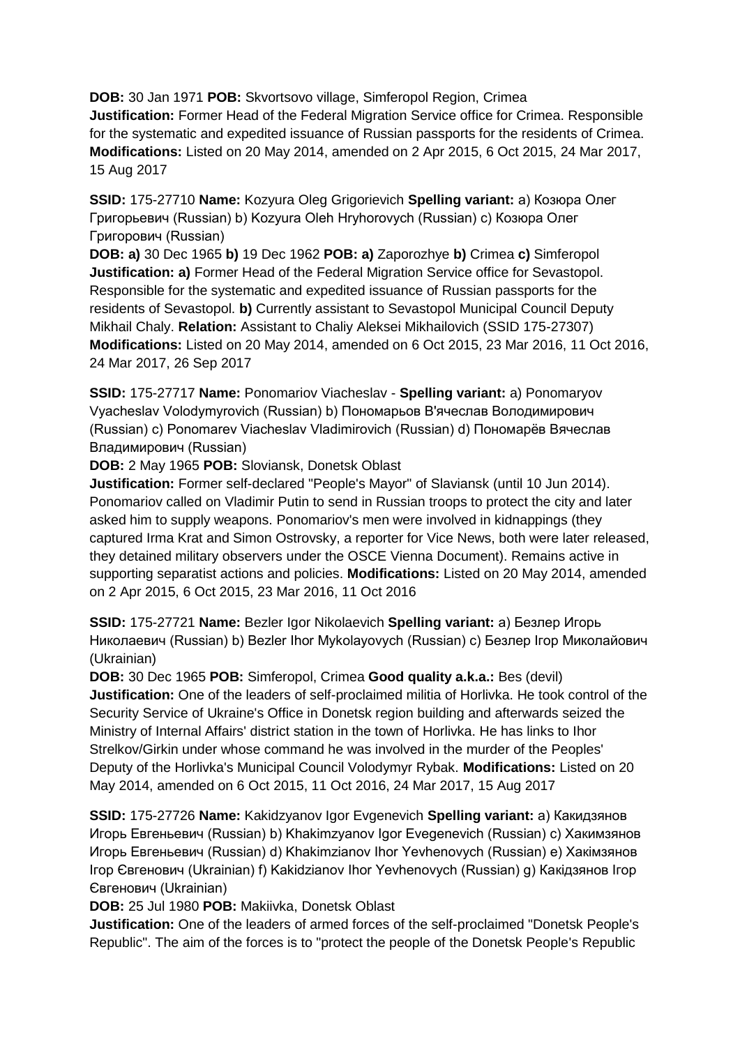**DOB:** 30 Jan 1971 **POB:** Skvortsovo village, Simferopol Region, Crimea
**Justification:** Former Head of the Federal Migration Service office for Crimea. Responsible for the systematic and expedited issuance of Russian passports for the residents of Crimea. **Modifications:** Listed on 20 May 2014, amended on 2 Apr 2015, 6 Oct 2015, 24 Mar 2017, 15 Aug 2017

**SSID:** 175-27710 **Name:** Kozyura Oleg Grigorievich **Spelling variant:** a) Козюра Олег Григорьевич (Russian) b) Kozyura Oleh Hryhorovych (Russian) c) Козюра Олег Григорович (Russian)
**DOB: a)** 30 Dec 1965 **b)** 19 Dec 1962 **POB: a)** Zaporozhye **b)** Crimea **c)** Simferopol
**Justification: a)** Former Head of the Federal Migration Service office for Sevastopol. Responsible for the systematic and expedited issuance of Russian passports for the residents of Sevastopol. **b)** Currently assistant to Sevastopol Municipal Council Deputy Mikhail Chaly. **Relation:** Assistant to Chaliy Aleksei Mikhailovich (SSID 175-27307) **Modifications:** Listed on 20 May 2014, amended on 6 Oct 2015, 23 Mar 2016, 11 Oct 2016, 24 Mar 2017, 26 Sep 2017

**SSID:** 175-27717 **Name:** Ponomariov Viacheslav - **Spelling variant:** a) Ponomaryov Vyacheslav Volodymyrovich (Russian) b) Пономарьов В'ячеслав Володимирович (Russian) c) Ponomarev Viacheslav Vladimirovich (Russian) d) Пономарёв Вячеслав Владимирович (Russian)
**DOB:** 2 May 1965 **POB:** Sloviansk, Donetsk Oblast
**Justification:** Former self-declared "People's Mayor" of Slaviansk (until 10 Jun 2014). Ponomariov called on Vladimir Putin to send in Russian troops to protect the city and later asked him to supply weapons. Ponomariov's men were involved in kidnappings (they captured Irma Krat and Simon Ostrovsky, a reporter for Vice News, both were later released, they detained military observers under the OSCE Vienna Document). Remains active in supporting separatist actions and policies. **Modifications:** Listed on 20 May 2014, amended on 2 Apr 2015, 6 Oct 2015, 23 Mar 2016, 11 Oct 2016

**SSID:** 175-27721 **Name:** Bezler Igor Nikolaevich **Spelling variant:** a) Безлер Игорь Николаевич (Russian) b) Bezler Ihor Mykolayovych (Russian) c) Безлер Ігор Миколайович (Ukrainian)
**DOB:** 30 Dec 1965 **POB:** Simferopol, Crimea **Good quality a.k.a.:** Bes (devil)
**Justification:** One of the leaders of self-proclaimed militia of Horlivka. He took control of the Security Service of Ukraine's Office in Donetsk region building and afterwards seized the Ministry of Internal Affairs' district station in the town of Horlivka. He has links to Ihor Strelkov/Girkin under whose command he was involved in the murder of the Peoples' Deputy of the Horlivka's Municipal Council Volodymyr Rybak. **Modifications:** Listed on 20 May 2014, amended on 6 Oct 2015, 11 Oct 2016, 24 Mar 2017, 15 Aug 2017

**SSID:** 175-27726 **Name:** Kakidzyanov Igor Evgenevich **Spelling variant:** a) Какидзянов Игорь Евгеньевич (Russian) b) Khakimzyanov Igor Evegenevich (Russian) c) Хакимзянов Игорь Евгеньевич (Russian) d) Khakimzianov Ihor Yevhenovych (Russian) e) Хакімзянов Ігор Євгенович (Ukrainian) f) Kakidzianov Ihor Yevhenovych (Russian) g) Какідзянов Ігор Євгенович (Ukrainian)
**DOB:** 25 Jul 1980 **POB:** Makiivka, Donetsk Oblast
**Justification:** One of the leaders of armed forces of the self-proclaimed "Donetsk People's Republic". The aim of the forces is to "protect the people of the Donetsk People's Republic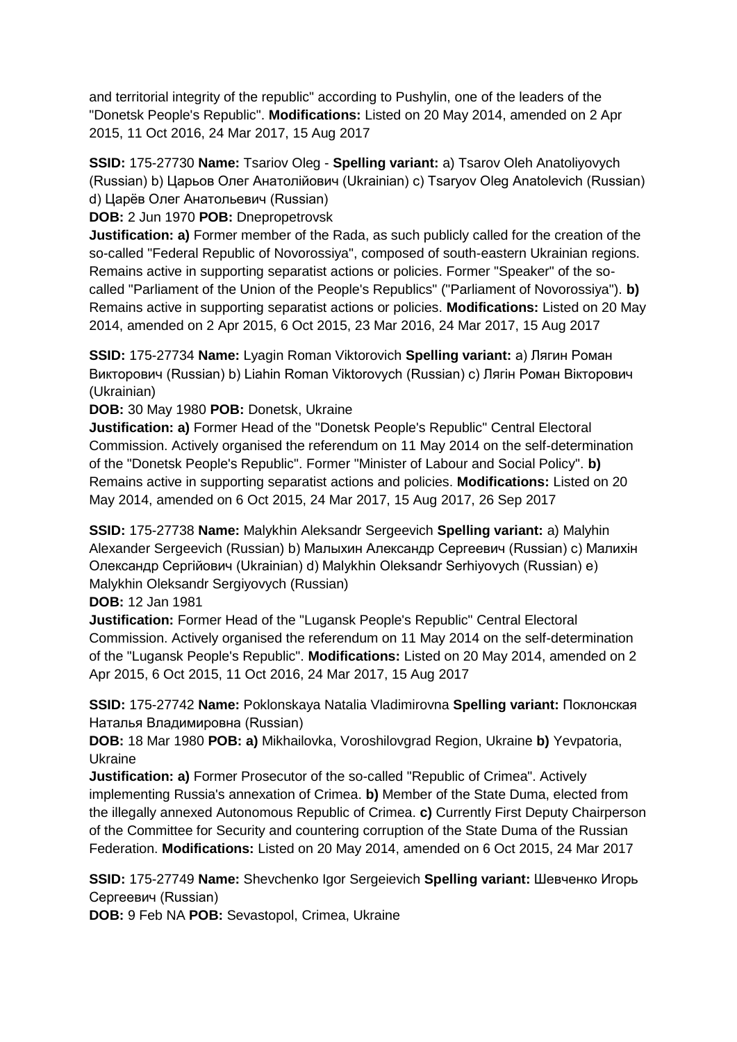and territorial integrity of the republic" according to Pushylin, one of the leaders of the "Donetsk People's Republic". **Modifications:** Listed on 20 May 2014, amended on 2 Apr 2015, 11 Oct 2016, 24 Mar 2017, 15 Aug 2017

**SSID:** 175-27730 **Name:** Tsariov Oleg - **Spelling variant:** a) Tsarov Oleh Anatoliyovych (Russian) b) Царьов Олег Анатолійович (Ukrainian) c) Tsaryov Oleg Anatolevich (Russian) d) Царёв Олег Анатольевич (Russian)

**DOB:** 2 Jun 1970 **POB:** Dnepropetrovsk

**Justification: a)** Former member of the Rada, as such publicly called for the creation of the so-called "Federal Republic of Novorossiya", composed of south-eastern Ukrainian regions. Remains active in supporting separatist actions or policies. Former "Speaker" of the so-called "Parliament of the Union of the People's Republics" ("Parliament of Novorossiya"). **b)** Remains active in supporting separatist actions or policies. **Modifications:** Listed on 20 May 2014, amended on 2 Apr 2015, 6 Oct 2015, 23 Mar 2016, 24 Mar 2017, 15 Aug 2017

**SSID:** 175-27734 **Name:** Lyagin Roman Viktorovich **Spelling variant:** a) Лягин Роман Викторович (Russian) b) Liahin Roman Viktorovych (Russian) c) Лягін Роман Вікторович (Ukrainian)

**DOB:** 30 May 1980 **POB:** Donetsk, Ukraine

**Justification: a)** Former Head of the "Donetsk People's Republic" Central Electoral Commission. Actively organised the referendum on 11 May 2014 on the self-determination of the "Donetsk People's Republic". Former "Minister of Labour and Social Policy". **b)** Remains active in supporting separatist actions and policies. **Modifications:** Listed on 20 May 2014, amended on 6 Oct 2015, 24 Mar 2017, 15 Aug 2017, 26 Sep 2017

**SSID:** 175-27738 **Name:** Malykhin Aleksandr Sergeevich **Spelling variant:** a) Malyhin Alexander Sergeevich (Russian) b) Малыхин Александр Сергеевич (Russian) c) Малихін Олександр Сергійович (Ukrainian) d) Malykhin Oleksandr Serhiyovych (Russian) e) Malykhin Oleksandr Sergiyovych (Russian)

**DOB:** 12 Jan 1981

**Justification:** Former Head of the "Lugansk People's Republic" Central Electoral Commission. Actively organised the referendum on 11 May 2014 on the self-determination of the "Lugansk People's Republic". **Modifications:** Listed on 20 May 2014, amended on 2 Apr 2015, 6 Oct 2015, 11 Oct 2016, 24 Mar 2017, 15 Aug 2017

**SSID:** 175-27742 **Name:** Poklonskaya Natalia Vladimirovna **Spelling variant:** Поклонская Наталья Владимировна (Russian)

**DOB:** 18 Mar 1980 **POB: a)** Mikhailovka, Voroshilovgrad Region, Ukraine **b)** Yevpatoria, Ukraine

**Justification: a)** Former Prosecutor of the so-called "Republic of Crimea". Actively implementing Russia's annexation of Crimea. **b)** Member of the State Duma, elected from the illegally annexed Autonomous Republic of Crimea. **c)** Currently First Deputy Chairperson of the Committee for Security and countering corruption of the State Duma of the Russian Federation. **Modifications:** Listed on 20 May 2014, amended on 6 Oct 2015, 24 Mar 2017

**SSID:** 175-27749 **Name:** Shevchenko Igor Sergeievich **Spelling variant:** Шевченко Игорь Сергеевич (Russian)

**DOB:** 9 Feb NA **POB:** Sevastopol, Crimea, Ukraine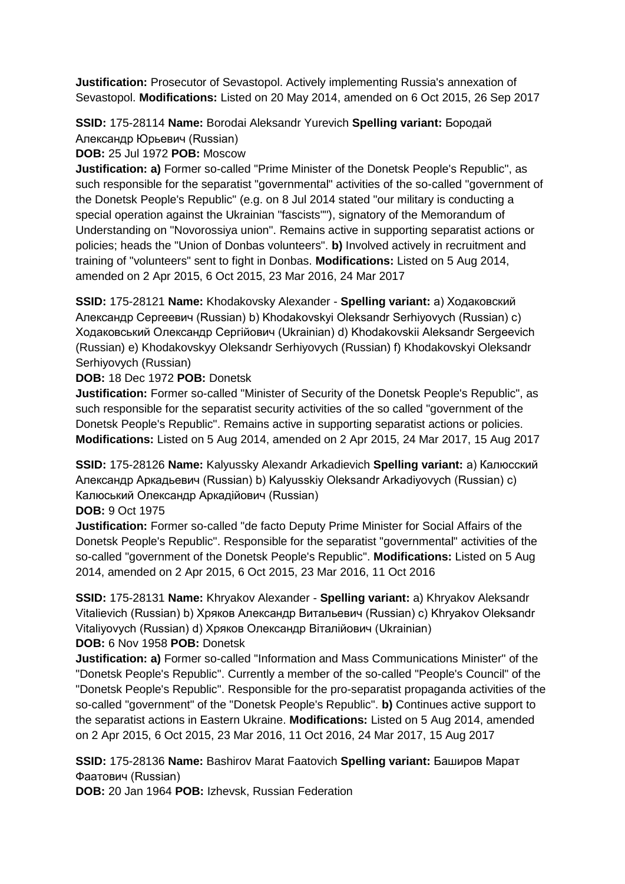**Justification:** Prosecutor of Sevastopol. Actively implementing Russia's annexation of Sevastopol. **Modifications:** Listed on 20 May 2014, amended on 6 Oct 2015, 26 Sep 2017

**SSID:** 175-28114 **Name:** Borodai Aleksandr Yurevich **Spelling variant:** Бородай Александр Юрьевич (Russian)
**DOB:** 25 Jul 1972 **POB:** Moscow
**Justification: a)** Former so-called "Prime Minister of the Donetsk People's Republic", as such responsible for the separatist "governmental" activities of the so-called "government of the Donetsk People's Republic" (e.g. on 8 Jul 2014 stated "our military is conducting a special operation against the Ukrainian "fascists""), signatory of the Memorandum of Understanding on "Novorossiya union". Remains active in supporting separatist actions or policies; heads the "Union of Donbas volunteers". **b)** Involved actively in recruitment and training of "volunteers" sent to fight in Donbas. **Modifications:** Listed on 5 Aug 2014, amended on 2 Apr 2015, 6 Oct 2015, 23 Mar 2016, 24 Mar 2017

**SSID:** 175-28121 **Name:** Khodakovsky Alexander - **Spelling variant:** a) Ходаковский Александр Сергеевич (Russian) b) Khodakovskyi Oleksandr Serhiyovych (Russian) c) Ходаковський Олександр Сергійович (Ukrainian) d) Khodakovskii Aleksandr Sergeevich (Russian) e) Khodakovskyy Oleksandr Serhiyovych (Russian) f) Khodakovskyi Oleksandr Serhiyovych (Russian)
**DOB:** 18 Dec 1972 **POB:** Donetsk
**Justification:** Former so-called "Minister of Security of the Donetsk People's Republic", as such responsible for the separatist security activities of the so called "government of the Donetsk People's Republic". Remains active in supporting separatist actions or policies. **Modifications:** Listed on 5 Aug 2014, amended on 2 Apr 2015, 24 Mar 2017, 15 Aug 2017

**SSID:** 175-28126 **Name:** Kalyussky Alexandr Arkadievich **Spelling variant:** a) Калюсский Александр Аркадьевич (Russian) b) Kalyusskiy Oleksandr Arkadiyovych (Russian) c) Калюськиий Олександр Аркадійович (Russian)
**DOB:** 9 Oct 1975
**Justification:** Former so-called "de facto Deputy Prime Minister for Social Affairs of the Donetsk People's Republic". Responsible for the separatist "governmental" activities of the so-called "government of the Donetsk People's Republic". **Modifications:** Listed on 5 Aug 2014, amended on 2 Apr 2015, 6 Oct 2015, 23 Mar 2016, 11 Oct 2016

**SSID:** 175-28131 **Name:** Khryakov Alexander - **Spelling variant:** a) Khryakov Aleksandr Vitalievich (Russian) b) Хряков Александр Витальевич (Russian) c) Khryakov Oleksandr Vitaliyovych (Russian) d) Хряков Олександр Віталійович (Ukrainian)
**DOB:** 6 Nov 1958 **POB:** Donetsk
**Justification: a)** Former so-called "Information and Mass Communications Minister" of the "Donetsk People's Republic". Currently a member of the so-called "People's Council" of the "Donetsk People's Republic". Responsible for the pro-separatist propaganda activities of the so-called "government" of the "Donetsk People's Republic". **b)** Continues active support to the separatist actions in Eastern Ukraine. **Modifications:** Listed on 5 Aug 2014, amended on 2 Apr 2015, 6 Oct 2015, 23 Mar 2016, 11 Oct 2016, 24 Mar 2017, 15 Aug 2017

**SSID:** 175-28136 **Name:** Bashirov Marat Faatovich **Spelling variant:** Баширов Марат Фаатович (Russian)
**DOB:** 20 Jan 1964 **POB:** Izhevsk, Russian Federation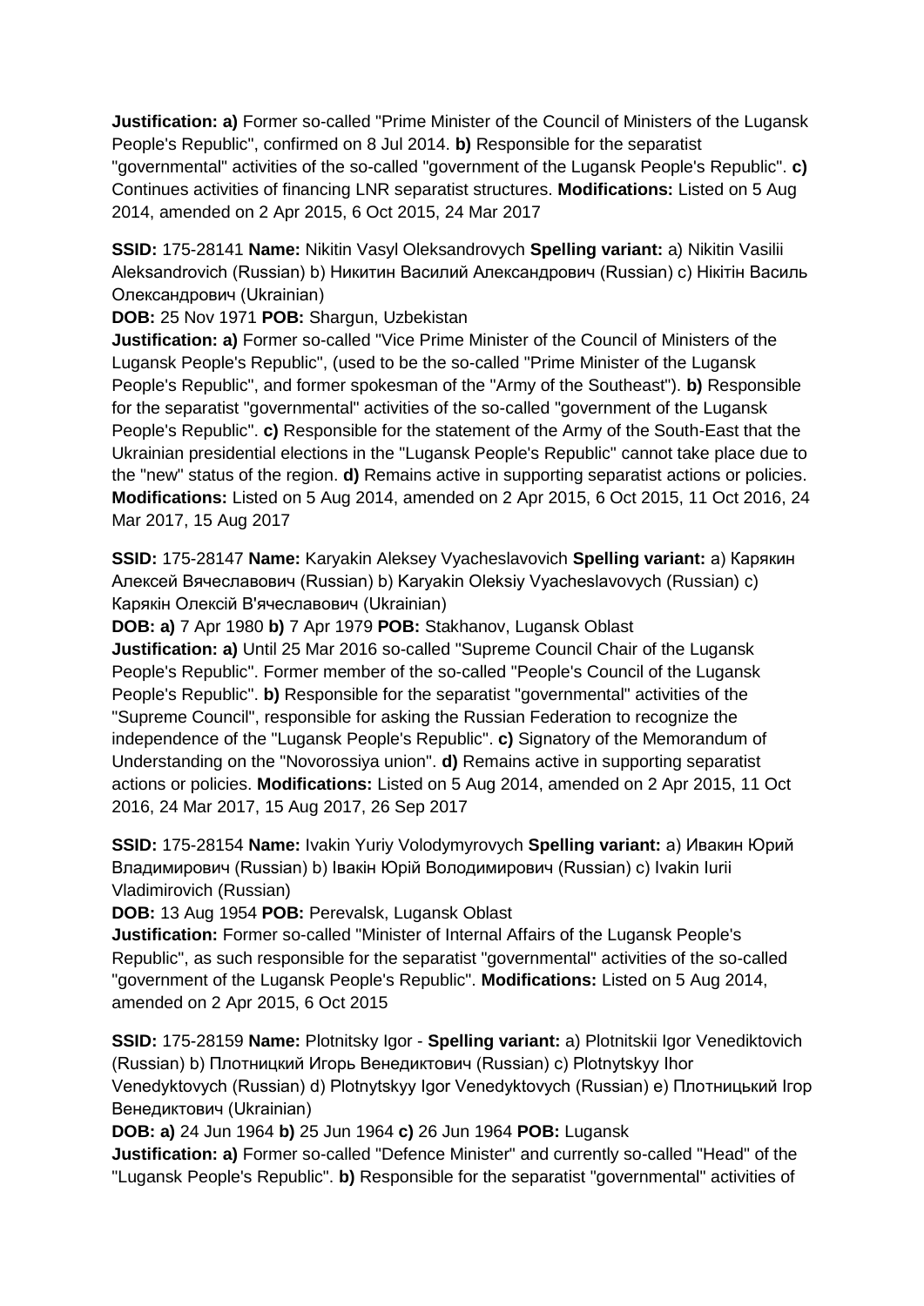**Justification: a)** Former so-called "Prime Minister of the Council of Ministers of the Lugansk People's Republic", confirmed on 8 Jul 2014. **b)** Responsible for the separatist "governmental" activities of the so-called "government of the Lugansk People's Republic". **c)** Continues activities of financing LNR separatist structures. **Modifications:** Listed on 5 Aug 2014, amended on 2 Apr 2015, 6 Oct 2015, 24 Mar 2017

**SSID:** 175-28141 **Name:** Nikitin Vasyl Oleksandrovych **Spelling variant:** a) Nikitin Vasilii Aleksandrovich (Russian) b) Никитин Василий Александрович (Russian) c) Нікітін Василь Олександрович (Ukrainian)
**DOB:** 25 Nov 1971 **POB:** Shargun, Uzbekistan
**Justification: a)** Former so-called "Vice Prime Minister of the Council of Ministers of the Lugansk People's Republic", (used to be the so-called "Prime Minister of the Lugansk People's Republic", and former spokesman of the "Army of the Southeast"). **b)** Responsible for the separatist "governmental" activities of the so-called "government of the Lugansk People's Republic". **c)** Responsible for the statement of the Army of the South-East that the Ukrainian presidential elections in the "Lugansk People's Republic" cannot take place due to the "new" status of the region. **d)** Remains active in supporting separatist actions or policies. **Modifications:** Listed on 5 Aug 2014, amended on 2 Apr 2015, 6 Oct 2015, 11 Oct 2016, 24 Mar 2017, 15 Aug 2017

**SSID:** 175-28147 **Name:** Karyakin Aleksey Vyacheslavovich **Spelling variant:** a) Карякин Алексей Вячеславович (Russian) b) Karyakin Oleksiy Vyacheslavovych (Russian) c) Карякін Олексій В'ячеславович (Ukrainian)
**DOB: a)** 7 Apr 1980 **b)** 7 Apr 1979 **POB:** Stakhanov, Lugansk Oblast
**Justification: a)** Until 25 Mar 2016 so-called "Supreme Council Chair of the Lugansk People's Republic". Former member of the so-called "People's Council of the Lugansk People's Republic". **b)** Responsible for the separatist "governmental" activities of the "Supreme Council", responsible for asking the Russian Federation to recognize the independence of the "Lugansk People's Republic". **c)** Signatory of the Memorandum of Understanding on the "Novorossiya union". **d)** Remains active in supporting separatist actions or policies. **Modifications:** Listed on 5 Aug 2014, amended on 2 Apr 2015, 11 Oct 2016, 24 Mar 2017, 15 Aug 2017, 26 Sep 2017

**SSID:** 175-28154 **Name:** Ivakin Yuriy Volodymyrovych **Spelling variant:** a) Ивакин Юрий Владимирович (Russian) b) Івакін Юрій Володимирович (Russian) c) Ivakin Iurii Vladimirovich (Russian)
**DOB:** 13 Aug 1954 **POB:** Perevalsk, Lugansk Oblast
**Justification:** Former so-called "Minister of Internal Affairs of the Lugansk People's Republic", as such responsible for the separatist "governmental" activities of the so-called "government of the Lugansk People's Republic". **Modifications:** Listed on 5 Aug 2014, amended on 2 Apr 2015, 6 Oct 2015

**SSID:** 175-28159 **Name:** Plotnitsky Igor - **Spelling variant:** a) Plotnitskii Igor Venediktovich (Russian) b) Плотницкий Игорь Венедиктович (Russian) c) Plotnytskyy Ihor Venedyktovych (Russian) d) Plotnytskyy Igor Venedyktovych (Russian) e) Плотницький Ігор Венедиктович (Ukrainian)
**DOB: a)** 24 Jun 1964 **b)** 25 Jun 1964 **c)** 26 Jun 1964 **POB:** Lugansk
**Justification: a)** Former so-called "Defence Minister" and currently so-called "Head" of the "Lugansk People's Republic". **b)** Responsible for the separatist "governmental" activities of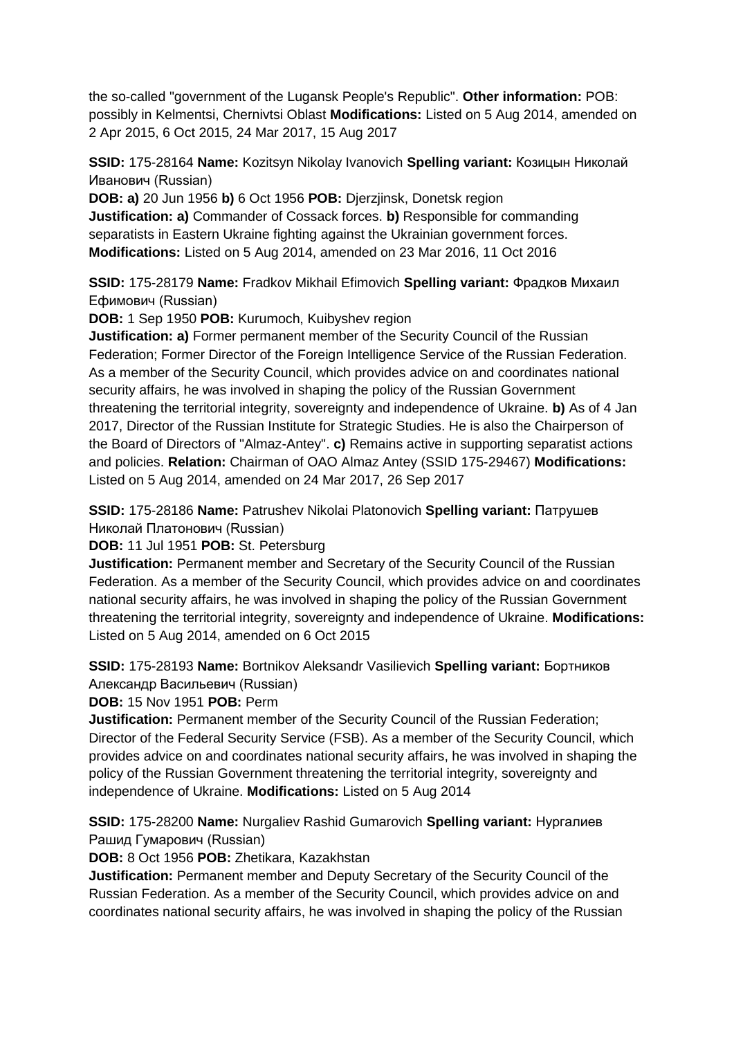the so-called "government of the Lugansk People's Republic". **Other information:** POB: possibly in Kelmentsi, Chernivtsi Oblast **Modifications:** Listed on 5 Aug 2014, amended on 2 Apr 2015, 6 Oct 2015, 24 Mar 2017, 15 Aug 2017

**SSID:** 175-28164 **Name:** Kozitsyn Nikolay Ivanovich **Spelling variant:** Козицын Николай Иванович (Russian)
**DOB: a)** 20 Jun 1956 **b)** 6 Oct 1956 **POB:** Djerzjinsk, Donetsk region
**Justification: a)** Commander of Cossack forces. **b)** Responsible for commanding separatists in Eastern Ukraine fighting against the Ukrainian government forces. **Modifications:** Listed on 5 Aug 2014, amended on 23 Mar 2016, 11 Oct 2016

**SSID:** 175-28179 **Name:** Fradkov Mikhail Efimovich **Spelling variant:** Фрадков Михаил Ефимович (Russian)
**DOB:** 1 Sep 1950 **POB:** Kurumoch, Kuibyshev region
**Justification: a)** Former permanent member of the Security Council of the Russian Federation; Former Director of the Foreign Intelligence Service of the Russian Federation. As a member of the Security Council, which provides advice on and coordinates national security affairs, he was involved in shaping the policy of the Russian Government threatening the territorial integrity, sovereignty and independence of Ukraine. **b)** As of 4 Jan 2017, Director of the Russian Institute for Strategic Studies. He is also the Chairperson of the Board of Directors of "Almaz-Antey". **c)** Remains active in supporting separatist actions and policies. **Relation:** Chairman of OAO Almaz Antey (SSID 175-29467) **Modifications:** Listed on 5 Aug 2014, amended on 24 Mar 2017, 26 Sep 2017

**SSID:** 175-28186 **Name:** Patrushev Nikolai Platonovich **Spelling variant:** Патрушев Николай Платонович (Russian)
**DOB:** 11 Jul 1951 **POB:** St. Petersburg
**Justification:** Permanent member and Secretary of the Security Council of the Russian Federation. As a member of the Security Council, which provides advice on and coordinates national security affairs, he was involved in shaping the policy of the Russian Government threatening the territorial integrity, sovereignty and independence of Ukraine. **Modifications:** Listed on 5 Aug 2014, amended on 6 Oct 2015

**SSID:** 175-28193 **Name:** Bortnikov Aleksandr Vasilievich **Spelling variant:** Бортников Александр Васильевич (Russian)
**DOB:** 15 Nov 1951 **POB:** Perm
**Justification:** Permanent member of the Security Council of the Russian Federation; Director of the Federal Security Service (FSB). As a member of the Security Council, which provides advice on and coordinates national security affairs, he was involved in shaping the policy of the Russian Government threatening the territorial integrity, sovereignty and independence of Ukraine. **Modifications:** Listed on 5 Aug 2014

**SSID:** 175-28200 **Name:** Nurgaliev Rashid Gumarovich **Spelling variant:** Нургалиев Рашид Гумарович (Russian)
**DOB:** 8 Oct 1956 **POB:** Zhetikara, Kazakhstan
**Justification:** Permanent member and Deputy Secretary of the Security Council of the Russian Federation. As a member of the Security Council, which provides advice on and coordinates national security affairs, he was involved in shaping the policy of the Russian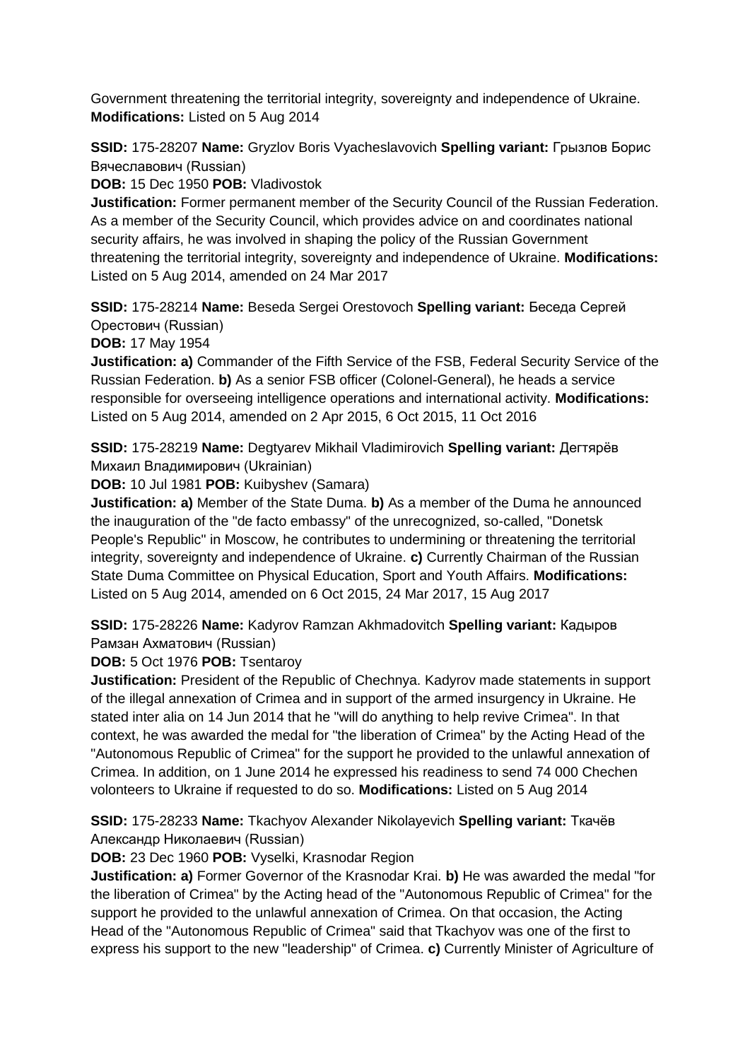Government threatening the territorial integrity, sovereignty and independence of Ukraine. **Modifications:** Listed on 5 Aug 2014

**SSID:** 175-28207 **Name:** Gryzlov Boris Vyacheslavovich **Spelling variant:** Грызлов Борис Вячеславович (Russian)

**DOB:** 15 Dec 1950 **POB:** Vladivostok

**Justification:** Former permanent member of the Security Council of the Russian Federation. As a member of the Security Council, which provides advice on and coordinates national security affairs, he was involved in shaping the policy of the Russian Government threatening the territorial integrity, sovereignty and independence of Ukraine. **Modifications:** Listed on 5 Aug 2014, amended on 24 Mar 2017

**SSID:** 175-28214 **Name:** Beseda Sergei Orestovoch **Spelling variant:** Беседа Сергей Орестович (Russian)

**DOB:** 17 May 1954

**Justification: a)** Commander of the Fifth Service of the FSB, Federal Security Service of the Russian Federation. **b)** As a senior FSB officer (Colonel-General), he heads a service responsible for overseeing intelligence operations and international activity. **Modifications:** Listed on 5 Aug 2014, amended on 2 Apr 2015, 6 Oct 2015, 11 Oct 2016

**SSID:** 175-28219 **Name:** Degtyarev Mikhail Vladimirovich **Spelling variant:** Дегтярёв Михаил Владимирович (Ukrainian)

**DOB:** 10 Jul 1981 **POB:** Kuibyshev (Samara)

**Justification: a)** Member of the State Duma. **b)** As a member of the Duma he announced the inauguration of the "de facto embassy" of the unrecognized, so-called, "Donetsk People's Republic" in Moscow, he contributes to undermining or threatening the territorial integrity, sovereignty and independence of Ukraine. **c)** Currently Chairman of the Russian State Duma Committee on Physical Education, Sport and Youth Affairs. **Modifications:** Listed on 5 Aug 2014, amended on 6 Oct 2015, 24 Mar 2017, 15 Aug 2017

**SSID:** 175-28226 **Name:** Kadyrov Ramzan Akhmadovitch **Spelling variant:** Кадыров Рамзан Ахматович (Russian)

**DOB:** 5 Oct 1976 **POB:** Tsentaroy

**Justification:** President of the Republic of Chechnya. Kadyrov made statements in support of the illegal annexation of Crimea and in support of the armed insurgency in Ukraine. He stated inter alia on 14 Jun 2014 that he "will do anything to help revive Crimea". In that context, he was awarded the medal for "the liberation of Crimea" by the Acting Head of the "Autonomous Republic of Crimea" for the support he provided to the unlawful annexation of Crimea. In addition, on 1 June 2014 he expressed his readiness to send 74 000 Chechen volonteers to Ukraine if requested to do so. **Modifications:** Listed on 5 Aug 2014

**SSID:** 175-28233 **Name:** Tkachyov Alexander Nikolayevich **Spelling variant:** Ткачёв Александр Николаевич (Russian)

**DOB:** 23 Dec 1960 **POB:** Vyselki, Krasnodar Region

**Justification: a)** Former Governor of the Krasnodar Krai. **b)** He was awarded the medal "for the liberation of Crimea" by the Acting head of the "Autonomous Republic of Crimea" for the support he provided to the unlawful annexation of Crimea. On that occasion, the Acting Head of the "Autonomous Republic of Crimea" said that Tkachyov was one of the first to express his support to the new "leadership" of Crimea. **c)** Currently Minister of Agriculture of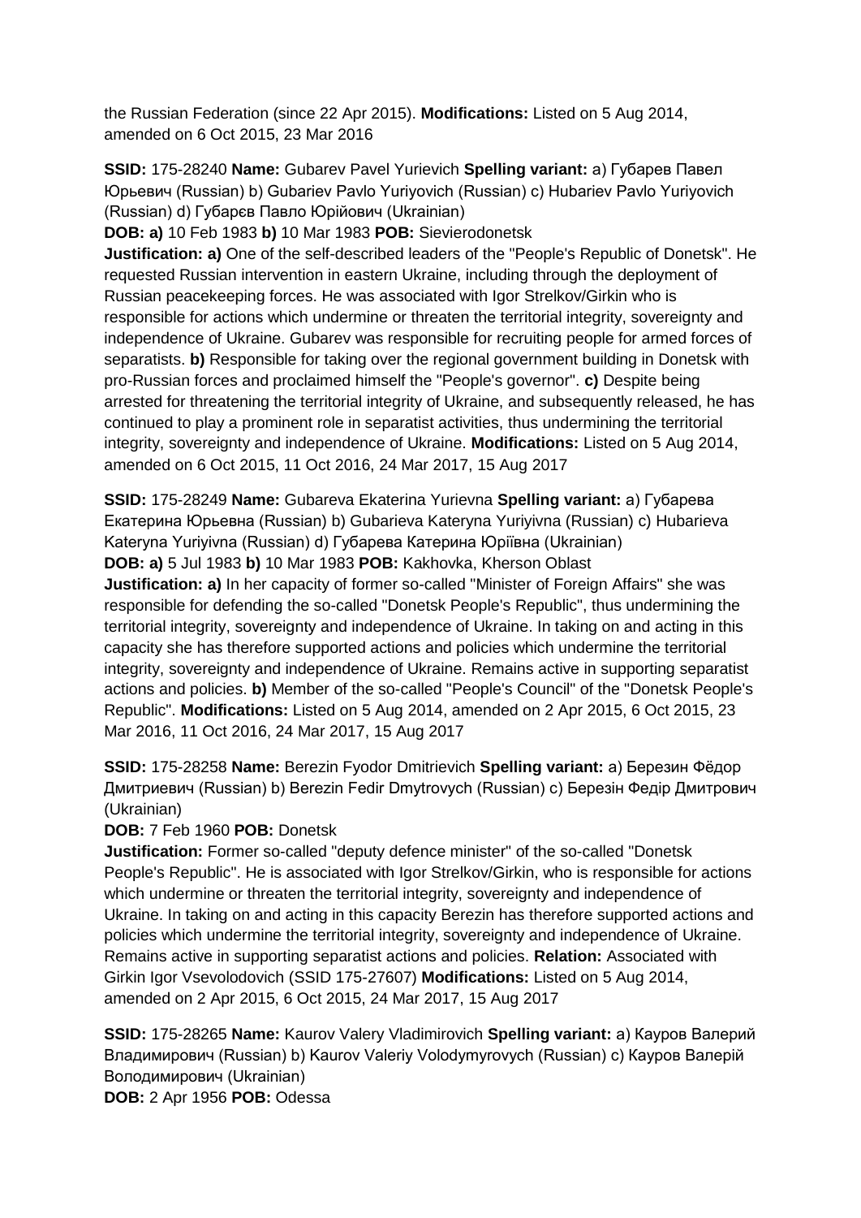the Russian Federation (since 22 Apr 2015). **Modifications:** Listed on 5 Aug 2014, amended on 6 Oct 2015, 23 Mar 2016

**SSID:** 175-28240 **Name:** Gubarev Pavel Yurievich **Spelling variant:** a) Губарев Павел Юрьевич (Russian) b) Gubariev Pavlo Yuriyovich (Russian) c) Hubariev Pavlo Yuriyovich (Russian) d) Губарєв Павло Юрійович (Ukrainian)
**DOB: a)** 10 Feb 1983 **b)** 10 Mar 1983 **POB:** Sievierodonetsk
**Justification: a)** One of the self-described leaders of the "People's Republic of Donetsk". He requested Russian intervention in eastern Ukraine, including through the deployment of Russian peacekeeping forces. He was associated with Igor Strelkov/Girkin who is responsible for actions which undermine or threaten the territorial integrity, sovereignty and independence of Ukraine. Gubarev was responsible for recruiting people for armed forces of separatists. **b)** Responsible for taking over the regional government building in Donetsk with pro-Russian forces and proclaimed himself the "People's governor". **c)** Despite being arrested for threatening the territorial integrity of Ukraine, and subsequently released, he has continued to play a prominent role in separatist activities, thus undermining the territorial integrity, sovereignty and independence of Ukraine. **Modifications:** Listed on 5 Aug 2014, amended on 6 Oct 2015, 11 Oct 2016, 24 Mar 2017, 15 Aug 2017

**SSID:** 175-28249 **Name:** Gubareva Ekaterina Yurievna **Spelling variant:** a) Губарева Екатерина Юрьевна (Russian) b) Gubarieva Kateryna Yuriyivna (Russian) c) Hubarieva Kateryna Yuriyivna (Russian) d) Губарева Катерина Юріївна (Ukrainian)
**DOB: a)** 5 Jul 1983 **b)** 10 Mar 1983 **POB:** Kakhovka, Kherson Oblast
**Justification: a)** In her capacity of former so-called "Minister of Foreign Affairs" she was responsible for defending the so-called "Donetsk People's Republic", thus undermining the territorial integrity, sovereignty and independence of Ukraine. In taking on and acting in this capacity she has therefore supported actions and policies which undermine the territorial integrity, sovereignty and independence of Ukraine. Remains active in supporting separatist actions and policies. **b)** Member of the so-called "People's Council" of the "Donetsk People's Republic". **Modifications:** Listed on 5 Aug 2014, amended on 2 Apr 2015, 6 Oct 2015, 23 Mar 2016, 11 Oct 2016, 24 Mar 2017, 15 Aug 2017

**SSID:** 175-28258 **Name:** Berezin Fyodor Dmitrievich **Spelling variant:** a) Березин Фёдор Дмитриевич (Russian) b) Berezin Fedir Dmytrovych (Russian) c) Березін Федір Дмитрович (Ukrainian)
**DOB:** 7 Feb 1960 **POB:** Donetsk
**Justification:** Former so-called "deputy defence minister" of the so-called "Donetsk People's Republic". He is associated with Igor Strelkov/Girkin, who is responsible for actions which undermine or threaten the territorial integrity, sovereignty and independence of Ukraine. In taking on and acting in this capacity Berezin has therefore supported actions and policies which undermine the territorial integrity, sovereignty and independence of Ukraine. Remains active in supporting separatist actions and policies. **Relation:** Associated with Girkin Igor Vsevolodovich (SSID 175-27607) **Modifications:** Listed on 5 Aug 2014, amended on 2 Apr 2015, 6 Oct 2015, 24 Mar 2017, 15 Aug 2017

**SSID:** 175-28265 **Name:** Kaurov Valery Vladimirovich **Spelling variant:** a) Кауров Валерий Владимирович (Russian) b) Kaurov Valeriy Volodymyrovych (Russian) c) Кауров Валерій Володимирович (Ukrainian)
**DOB:** 2 Apr 1956 **POB:** Odessa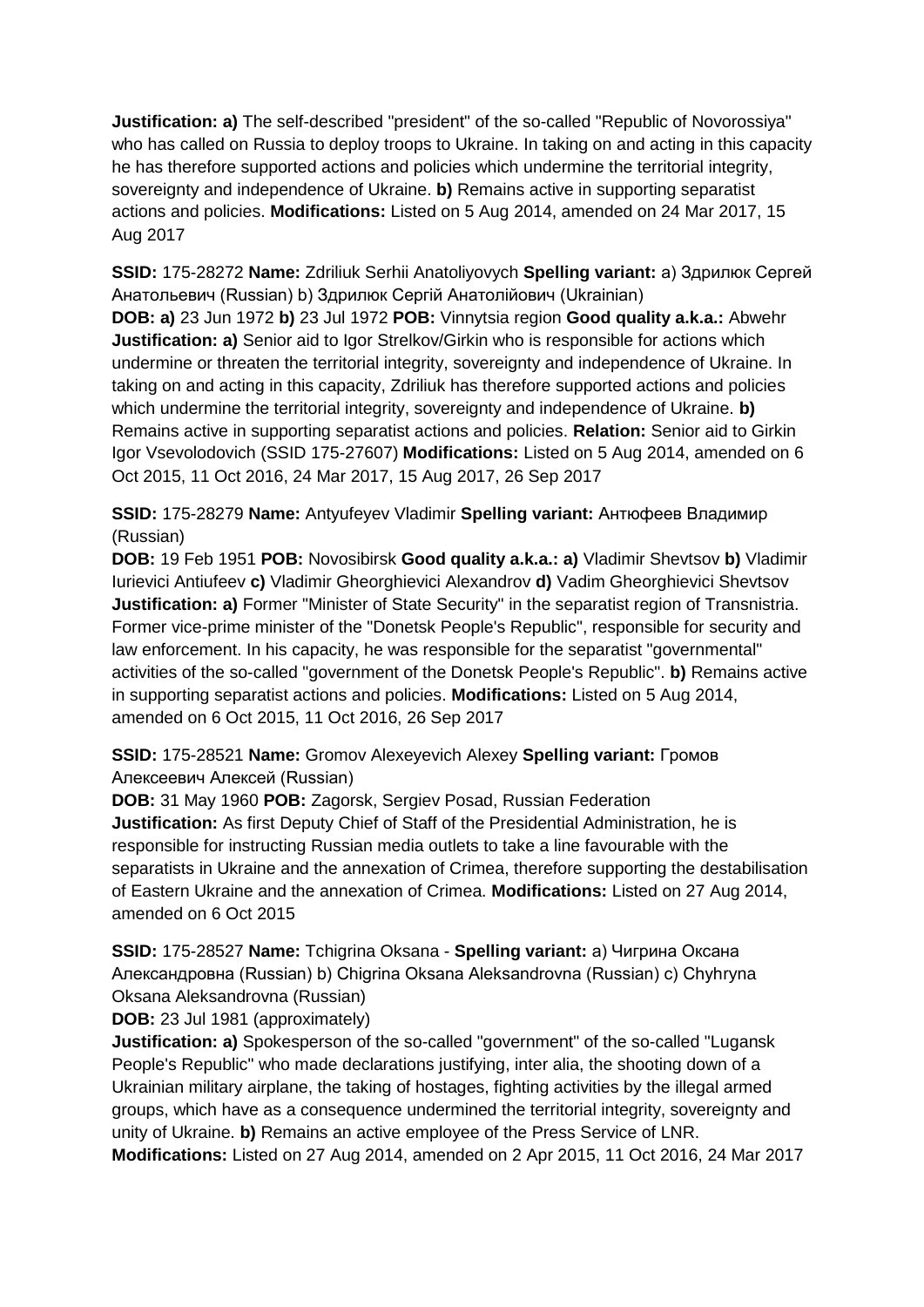**Justification: a)** The self-described "president" of the so-called "Republic of Novorossiya" who has called on Russia to deploy troops to Ukraine. In taking on and acting in this capacity he has therefore supported actions and policies which undermine the territorial integrity, sovereignty and independence of Ukraine. **b)** Remains active in supporting separatist actions and policies. **Modifications:** Listed on 5 Aug 2014, amended on 24 Mar 2017, 15 Aug 2017

**SSID:** 175-28272 **Name:** Zdriliuk Serhii Anatoliyovych **Spelling variant:** a) Здрилюк Сергей Анатольевич (Russian) b) Здрилюк Сергій Анатолійович (Ukrainian)
**DOB: a)** 23 Jun 1972 **b)** 23 Jul 1972 **POB:** Vinnytsia region **Good quality a.k.a.:** Abwehr
**Justification: a)** Senior aid to Igor Strelkov/Girkin who is responsible for actions which undermine or threaten the territorial integrity, sovereignty and independence of Ukraine. In taking on and acting in this capacity, Zdriliuk has therefore supported actions and policies which undermine the territorial integrity, sovereignty and independence of Ukraine. **b)** Remains active in supporting separatist actions and policies. **Relation:** Senior aid to Girkin Igor Vsevolodovich (SSID 175-27607) **Modifications:** Listed on 5 Aug 2014, amended on 6 Oct 2015, 11 Oct 2016, 24 Mar 2017, 15 Aug 2017, 26 Sep 2017

**SSID:** 175-28279 **Name:** Antyufeyev Vladimir **Spelling variant:** Антюфеев Владимир (Russian)
**DOB:** 19 Feb 1951 **POB:** Novosibirsk **Good quality a.k.a.: a)** Vladimir Shevtsov **b)** Vladimir Iurievici Antiufeev **c)** Vladimir Gheorghievici Alexandrov **d)** Vadim Gheorghievici Shevtsov
**Justification: a)** Former "Minister of State Security" in the separatist region of Transnistria. Former vice-prime minister of the "Donetsk People's Republic", responsible for security and law enforcement. In his capacity, he was responsible for the separatist "governmental" activities of the so-called "government of the Donetsk People's Republic". **b)** Remains active in supporting separatist actions and policies. **Modifications:** Listed on 5 Aug 2014, amended on 6 Oct 2015, 11 Oct 2016, 26 Sep 2017

**SSID:** 175-28521 **Name:** Gromov Alexeyevich Alexey **Spelling variant:** Громов Алексеевич Алексей (Russian)
**DOB:** 31 May 1960 **POB:** Zagorsk, Sergiev Posad, Russian Federation
**Justification:** As first Deputy Chief of Staff of the Presidential Administration, he is responsible for instructing Russian media outlets to take a line favourable with the separatists in Ukraine and the annexation of Crimea, therefore supporting the destabilisation of Eastern Ukraine and the annexation of Crimea. **Modifications:** Listed on 27 Aug 2014, amended on 6 Oct 2015

**SSID:** 175-28527 **Name:** Tchigrina Oksana - **Spelling variant:** a) Чигрина Оксана Александровна (Russian) b) Chigrina Oksana Aleksandrovna (Russian) c) Chyhryna Oksana Aleksandrovna (Russian)
**DOB:** 23 Jul 1981 (approximately)
**Justification: a)** Spokesperson of the so-called "government" of the so-called "Lugansk People's Republic" who made declarations justifying, inter alia, the shooting down of a Ukrainian military airplane, the taking of hostages, fighting activities by the illegal armed groups, which have as a consequence undermined the territorial integrity, sovereignty and unity of Ukraine. **b)** Remains an active employee of the Press Service of LNR.
**Modifications:** Listed on 27 Aug 2014, amended on 2 Apr 2015, 11 Oct 2016, 24 Mar 2017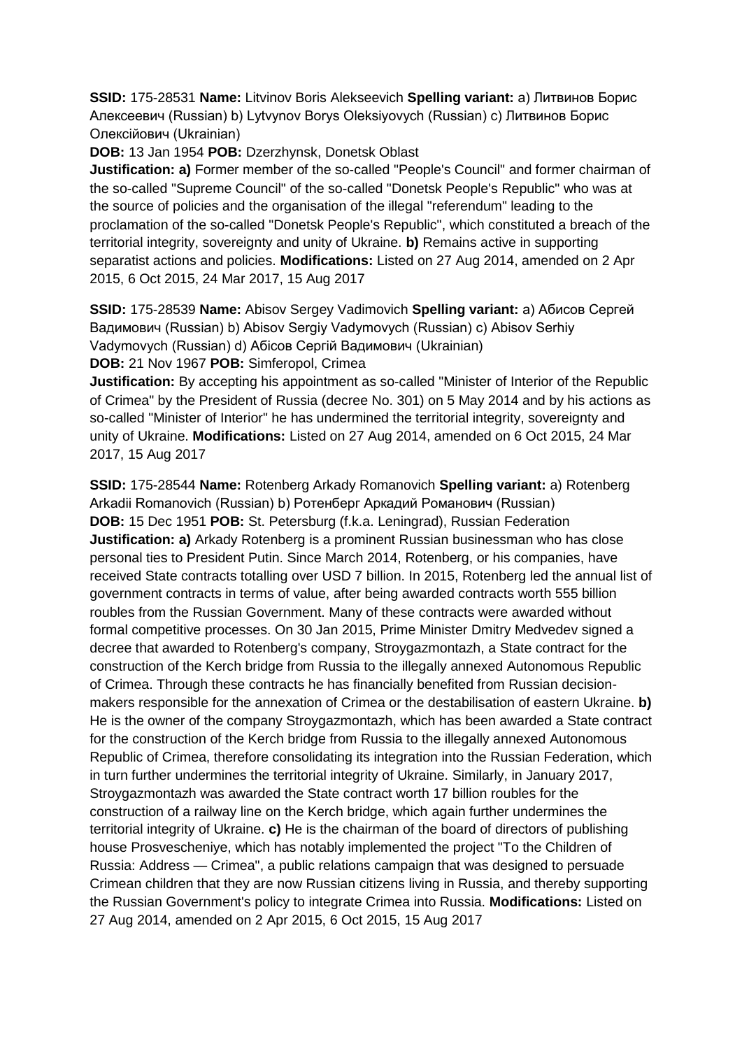**SSID:** 175-28531 **Name:** Litvinov Boris Alekseevich **Spelling variant:** a) Литвинов Борис Алексеевич (Russian) b) Lytvynov Borys Oleksiyovych (Russian) c) Литвинов Борис Олексійович (Ukrainian)

**DOB:** 13 Jan 1954 **POB:** Dzerzhynsk, Donetsk Oblast

**Justification: a)** Former member of the so-called "People's Council" and former chairman of the so-called "Supreme Council" of the so-called "Donetsk People's Republic" who was at the source of policies and the organisation of the illegal "referendum" leading to the proclamation of the so-called "Donetsk People's Republic", which constituted a breach of the territorial integrity, sovereignty and unity of Ukraine. **b)** Remains active in supporting separatist actions and policies. **Modifications:** Listed on 27 Aug 2014, amended on 2 Apr 2015, 6 Oct 2015, 24 Mar 2017, 15 Aug 2017

**SSID:** 175-28539 **Name:** Abisov Sergey Vadimovich **Spelling variant:** a) Абисов Сергей Вадимович (Russian) b) Abisov Sergiy Vadymovych (Russian) c) Abisov Serhiy Vadymovych (Russian) d) Абiсов Сергiй Вадимович (Ukrainian)

**DOB:** 21 Nov 1967 **POB:** Simferopol, Crimea

**Justification:** By accepting his appointment as so-called "Minister of Interior of the Republic of Crimea" by the President of Russia (decree No. 301) on 5 May 2014 and by his actions as so-called "Minister of Interior" he has undermined the territorial integrity, sovereignty and unity of Ukraine. **Modifications:** Listed on 27 Aug 2014, amended on 6 Oct 2015, 24 Mar 2017, 15 Aug 2017

**SSID:** 175-28544 **Name:** Rotenberg Arkady Romanovich **Spelling variant:** a) Rotenberg Arkadii Romanovich (Russian) b) Ротенберг Аркадий Романович (Russian)

**DOB:** 15 Dec 1951 **POB:** St. Petersburg (f.k.a. Leningrad), Russian Federation

**Justification: a)** Arkady Rotenberg is a prominent Russian businessman who has close personal ties to President Putin. Since March 2014, Rotenberg, or his companies, have received State contracts totalling over USD 7 billion. In 2015, Rotenberg led the annual list of government contracts in terms of value, after being awarded contracts worth 555 billion roubles from the Russian Government. Many of these contracts were awarded without formal competitive processes. On 30 Jan 2015, Prime Minister Dmitry Medvedev signed a decree that awarded to Rotenberg's company, Stroygazmontazh, a State contract for the construction of the Kerch bridge from Russia to the illegally annexed Autonomous Republic of Crimea. Through these contracts he has financially benefited from Russian decision-makers responsible for the annexation of Crimea or the destabilisation of eastern Ukraine. **b)** He is the owner of the company Stroygazmontazh, which has been awarded a State contract for the construction of the Kerch bridge from Russia to the illegally annexed Autonomous Republic of Crimea, therefore consolidating its integration into the Russian Federation, which in turn further undermines the territorial integrity of Ukraine. Similarly, in January 2017, Stroygazmontazh was awarded the State contract worth 17 billion roubles for the construction of a railway line on the Kerch bridge, which again further undermines the territorial integrity of Ukraine. **c)** He is the chairman of the board of directors of publishing house Prosvescheniye, which has notably implemented the project "To the Children of Russia: Address — Crimea", a public relations campaign that was designed to persuade Crimean children that they are now Russian citizens living in Russia, and thereby supporting the Russian Government's policy to integrate Crimea into Russia. **Modifications:** Listed on 27 Aug 2014, amended on 2 Apr 2015, 6 Oct 2015, 15 Aug 2017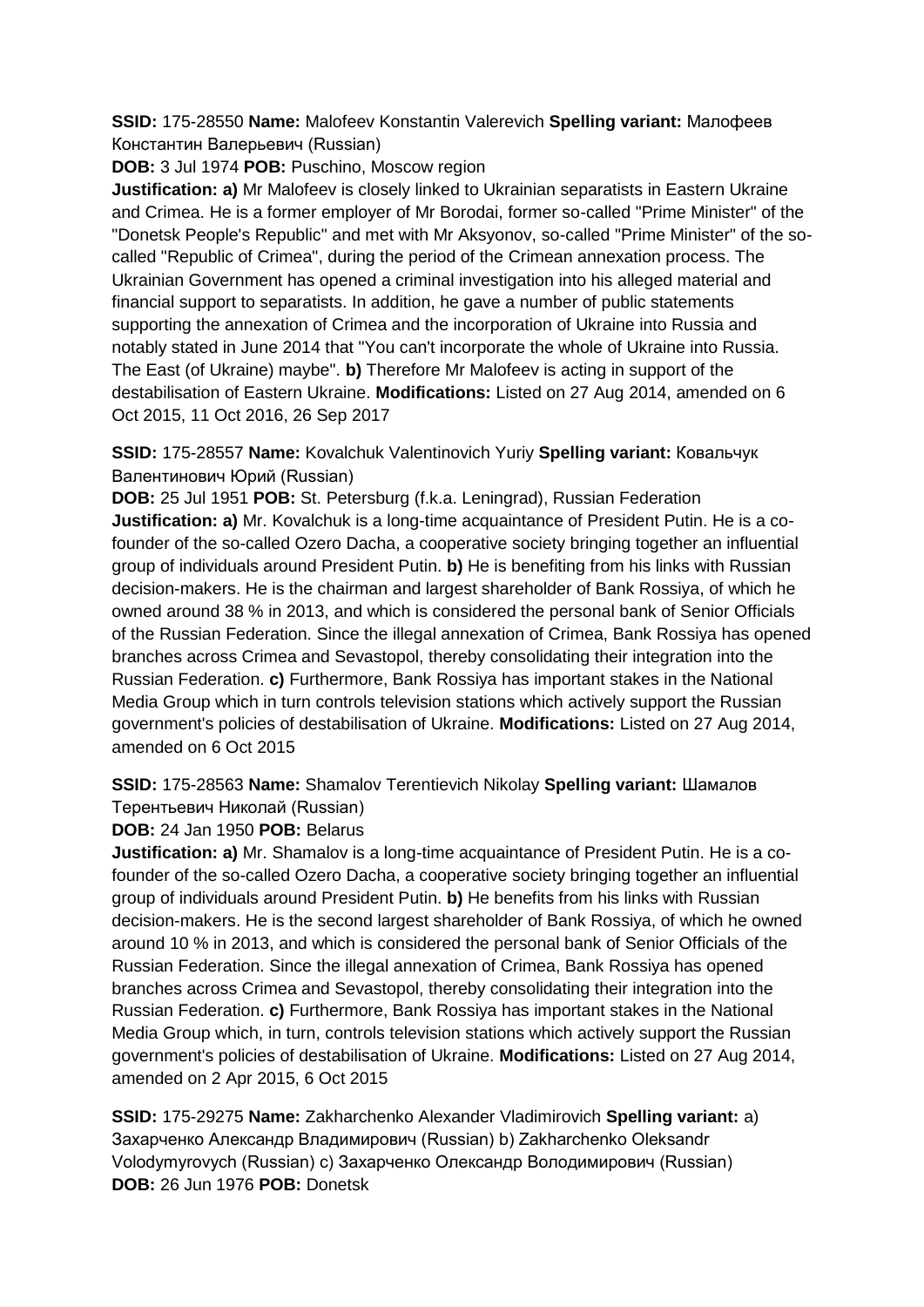**SSID:** 175-28550 **Name:** Malofeev Konstantin Valerevich **Spelling variant:** Малофеев Константин Валерьевич (Russian)

**DOB:** 3 Jul 1974 **POB:** Puschino, Moscow region

**Justification: a)** Mr Malofeev is closely linked to Ukrainian separatists in Eastern Ukraine and Crimea. He is a former employer of Mr Borodai, former so-called "Prime Minister" of the "Donetsk People's Republic" and met with Mr Aksyonov, so-called "Prime Minister" of the so-called "Republic of Crimea", during the period of the Crimean annexation process. The Ukrainian Government has opened a criminal investigation into his alleged material and financial support to separatists. In addition, he gave a number of public statements supporting the annexation of Crimea and the incorporation of Ukraine into Russia and notably stated in June 2014 that "You can't incorporate the whole of Ukraine into Russia. The East (of Ukraine) maybe". **b)** Therefore Mr Malofeev is acting in support of the destabilisation of Eastern Ukraine. **Modifications:** Listed on 27 Aug 2014, amended on 6 Oct 2015, 11 Oct 2016, 26 Sep 2017

**SSID:** 175-28557 **Name:** Kovalchuk Valentinovich Yuriy **Spelling variant:** Ковальчук Валентинович Юрий (Russian)

**DOB:** 25 Jul 1951 **POB:** St. Petersburg (f.k.a. Leningrad), Russian Federation

**Justification: a)** Mr. Kovalchuk is a long-time acquaintance of President Putin. He is a co-founder of the so-called Ozero Dacha, a cooperative society bringing together an influential group of individuals around President Putin. **b)** He is benefiting from his links with Russian decision-makers. He is the chairman and largest shareholder of Bank Rossiya, of which he owned around 38 % in 2013, and which is considered the personal bank of Senior Officials of the Russian Federation. Since the illegal annexation of Crimea, Bank Rossiya has opened branches across Crimea and Sevastopol, thereby consolidating their integration into the Russian Federation. **c)** Furthermore, Bank Rossiya has important stakes in the National Media Group which in turn controls television stations which actively support the Russian government's policies of destabilisation of Ukraine. **Modifications:** Listed on 27 Aug 2014, amended on 6 Oct 2015

**SSID:** 175-28563 **Name:** Shamalov Terentievich Nikolay **Spelling variant:** Шамалов Терентьевич Николай (Russian)

**DOB:** 24 Jan 1950 **POB:** Belarus

**Justification: a)** Mr. Shamalov is a long-time acquaintance of President Putin. He is a co-founder of the so-called Ozero Dacha, a cooperative society bringing together an influential group of individuals around President Putin. **b)** He benefits from his links with Russian decision-makers. He is the second largest shareholder of Bank Rossiya, of which he owned around 10 % in 2013, and which is considered the personal bank of Senior Officials of the Russian Federation. Since the illegal annexation of Crimea, Bank Rossiya has opened branches across Crimea and Sevastopol, thereby consolidating their integration into the Russian Federation. **c)** Furthermore, Bank Rossiya has important stakes in the National Media Group which, in turn, controls television stations which actively support the Russian government's policies of destabilisation of Ukraine. **Modifications:** Listed on 27 Aug 2014, amended on 2 Apr 2015, 6 Oct 2015

**SSID:** 175-29275 **Name:** Zakharchenko Alexander Vladimirovich **Spelling variant:** a) Захарченко Александр Владимирович (Russian) b) Zakharchenko Oleksandr Volodymyrovych (Russian) c) Захарченко Олександр Володимирович (Russian)

**DOB:** 26 Jun 1976 **POB:** Donetsk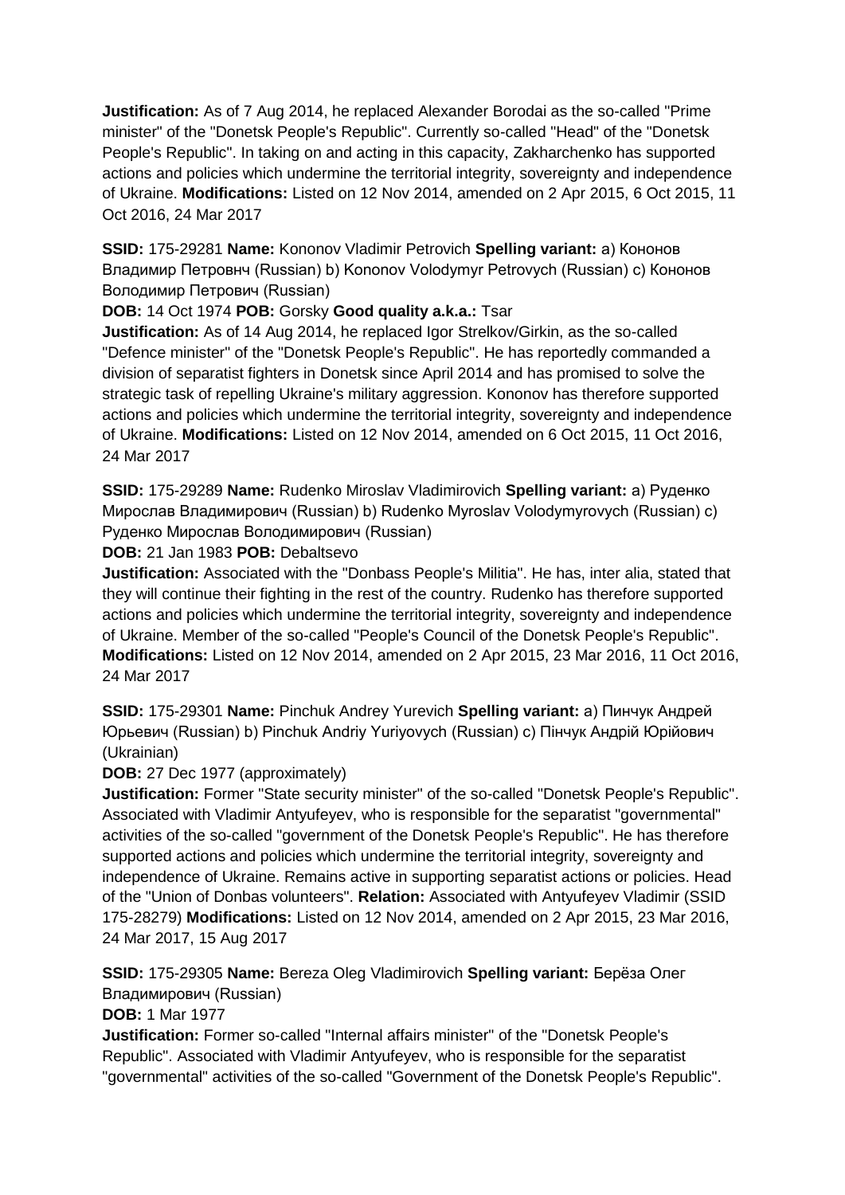**Justification:** As of 7 Aug 2014, he replaced Alexander Borodai as the so-called "Prime minister" of the "Donetsk People's Republic". Currently so-called "Head" of the "Donetsk People's Republic". In taking on and acting in this capacity, Zakharchenko has supported actions and policies which undermine the territorial integrity, sovereignty and independence of Ukraine. **Modifications:** Listed on 12 Nov 2014, amended on 2 Apr 2015, 6 Oct 2015, 11 Oct 2016, 24 Mar 2017

**SSID:** 175-29281 **Name:** Kononov Vladimir Petrovich **Spelling variant:** a) Кононов Владимир Петровнч (Russian) b) Kononov Volodymyr Petrovych (Russian) c) Кононов Володимир Петрович (Russian)

**DOB:** 14 Oct 1974 **POB:** Gorsky **Good quality a.k.a.:** Tsar

**Justification:** As of 14 Aug 2014, he replaced Igor Strelkov/Girkin, as the so-called "Defence minister" of the "Donetsk People's Republic". He has reportedly commanded a division of separatist fighters in Donetsk since April 2014 and has promised to solve the strategic task of repelling Ukraine's military aggression. Kononov has therefore supported actions and policies which undermine the territorial integrity, sovereignty and independence of Ukraine. **Modifications:** Listed on 12 Nov 2014, amended on 6 Oct 2015, 11 Oct 2016, 24 Mar 2017

**SSID:** 175-29289 **Name:** Rudenko Miroslav Vladimirovich **Spelling variant:** a) Руденко Мирослав Владимирович (Russian) b) Rudenko Myroslav Volodymyrovych (Russian) c) Руденко Мирослав Володимирович (Russian)

**DOB:** 21 Jan 1983 **POB:** Debaltsevo

**Justification:** Associated with the "Donbass People's Militia". He has, inter alia, stated that they will continue their fighting in the rest of the country. Rudenko has therefore supported actions and policies which undermine the territorial integrity, sovereignty and independence of Ukraine. Member of the so-called "People's Council of the Donetsk People's Republic". **Modifications:** Listed on 12 Nov 2014, amended on 2 Apr 2015, 23 Mar 2016, 11 Oct 2016, 24 Mar 2017

**SSID:** 175-29301 **Name:** Pinchuk Andrey Yurevich **Spelling variant:** a) Пинчук Андрей Юрьевич (Russian) b) Pinchuk Andriy Yuriyovych (Russian) c) Пінчук Андрій Юрійович (Ukrainian)

**DOB:** 27 Dec 1977 (approximately)

**Justification:** Former "State security minister" of the so-called "Donetsk People's Republic". Associated with Vladimir Antyufeyev, who is responsible for the separatist "governmental" activities of the so-called "government of the Donetsk People's Republic". He has therefore supported actions and policies which undermine the territorial integrity, sovereignty and independence of Ukraine. Remains active in supporting separatist actions or policies. Head of the "Union of Donbas volunteers". **Relation:** Associated with Antyufeyev Vladimir (SSID 175-28279) **Modifications:** Listed on 12 Nov 2014, amended on 2 Apr 2015, 23 Mar 2016, 24 Mar 2017, 15 Aug 2017

**SSID:** 175-29305 **Name:** Bereza Oleg Vladimirovich **Spelling variant:** Берёза Олег Владимирович (Russian)

**DOB:** 1 Mar 1977

**Justification:** Former so-called "Internal affairs minister" of the "Donetsk People's Republic". Associated with Vladimir Antyufeyev, who is responsible for the separatist "governmental" activities of the so-called "Government of the Donetsk People's Republic".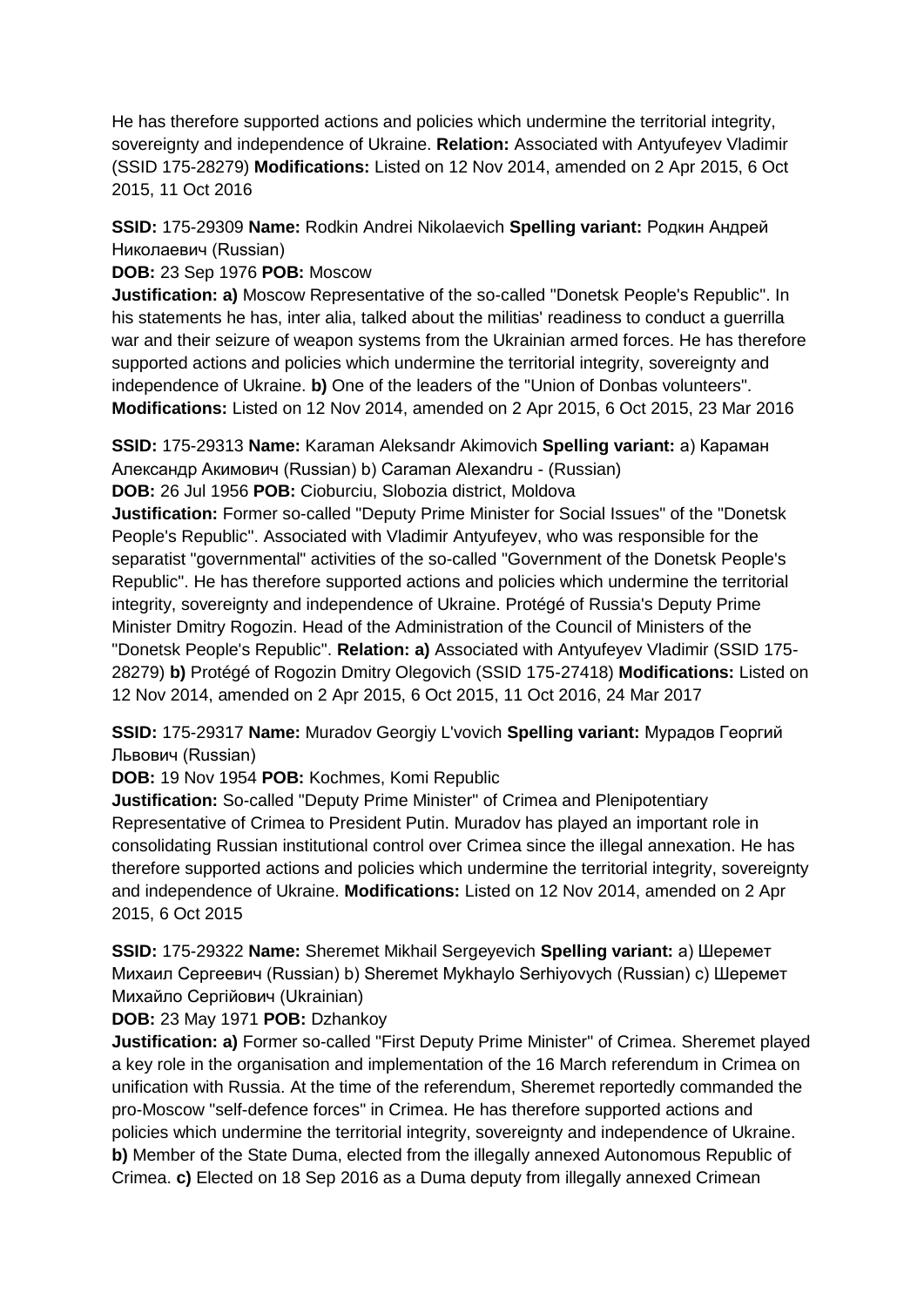He has therefore supported actions and policies which undermine the territorial integrity, sovereignty and independence of Ukraine. **Relation:** Associated with Antyufeyev Vladimir (SSID 175-28279) **Modifications:** Listed on 12 Nov 2014, amended on 2 Apr 2015, 6 Oct 2015, 11 Oct 2016

**SSID:** 175-29309 **Name:** Rodkin Andrei Nikolaevich **Spelling variant:** Родкин Андрей Николаевич (Russian)
**DOB:** 23 Sep 1976 **POB:** Moscow
**Justification: a)** Moscow Representative of the so-called "Donetsk People's Republic". In his statements he has, inter alia, talked about the militias' readiness to conduct a guerrilla war and their seizure of weapon systems from the Ukrainian armed forces. He has therefore supported actions and policies which undermine the territorial integrity, sovereignty and independence of Ukraine. **b)** One of the leaders of the "Union of Donbas volunteers". **Modifications:** Listed on 12 Nov 2014, amended on 2 Apr 2015, 6 Oct 2015, 23 Mar 2016

**SSID:** 175-29313 **Name:** Karaman Aleksandr Akimovich **Spelling variant:** a) Караман Александр Акимович (Russian) b) Caraman Alexandru - (Russian)
**DOB:** 26 Jul 1956 **POB:** Cioburciu, Slobozia district, Moldova
**Justification:** Former so-called "Deputy Prime Minister for Social Issues" of the "Donetsk People's Republic". Associated with Vladimir Antyufeyev, who was responsible for the separatist "governmental" activities of the so-called "Government of the Donetsk People's Republic". He has therefore supported actions and policies which undermine the territorial integrity, sovereignty and independence of Ukraine. Protégé of Russia's Deputy Prime Minister Dmitry Rogozin. Head of the Administration of the Council of Ministers of the "Donetsk People's Republic". **Relation: a)** Associated with Antyufeyev Vladimir (SSID 175-28279) **b)** Protégé of Rogozin Dmitry Olegovich (SSID 175-27418) **Modifications:** Listed on 12 Nov 2014, amended on 2 Apr 2015, 6 Oct 2015, 11 Oct 2016, 24 Mar 2017

**SSID:** 175-29317 **Name:** Muradov Georgiy L'vovich **Spelling variant:** Мурадов Георгий Львович (Russian)
**DOB:** 19 Nov 1954 **POB:** Kochmes, Komi Republic
**Justification:** So-called "Deputy Prime Minister" of Crimea and Plenipotentiary Representative of Crimea to President Putin. Muradov has played an important role in consolidating Russian institutional control over Crimea since the illegal annexation. He has therefore supported actions and policies which undermine the territorial integrity, sovereignty and independence of Ukraine. **Modifications:** Listed on 12 Nov 2014, amended on 2 Apr 2015, 6 Oct 2015

**SSID:** 175-29322 **Name:** Sheremet Mikhail Sergeyevich **Spelling variant:** a) Шеремет Михаил Сергеевич (Russian) b) Sheremet Mykhaylo Serhiyovych (Russian) c) Шеремет Михайло Сергійович (Ukrainian)
**DOB:** 23 May 1971 **POB:** Dzhankoy
**Justification: a)** Former so-called "First Deputy Prime Minister" of Crimea. Sheremet played a key role in the organisation and implementation of the 16 March referendum in Crimea on unification with Russia. At the time of the referendum, Sheremet reportedly commanded the pro-Moscow "self-defence forces" in Crimea. He has therefore supported actions and policies which undermine the territorial integrity, sovereignty and independence of Ukraine. **b)** Member of the State Duma, elected from the illegally annexed Autonomous Republic of Crimea. **c)** Elected on 18 Sep 2016 as a Duma deputy from illegally annexed Crimean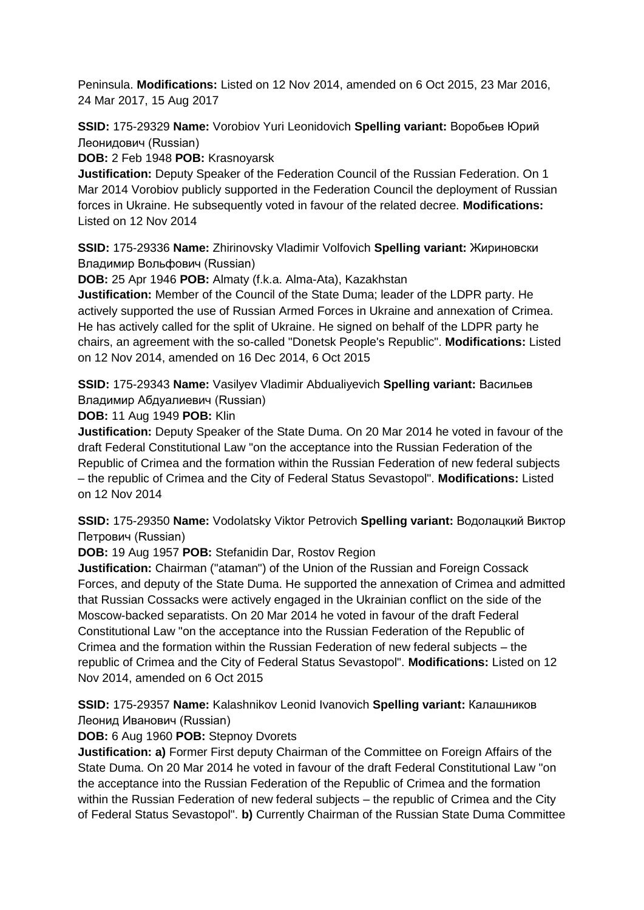Peninsula. **Modifications:** Listed on 12 Nov 2014, amended on 6 Oct 2015, 23 Mar 2016, 24 Mar 2017, 15 Aug 2017

**SSID:** 175-29329 **Name:** Vorobiov Yuri Leonidovich **Spelling variant:** Воробьев Юрий Леонидович (Russian)
**DOB:** 2 Feb 1948 **POB:** Krasnoyarsk
**Justification:** Deputy Speaker of the Federation Council of the Russian Federation. On 1 Mar 2014 Vorobiov publicly supported in the Federation Council the deployment of Russian forces in Ukraine. He subsequently voted in favour of the related decree. **Modifications:** Listed on 12 Nov 2014

**SSID:** 175-29336 **Name:** Zhirinovsky Vladimir Volfovich **Spelling variant:** Жириновски Владимир Вольфович (Russian)
**DOB:** 25 Apr 1946 **POB:** Almaty (f.k.a. Alma-Ata), Kazakhstan
**Justification:** Member of the Council of the State Duma; leader of the LDPR party. He actively supported the use of Russian Armed Forces in Ukraine and annexation of Crimea. He has actively called for the split of Ukraine. He signed on behalf of the LDPR party he chairs, an agreement with the so-called "Donetsk People's Republic". **Modifications:** Listed on 12 Nov 2014, amended on 16 Dec 2014, 6 Oct 2015

**SSID:** 175-29343 **Name:** Vasilyev Vladimir Abdualiyevich **Spelling variant:** Васильев Владимир Абдуалиевич (Russian)
**DOB:** 11 Aug 1949 **POB:** Klin
**Justification:** Deputy Speaker of the State Duma. On 20 Mar 2014 he voted in favour of the draft Federal Constitutional Law "on the acceptance into the Russian Federation of the Republic of Crimea and the formation within the Russian Federation of new federal subjects – the republic of Crimea and the City of Federal Status Sevastopol". **Modifications:** Listed on 12 Nov 2014

**SSID:** 175-29350 **Name:** Vodolatsky Viktor Petrovich **Spelling variant:** Водолацкий Виктор Петрович (Russian)
**DOB:** 19 Aug 1957 **POB:** Stefanidin Dar, Rostov Region
**Justification:** Chairman ("ataman") of the Union of the Russian and Foreign Cossack Forces, and deputy of the State Duma. He supported the annexation of Crimea and admitted that Russian Cossacks were actively engaged in the Ukrainian conflict on the side of the Moscow-backed separatists. On 20 Mar 2014 he voted in favour of the draft Federal Constitutional Law "on the acceptance into the Russian Federation of the Republic of Crimea and the formation within the Russian Federation of new federal subjects – the republic of Crimea and the City of Federal Status Sevastopol". **Modifications:** Listed on 12 Nov 2014, amended on 6 Oct 2015

**SSID:** 175-29357 **Name:** Kalashnikov Leonid Ivanovich **Spelling variant:** Калашников Леонид Иванович (Russian)
**DOB:** 6 Aug 1960 **POB:** Stepnoy Dvorets
**Justification:** **a)** Former First deputy Chairman of the Committee on Foreign Affairs of the State Duma. On 20 Mar 2014 he voted in favour of the draft Federal Constitutional Law "on the acceptance into the Russian Federation of the Republic of Crimea and the formation within the Russian Federation of new federal subjects – the republic of Crimea and the City of Federal Status Sevastopol". **b)** Currently Chairman of the Russian State Duma Committee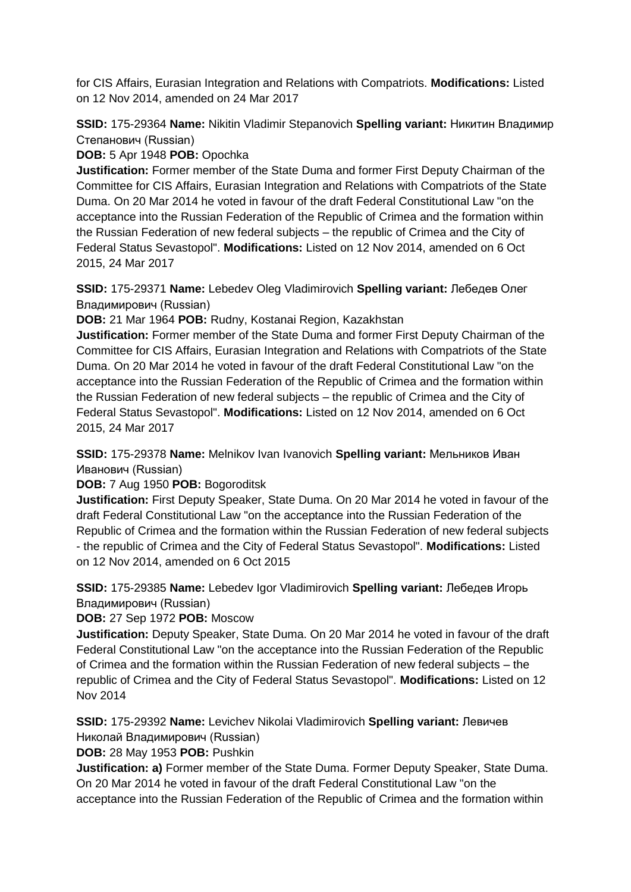for CIS Affairs, Eurasian Integration and Relations with Compatriots. **Modifications:** Listed on 12 Nov 2014, amended on 24 Mar 2017

**SSID:** 175-29364 **Name:** Nikitin Vladimir Stepanovich **Spelling variant:** Никитин Владимир Степанович (Russian)

**DOB:** 5 Apr 1948 **POB:** Opochka

**Justification:** Former member of the State Duma and former First Deputy Chairman of the Committee for CIS Affairs, Eurasian Integration and Relations with Compatriots of the State Duma. On 20 Mar 2014 he voted in favour of the draft Federal Constitutional Law "on the acceptance into the Russian Federation of the Republic of Crimea and the formation within the Russian Federation of new federal subjects – the republic of Crimea and the City of Federal Status Sevastopol". **Modifications:** Listed on 12 Nov 2014, amended on 6 Oct 2015, 24 Mar 2017

**SSID:** 175-29371 **Name:** Lebedev Oleg Vladimirovich **Spelling variant:** Лебедев Олег Владимирович (Russian)

**DOB:** 21 Mar 1964 **POB:** Rudny, Kostanai Region, Kazakhstan

**Justification:** Former member of the State Duma and former First Deputy Chairman of the Committee for CIS Affairs, Eurasian Integration and Relations with Compatriots of the State Duma. On 20 Mar 2014 he voted in favour of the draft Federal Constitutional Law "on the acceptance into the Russian Federation of the Republic of Crimea and the formation within the Russian Federation of new federal subjects – the republic of Crimea and the City of Federal Status Sevastopol". **Modifications:** Listed on 12 Nov 2014, amended on 6 Oct 2015, 24 Mar 2017

**SSID:** 175-29378 **Name:** Melnikov Ivan Ivanovich **Spelling variant:** Мельников Иван Иванович (Russian)

**DOB:** 7 Aug 1950 **POB:** Bogoroditsk

**Justification:** First Deputy Speaker, State Duma. On 20 Mar 2014 he voted in favour of the draft Federal Constitutional Law "on the acceptance into the Russian Federation of the Republic of Crimea and the formation within the Russian Federation of new federal subjects - the republic of Crimea and the City of Federal Status Sevastopol". **Modifications:** Listed on 12 Nov 2014, amended on 6 Oct 2015

**SSID:** 175-29385 **Name:** Lebedev Igor Vladimirovich **Spelling variant:** Лебедев Игорь Владимирович (Russian)

**DOB:** 27 Sep 1972 **POB:** Moscow

**Justification:** Deputy Speaker, State Duma. On 20 Mar 2014 he voted in favour of the draft Federal Constitutional Law "on the acceptance into the Russian Federation of the Republic of Crimea and the formation within the Russian Federation of new federal subjects – the republic of Crimea and the City of Federal Status Sevastopol". **Modifications:** Listed on 12 Nov 2014

**SSID:** 175-29392 **Name:** Levichev Nikolai Vladimirovich **Spelling variant:** Левичев Николай Владимирович (Russian)

**DOB:** 28 May 1953 **POB:** Pushkin

**Justification: a)** Former member of the State Duma. Former Deputy Speaker, State Duma. On 20 Mar 2014 he voted in favour of the draft Federal Constitutional Law "on the acceptance into the Russian Federation of the Republic of Crimea and the formation within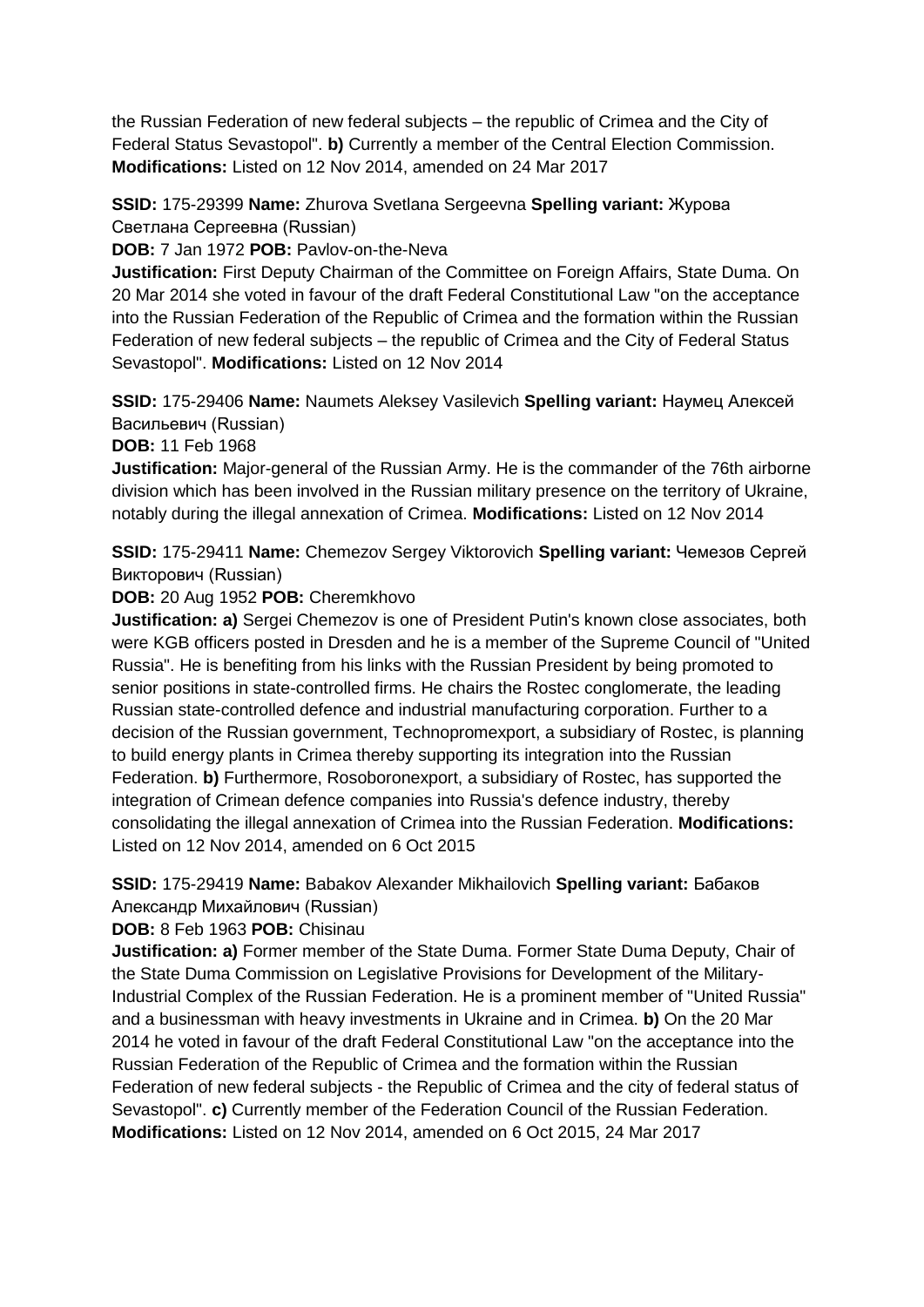the Russian Federation of new federal subjects – the republic of Crimea and the City of Federal Status Sevastopol". **b)** Currently a member of the Central Election Commission. **Modifications:** Listed on 12 Nov 2014, amended on 24 Mar 2017

**SSID:** 175-29399 **Name:** Zhurova Svetlana Sergeevna **Spelling variant:** Журова Светлана Сергеевна (Russian)
**DOB:** 7 Jan 1972 **POB:** Pavlov-on-the-Neva
**Justification:** First Deputy Chairman of the Committee on Foreign Affairs, State Duma. On 20 Mar 2014 she voted in favour of the draft Federal Constitutional Law "on the acceptance into the Russian Federation of the Republic of Crimea and the formation within the Russian Federation of new federal subjects – the republic of Crimea and the City of Federal Status Sevastopol". **Modifications:** Listed on 12 Nov 2014

**SSID:** 175-29406 **Name:** Naumets Aleksey Vasilevich **Spelling variant:** Наумец Алексей Васильевич (Russian)
**DOB:** 11 Feb 1968
**Justification:** Major-general of the Russian Army. He is the commander of the 76th airborne division which has been involved in the Russian military presence on the territory of Ukraine, notably during the illegal annexation of Crimea. **Modifications:** Listed on 12 Nov 2014

**SSID:** 175-29411 **Name:** Chemezov Sergey Viktorovich **Spelling variant:** Чемезов Сергей Викторович (Russian)
**DOB:** 20 Aug 1952 **POB:** Cheremkhovo
**Justification: a)** Sergei Chemezov is one of President Putin's known close associates, both were KGB officers posted in Dresden and he is a member of the Supreme Council of "United Russia". He is benefiting from his links with the Russian President by being promoted to senior positions in state-controlled firms. He chairs the Rostec conglomerate, the leading Russian state-controlled defence and industrial manufacturing corporation. Further to a decision of the Russian government, Technopromexport, a subsidiary of Rostec, is planning to build energy plants in Crimea thereby supporting its integration into the Russian Federation. **b)** Furthermore, Rosoboronexport, a subsidiary of Rostec, has supported the integration of Crimean defence companies into Russia's defence industry, thereby consolidating the illegal annexation of Crimea into the Russian Federation. **Modifications:** Listed on 12 Nov 2014, amended on 6 Oct 2015

**SSID:** 175-29419 **Name:** Babakov Alexander Mikhailovich **Spelling variant:** Бабаков Александр Михайлович (Russian)
**DOB:** 8 Feb 1963 **POB:** Chisinau
**Justification: a)** Former member of the State Duma. Former State Duma Deputy, Chair of the State Duma Commission on Legislative Provisions for Development of the Military-Industrial Complex of the Russian Federation. He is a prominent member of "United Russia" and a businessman with heavy investments in Ukraine and in Crimea. **b)** On the 20 Mar 2014 he voted in favour of the draft Federal Constitutional Law "on the acceptance into the Russian Federation of the Republic of Crimea and the formation within the Russian Federation of new federal subjects - the Republic of Crimea and the city of federal status of Sevastopol". **c)** Currently member of the Federation Council of the Russian Federation. **Modifications:** Listed on 12 Nov 2014, amended on 6 Oct 2015, 24 Mar 2017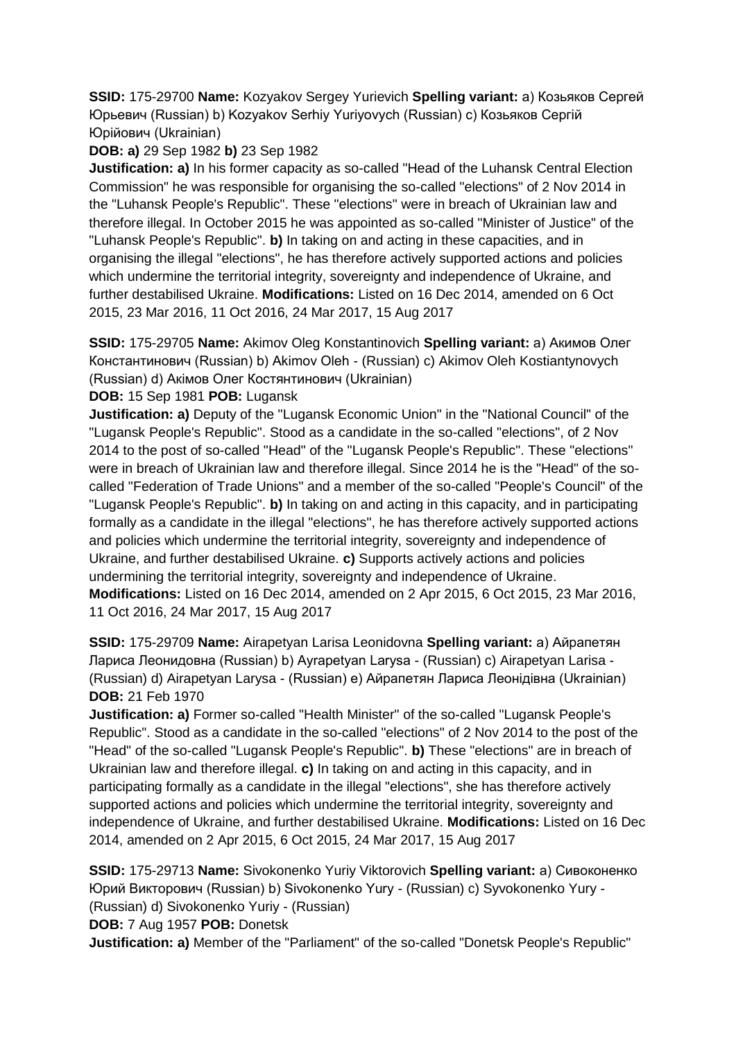**SSID:** 175-29700 **Name:** Kozyakov Sergey Yurievich **Spelling variant:** a) Козьяков Сергей Юрьевич (Russian) b) Kozyakov Serhiy Yuriyovych (Russian) c) Козьяков Сергій Юрійович (Ukrainian)

**DOB: a)** 29 Sep 1982 **b)** 23 Sep 1982

**Justification: a)** In his former capacity as so-called "Head of the Luhansk Central Election Commission" he was responsible for organising the so-called "elections" of 2 Nov 2014 in the "Luhansk People's Republic". These "elections" were in breach of Ukrainian law and therefore illegal. In October 2015 he was appointed as so-called "Minister of Justice" of the "Luhansk People's Republic". **b)** In taking on and acting in these capacities, and in organising the illegal "elections", he has therefore actively supported actions and policies which undermine the territorial integrity, sovereignty and independence of Ukraine, and further destabilised Ukraine. **Modifications:** Listed on 16 Dec 2014, amended on 6 Oct 2015, 23 Mar 2016, 11 Oct 2016, 24 Mar 2017, 15 Aug 2017

**SSID:** 175-29705 **Name:** Akimov Oleg Konstantinovich **Spelling variant:** a) Акимов Олег Константинович (Russian) b) Akimov Oleh - (Russian) c) Akimov Oleh Kostiantynovych (Russian) d) Акімов Олег Костянтинович (Ukrainian)

**DOB:** 15 Sep 1981 **POB:** Lugansk

**Justification: a)** Deputy of the "Lugansk Economic Union" in the "National Council" of the "Lugansk People's Republic". Stood as a candidate in the so-called "elections", of 2 Nov 2014 to the post of so-called "Head" of the "Lugansk People's Republic". These "elections" were in breach of Ukrainian law and therefore illegal. Since 2014 he is the "Head" of the so-called "Federation of Trade Unions" and a member of the so-called "People's Council" of the "Lugansk People's Republic". **b)** In taking on and acting in this capacity, and in participating formally as a candidate in the illegal "elections", he has therefore actively supported actions and policies which undermine the territorial integrity, sovereignty and independence of Ukraine, and further destabilised Ukraine. **c)** Supports actively actions and policies undermining the territorial integrity, sovereignty and independence of Ukraine. **Modifications:** Listed on 16 Dec 2014, amended on 2 Apr 2015, 6 Oct 2015, 23 Mar 2016, 11 Oct 2016, 24 Mar 2017, 15 Aug 2017

**SSID:** 175-29709 **Name:** Airapetyan Larisa Leonidovna **Spelling variant:** a) Айрапетян Лариса Леонидовна (Russian) b) Ayrapetyan Larysa - (Russian) c) Airapetyan Larisa - (Russian) d) Airapetyan Larysa - (Russian) e) Айрапетян Лариса Леонідівна (Ukrainian)
**DOB:** 21 Feb 1970

**Justification: a)** Former so-called "Health Minister" of the so-called "Lugansk People's Republic". Stood as a candidate in the so-called "elections" of 2 Nov 2014 to the post of the "Head" of the so-called "Lugansk People's Republic". **b)** These "elections" are in breach of Ukrainian law and therefore illegal. **c)** In taking on and acting in this capacity, and in participating formally as a candidate in the illegal "elections", she has therefore actively supported actions and policies which undermine the territorial integrity, sovereignty and independence of Ukraine, and further destabilised Ukraine. **Modifications:** Listed on 16 Dec 2014, amended on 2 Apr 2015, 6 Oct 2015, 24 Mar 2017, 15 Aug 2017

**SSID:** 175-29713 **Name:** Sivokonenko Yuriy Viktorovich **Spelling variant:** a) Сивоконенко Юрий Викторович (Russian) b) Sivokonenko Yury - (Russian) c) Syvokonenko Yury - (Russian) d) Sivokonenko Yuriy - (Russian)

**DOB:** 7 Aug 1957 **POB:** Donetsk

**Justification: a)** Member of the "Parliament" of the so-called "Donetsk People's Republic"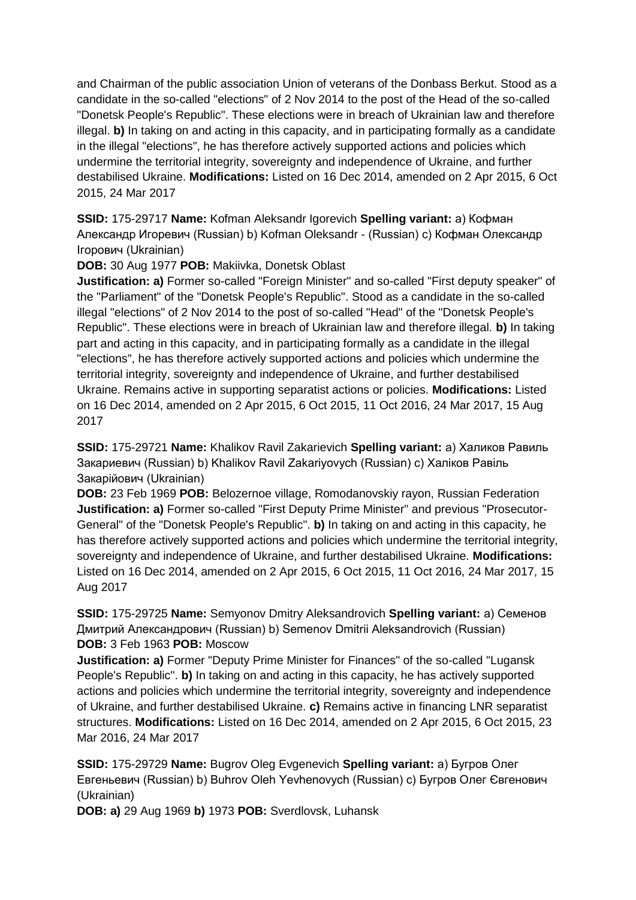and Chairman of the public association Union of veterans of the Donbass Berkut. Stood as a candidate in the so-called "elections" of 2 Nov 2014 to the post of the Head of the so-called "Donetsk People's Republic". These elections were in breach of Ukrainian law and therefore illegal. **b)** In taking on and acting in this capacity, and in participating formally as a candidate in the illegal "elections", he has therefore actively supported actions and policies which undermine the territorial integrity, sovereignty and independence of Ukraine, and further destabilised Ukraine. **Modifications:** Listed on 16 Dec 2014, amended on 2 Apr 2015, 6 Oct 2015, 24 Mar 2017

**SSID:** 175-29717 **Name:** Kofman Aleksandr Igorevich **Spelling variant:** a) Кофман Александр Игоревич (Russian) b) Kofman Oleksandr - (Russian) c) Кофман Олександр Ігорович (Ukrainian)
**DOB:** 30 Aug 1977 **POB:** Makiivka, Donetsk Oblast
**Justification: a)** Former so-called "Foreign Minister" and so-called "First deputy speaker" of the "Parliament" of the "Donetsk People's Republic". Stood as a candidate in the so-called illegal "elections" of 2 Nov 2014 to the post of so-called "Head" of the "Donetsk People's Republic". These elections were in breach of Ukrainian law and therefore illegal. **b)** In taking part and acting in this capacity, and in participating formally as a candidate in the illegal "elections", he has therefore actively supported actions and policies which undermine the territorial integrity, sovereignty and independence of Ukraine, and further destabilised Ukraine. Remains active in supporting separatist actions or policies. **Modifications:** Listed on 16 Dec 2014, amended on 2 Apr 2015, 6 Oct 2015, 11 Oct 2016, 24 Mar 2017, 15 Aug 2017

**SSID:** 175-29721 **Name:** Khalikov Ravil Zakarievich **Spelling variant:** a) Халиков Равиль Закариевич (Russian) b) Khalikov Ravil Zakariyovych (Russian) c) Халіков Равіль Закарійович (Ukrainian)
**DOB:** 23 Feb 1969 **POB:** Belozernoe village, Romodanovskiy rayon, Russian Federation
**Justification: a)** Former so-called "First Deputy Prime Minister" and previous "Prosecutor-General" of the "Donetsk People's Republic". **b)** In taking on and acting in this capacity, he has therefore actively supported actions and policies which undermine the territorial integrity, sovereignty and independence of Ukraine, and further destabilised Ukraine. **Modifications:** Listed on 16 Dec 2014, amended on 2 Apr 2015, 6 Oct 2015, 11 Oct 2016, 24 Mar 2017, 15 Aug 2017

**SSID:** 175-29725 **Name:** Semyonov Dmitry Aleksandrovich **Spelling variant:** a) Семенов Дмитрий Александрович (Russian) b) Semenov Dmitrii Aleksandrovich (Russian)
**DOB:** 3 Feb 1963 **POB:** Moscow
**Justification: a)** Former "Deputy Prime Minister for Finances" of the so-called "Lugansk People's Republic". **b)** In taking on and acting in this capacity, he has actively supported actions and policies which undermine the territorial integrity, sovereignty and independence of Ukraine, and further destabilised Ukraine. **c)** Remains active in financing LNR separatist structures. **Modifications:** Listed on 16 Dec 2014, amended on 2 Apr 2015, 6 Oct 2015, 23 Mar 2016, 24 Mar 2017

**SSID:** 175-29729 **Name:** Bugrov Oleg Evgenevich **Spelling variant:** a) Бугров Олег Евгеньевич (Russian) b) Buhrov Oleh Yevhenovych (Russian) c) Бугров Олег Євгенович (Ukrainian)
**DOB: a)** 29 Aug 1969 **b)** 1973 **POB:** Sverdlovsk, Luhansk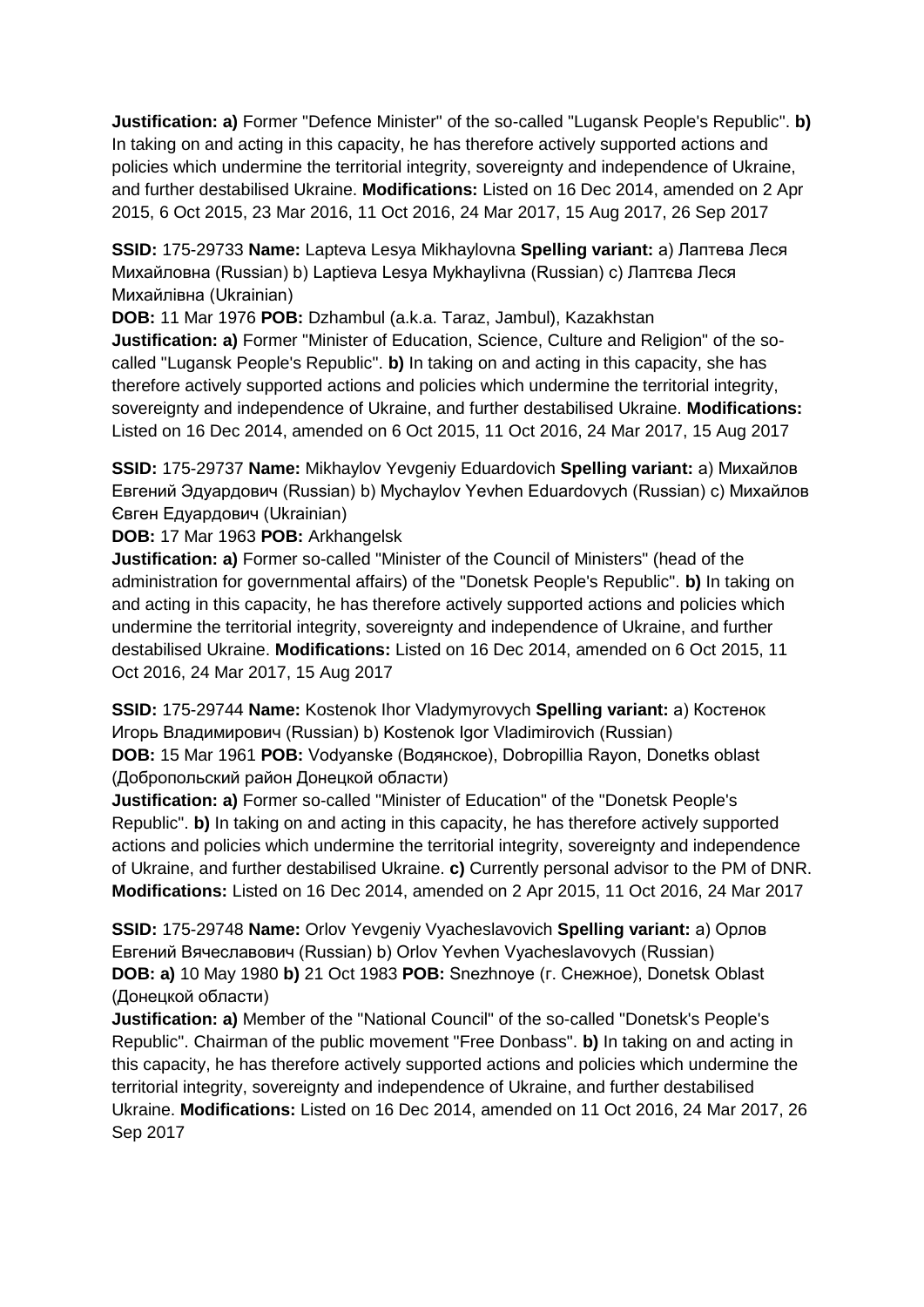**Justification: a)** Former "Defence Minister" of the so-called "Lugansk People's Republic". **b)** In taking on and acting in this capacity, he has therefore actively supported actions and policies which undermine the territorial integrity, sovereignty and independence of Ukraine, and further destabilised Ukraine. **Modifications:** Listed on 16 Dec 2014, amended on 2 Apr 2015, 6 Oct 2015, 23 Mar 2016, 11 Oct 2016, 24 Mar 2017, 15 Aug 2017, 26 Sep 2017

**SSID:** 175-29733 **Name:** Lapteva Lesya Mikhaylovna **Spelling variant:** a) Лаптева Леся Михайловна (Russian) b) Laptieva Lesya Mykhaylivna (Russian) c) Лаптєва Леся Михайлівна (Ukrainian)
**DOB:** 11 Mar 1976 **POB:** Dzhambul (a.k.a. Taraz, Jambul), Kazakhstan
**Justification: a)** Former "Minister of Education, Science, Culture and Religion" of the so-called "Lugansk People's Republic". **b)** In taking on and acting in this capacity, she has therefore actively supported actions and policies which undermine the territorial integrity, sovereignty and independence of Ukraine, and further destabilised Ukraine. **Modifications:** Listed on 16 Dec 2014, amended on 6 Oct 2015, 11 Oct 2016, 24 Mar 2017, 15 Aug 2017

**SSID:** 175-29737 **Name:** Mikhaylov Yevgeniy Eduardovich **Spelling variant:** a) Михайлов Евгений Эдуардович (Russian) b) Mychaylov Yevhen Eduardovych (Russian) c) Михайлов Євген Едуардович (Ukrainian)
**DOB:** 17 Mar 1963 **POB:** Arkhangelsk
**Justification: a)** Former so-called "Minister of the Council of Ministers" (head of the administration for governmental affairs) of the "Donetsk People's Republic". **b)** In taking on and acting in this capacity, he has therefore actively supported actions and policies which undermine the territorial integrity, sovereignty and independence of Ukraine, and further destabilised Ukraine. **Modifications:** Listed on 16 Dec 2014, amended on 6 Oct 2015, 11 Oct 2016, 24 Mar 2017, 15 Aug 2017

**SSID:** 175-29744 **Name:** Kostenok Ihor Vladymyrovych **Spelling variant:** a) Костенок Игорь Владимирович (Russian) b) Kostenok Igor Vladimirovich (Russian)
**DOB:** 15 Mar 1961 **POB:** Vodyanske (Водянское), Dobropillia Rayon, Donetks oblast (Добропольский район Донецкой области)
**Justification: a)** Former so-called "Minister of Education" of the "Donetsk People's Republic". **b)** In taking on and acting in this capacity, he has therefore actively supported actions and policies which undermine the territorial integrity, sovereignty and independence of Ukraine, and further destabilised Ukraine. **c)** Currently personal advisor to the PM of DNR. **Modifications:** Listed on 16 Dec 2014, amended on 2 Apr 2015, 11 Oct 2016, 24 Mar 2017

**SSID:** 175-29748 **Name:** Orlov Yevgeniy Vyacheslavovich **Spelling variant:** a) Орлов Евгений Вячеславович (Russian) b) Orlov Yevhen Vyacheslavovych (Russian)
**DOB: a)** 10 May 1980 **b)** 21 Oct 1983 **POB:** Snezhnoye (г. Снежное), Donetsk Oblast (Донецкой области)
**Justification: a)** Member of the "National Council" of the so-called "Donetsk's People's Republic". Chairman of the public movement "Free Donbass". **b)** In taking on and acting in this capacity, he has therefore actively supported actions and policies which undermine the territorial integrity, sovereignty and independence of Ukraine, and further destabilised Ukraine. **Modifications:** Listed on 16 Dec 2014, amended on 11 Oct 2016, 24 Mar 2017, 26 Sep 2017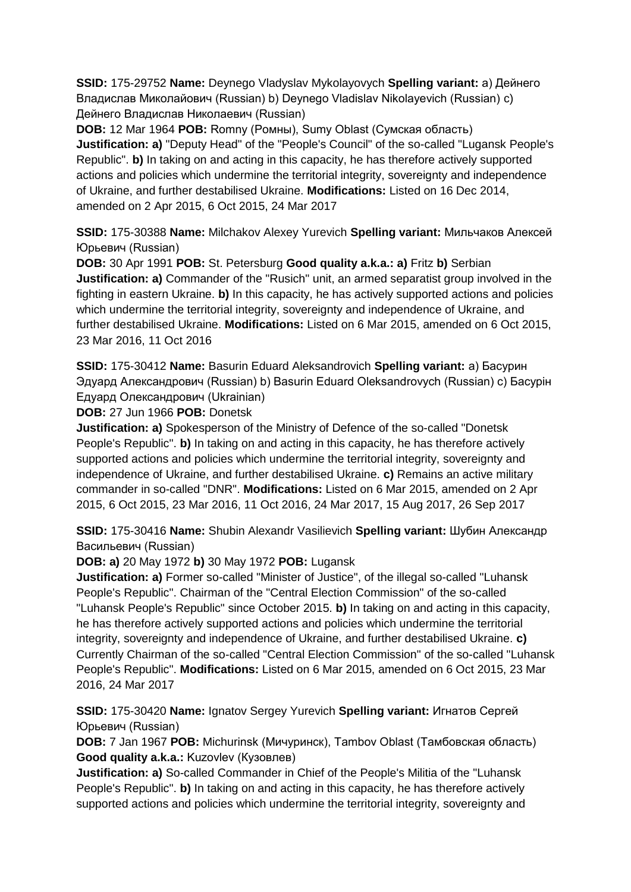**SSID:** 175-29752 **Name:** Deynego Vladyslav Mykolayovych **Spelling variant:** a) Дейнего Владислав Миколайович (Russian) b) Deynego Vladislav Nikolayevich (Russian) c) Дейнего Владислав Николаевич (Russian)
**DOB:** 12 Mar 1964 **POB:** Romny (Ромны), Sumy Oblast (Сумская область)
**Justification: a)** "Deputy Head" of the "People's Council" of the so-called "Lugansk People's Republic". **b)** In taking on and acting in this capacity, he has therefore actively supported actions and policies which undermine the territorial integrity, sovereignty and independence of Ukraine, and further destabilised Ukraine. **Modifications:** Listed on 16 Dec 2014, amended on 2 Apr 2015, 6 Oct 2015, 24 Mar 2017

**SSID:** 175-30388 **Name:** Milchakov Alexey Yurevich **Spelling variant:** Мильчаков Алексей Юрьевич (Russian)
**DOB:** 30 Apr 1991 **POB:** St. Petersburg **Good quality a.k.a.: a)** Fritz **b)** Serbian
**Justification: a)** Commander of the "Rusich" unit, an armed separatist group involved in the fighting in eastern Ukraine. **b)** In this capacity, he has actively supported actions and policies which undermine the territorial integrity, sovereignty and independence of Ukraine, and further destabilised Ukraine. **Modifications:** Listed on 6 Mar 2015, amended on 6 Oct 2015, 23 Mar 2016, 11 Oct 2016

**SSID:** 175-30412 **Name:** Basurin Eduard Aleksandrovich **Spelling variant:** a) Басурин Эдуард Александрович (Russian) b) Basurin Eduard Oleksandrovych (Russian) c) Басурін Едуард Олександрович (Ukrainian)
**DOB:** 27 Jun 1966 **POB:** Donetsk
**Justification: a)** Spokesperson of the Ministry of Defence of the so-called "Donetsk People's Republic". **b)** In taking on and acting in this capacity, he has therefore actively supported actions and policies which undermine the territorial integrity, sovereignty and independence of Ukraine, and further destabilised Ukraine. **c)** Remains an active military commander in so-called "DNR". **Modifications:** Listed on 6 Mar 2015, amended on 2 Apr 2015, 6 Oct 2015, 23 Mar 2016, 11 Oct 2016, 24 Mar 2017, 15 Aug 2017, 26 Sep 2017

**SSID:** 175-30416 **Name:** Shubin Alexandr Vasilievich **Spelling variant:** Шубин Александр Васильевич (Russian)
**DOB: a)** 20 May 1972 **b)** 30 May 1972 **POB:** Lugansk
**Justification: a)** Former so-called "Minister of Justice", of the illegal so-called "Luhansk People's Republic". Chairman of the "Central Election Commission" of the so-called "Luhansk People's Republic" since October 2015. **b)** In taking on and acting in this capacity, he has therefore actively supported actions and policies which undermine the territorial integrity, sovereignty and independence of Ukraine, and further destabilised Ukraine. **c)** Currently Chairman of the so-called "Central Election Commission" of the so-called "Luhansk People's Republic". **Modifications:** Listed on 6 Mar 2015, amended on 6 Oct 2015, 23 Mar 2016, 24 Mar 2017

**SSID:** 175-30420 **Name:** Ignatov Sergey Yurevich **Spelling variant:** Игнатов Сергей Юрьевич (Russian)
**DOB:** 7 Jan 1967 **POB:** Michurinsk (Мичуринск), Tambov Oblast (Тамбовская область) **Good quality a.k.a.:** Kuzovlev (Кузовлев)
**Justification: a)** So-called Commander in Chief of the People's Militia of the "Luhansk People's Republic". **b)** In taking on and acting in this capacity, he has therefore actively supported actions and policies which undermine the territorial integrity, sovereignty and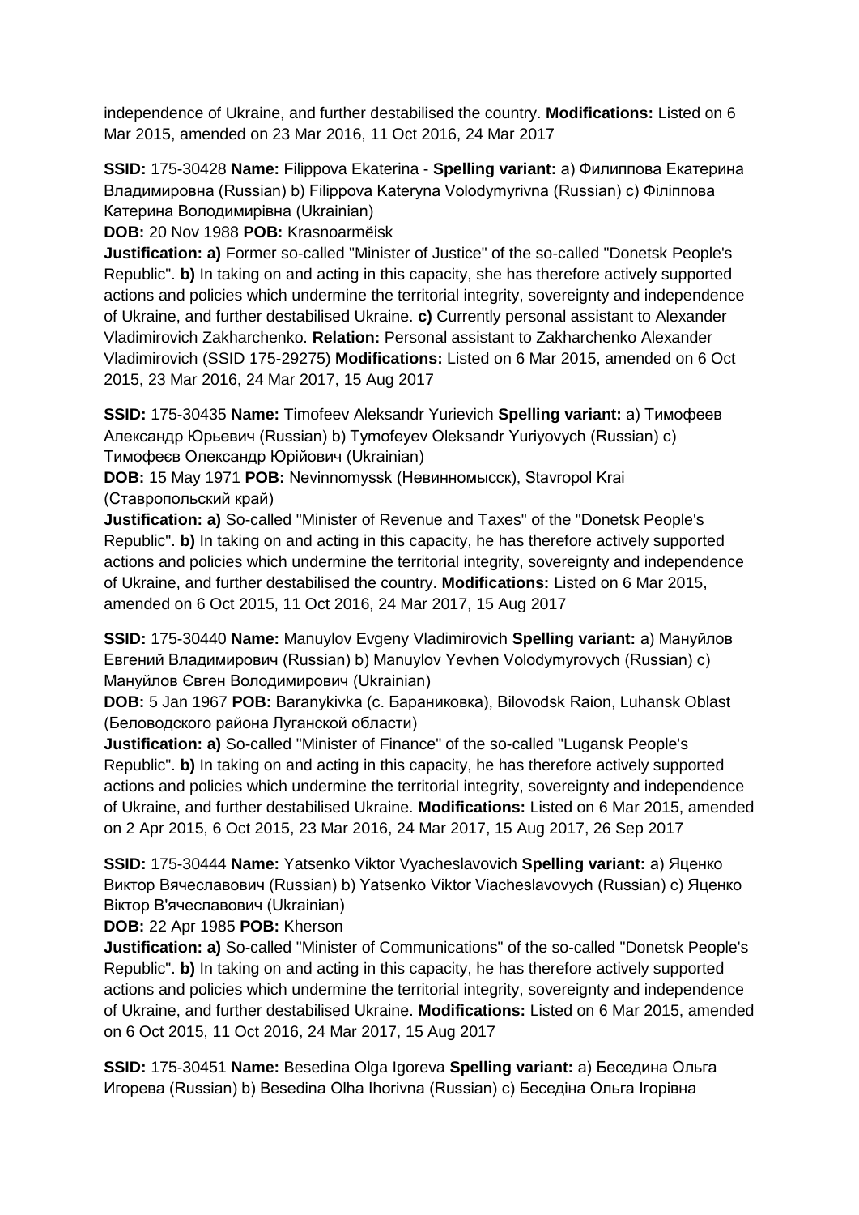independence of Ukraine, and further destabilised the country. **Modifications:** Listed on 6 Mar 2015, amended on 23 Mar 2016, 11 Oct 2016, 24 Mar 2017

**SSID:** 175-30428 **Name:** Filippova Ekaterina - **Spelling variant:** a) Филиппова Екатерина Владимировна (Russian) b) Filippova Kateryna Volodymyrivna (Russian) c) Філіппова Катерина Володимирівна (Ukrainian)

**DOB:** 20 Nov 1988 **POB:** Krasnoarmëisk

**Justification: a)** Former so-called "Minister of Justice" of the so-called "Donetsk People's Republic". **b)** In taking on and acting in this capacity, she has therefore actively supported actions and policies which undermine the territorial integrity, sovereignty and independence of Ukraine, and further destabilised Ukraine. **c)** Currently personal assistant to Alexander Vladimirovich Zakharchenko. **Relation:** Personal assistant to Zakharchenko Alexander Vladimirovich (SSID 175-29275) **Modifications:** Listed on 6 Mar 2015, amended on 6 Oct 2015, 23 Mar 2016, 24 Mar 2017, 15 Aug 2017

**SSID:** 175-30435 **Name:** Timofeev Aleksandr Yurievich **Spelling variant:** a) Тимофеев Александр Юрьевич (Russian) b) Tymofeyev Oleksandr Yuriyovych (Russian) c) Тимофєєв Олександр Юрійович (Ukrainian)

**DOB:** 15 May 1971 **POB:** Nevinnomyssk (Невинномысск), Stavropol Krai (Ставропольский край)

**Justification: a)** So-called "Minister of Revenue and Taxes" of the "Donetsk People's Republic". **b)** In taking on and acting in this capacity, he has therefore actively supported actions and policies which undermine the territorial integrity, sovereignty and independence of Ukraine, and further destabilised the country. **Modifications:** Listed on 6 Mar 2015, amended on 6 Oct 2015, 11 Oct 2016, 24 Mar 2017, 15 Aug 2017

**SSID:** 175-30440 **Name:** Manuylov Evgeny Vladimirovich **Spelling variant:** a) Мануйлов Евгений Владимирович (Russian) b) Manuylov Yevhen Volodymyrovych (Russian) c) Мануйлов Євген Володимирович (Ukrainian)

**DOB:** 5 Jan 1967 **POB:** Baranykivka (с. Бараниковка), Bilovodsk Raion, Luhansk Oblast (Беловодского района Луганской области)

**Justification: a)** So-called "Minister of Finance" of the so-called "Lugansk People's Republic". **b)** In taking on and acting in this capacity, he has therefore actively supported actions and policies which undermine the territorial integrity, sovereignty and independence of Ukraine, and further destabilised Ukraine. **Modifications:** Listed on 6 Mar 2015, amended on 2 Apr 2015, 6 Oct 2015, 23 Mar 2016, 24 Mar 2017, 15 Aug 2017, 26 Sep 2017

**SSID:** 175-30444 **Name:** Yatsenko Viktor Vyacheslavovich **Spelling variant:** a) Яценко Виктор Вячеславович (Russian) b) Yatsenko Viktor Viacheslavovych (Russian) c) Яценко Віктор В'ячеславович (Ukrainian)

**DOB:** 22 Apr 1985 **POB:** Kherson

**Justification: a)** So-called "Minister of Communications" of the so-called "Donetsk People's Republic". **b)** In taking on and acting in this capacity, he has therefore actively supported actions and policies which undermine the territorial integrity, sovereignty and independence of Ukraine, and further destabilised Ukraine. **Modifications:** Listed on 6 Mar 2015, amended on 6 Oct 2015, 11 Oct 2016, 24 Mar 2017, 15 Aug 2017

**SSID:** 175-30451 **Name:** Besedina Olga Igoreva **Spelling variant:** a) Беседина Ольга Игорева (Russian) b) Besedina Olha Ihorivna (Russian) c) Беседіна Ольга Ігорівна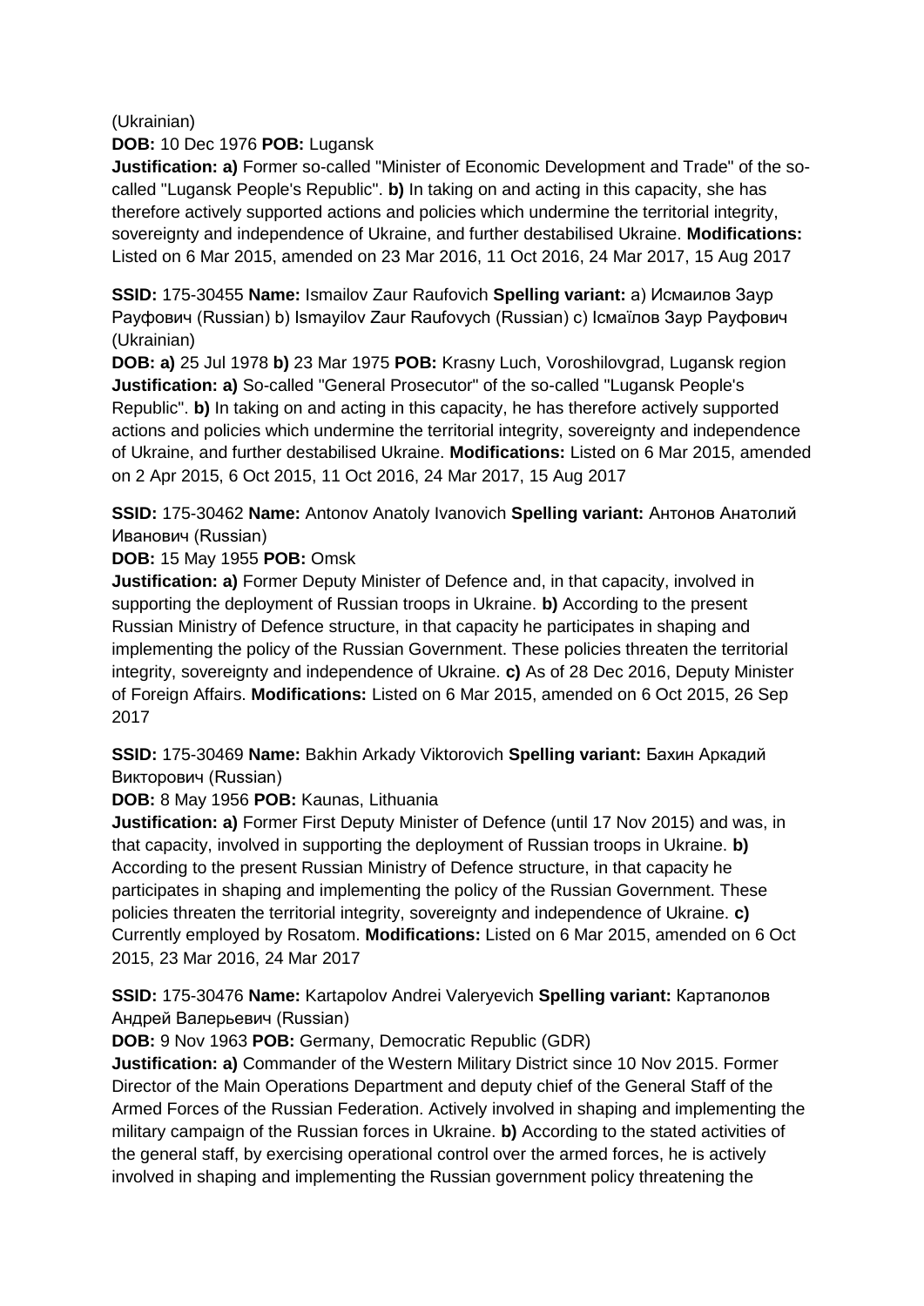(Ukrainian)

**DOB:** 10 Dec 1976 **POB:** Lugansk

**Justification: a)** Former so-called "Minister of Economic Development and Trade" of the so-called "Lugansk People's Republic". **b)** In taking on and acting in this capacity, she has therefore actively supported actions and policies which undermine the territorial integrity, sovereignty and independence of Ukraine, and further destabilised Ukraine. **Modifications:** Listed on 6 Mar 2015, amended on 23 Mar 2016, 11 Oct 2016, 24 Mar 2017, 15 Aug 2017

**SSID:** 175-30455 **Name:** Ismailov Zaur Raufovich **Spelling variant:** a) Исмаилов Заур Рауфович (Russian) b) Ismayilov Zaur Raufovych (Russian) c) Ісмаїлов Заур Рауфович (Ukrainian)

**DOB: a)** 25 Jul 1978 **b)** 23 Mar 1975 **POB:** Krasny Luch, Voroshilovgrad, Lugansk region

**Justification: a)** So-called "General Prosecutor" of the so-called "Lugansk People's Republic". **b)** In taking on and acting in this capacity, he has therefore actively supported actions and policies which undermine the territorial integrity, sovereignty and independence of Ukraine, and further destabilised Ukraine. **Modifications:** Listed on 6 Mar 2015, amended on 2 Apr 2015, 6 Oct 2015, 11 Oct 2016, 24 Mar 2017, 15 Aug 2017

**SSID:** 175-30462 **Name:** Antonov Anatoly Ivanovich **Spelling variant:** Антонов Анатолий Иванович (Russian)

**DOB:** 15 May 1955 **POB:** Omsk

**Justification: a)** Former Deputy Minister of Defence and, in that capacity, involved in supporting the deployment of Russian troops in Ukraine. **b)** According to the present Russian Ministry of Defence structure, in that capacity he participates in shaping and implementing the policy of the Russian Government. These policies threaten the territorial integrity, sovereignty and independence of Ukraine. **c)** As of 28 Dec 2016, Deputy Minister of Foreign Affairs. **Modifications:** Listed on 6 Mar 2015, amended on 6 Oct 2015, 26 Sep 2017

**SSID:** 175-30469 **Name:** Bakhin Arkady Viktorovich **Spelling variant:** Бахин Аркадий Викторович (Russian)

**DOB:** 8 May 1956 **POB:** Kaunas, Lithuania

**Justification: a)** Former First Deputy Minister of Defence (until 17 Nov 2015) and was, in that capacity, involved in supporting the deployment of Russian troops in Ukraine. **b)** According to the present Russian Ministry of Defence structure, in that capacity he participates in shaping and implementing the policy of the Russian Government. These policies threaten the territorial integrity, sovereignty and independence of Ukraine. **c)** Currently employed by Rosatom. **Modifications:** Listed on 6 Mar 2015, amended on 6 Oct 2015, 23 Mar 2016, 24 Mar 2017

**SSID:** 175-30476 **Name:** Kartapolov Andrei Valeryevich **Spelling variant:** Картаполов Андрей Валерьевич (Russian)

**DOB:** 9 Nov 1963 **POB:** Germany, Democratic Republic (GDR)

**Justification: a)** Commander of the Western Military District since 10 Nov 2015. Former Director of the Main Operations Department and deputy chief of the General Staff of the Armed Forces of the Russian Federation. Actively involved in shaping and implementing the military campaign of the Russian forces in Ukraine. **b)** According to the stated activities of the general staff, by exercising operational control over the armed forces, he is actively involved in shaping and implementing the Russian government policy threatening the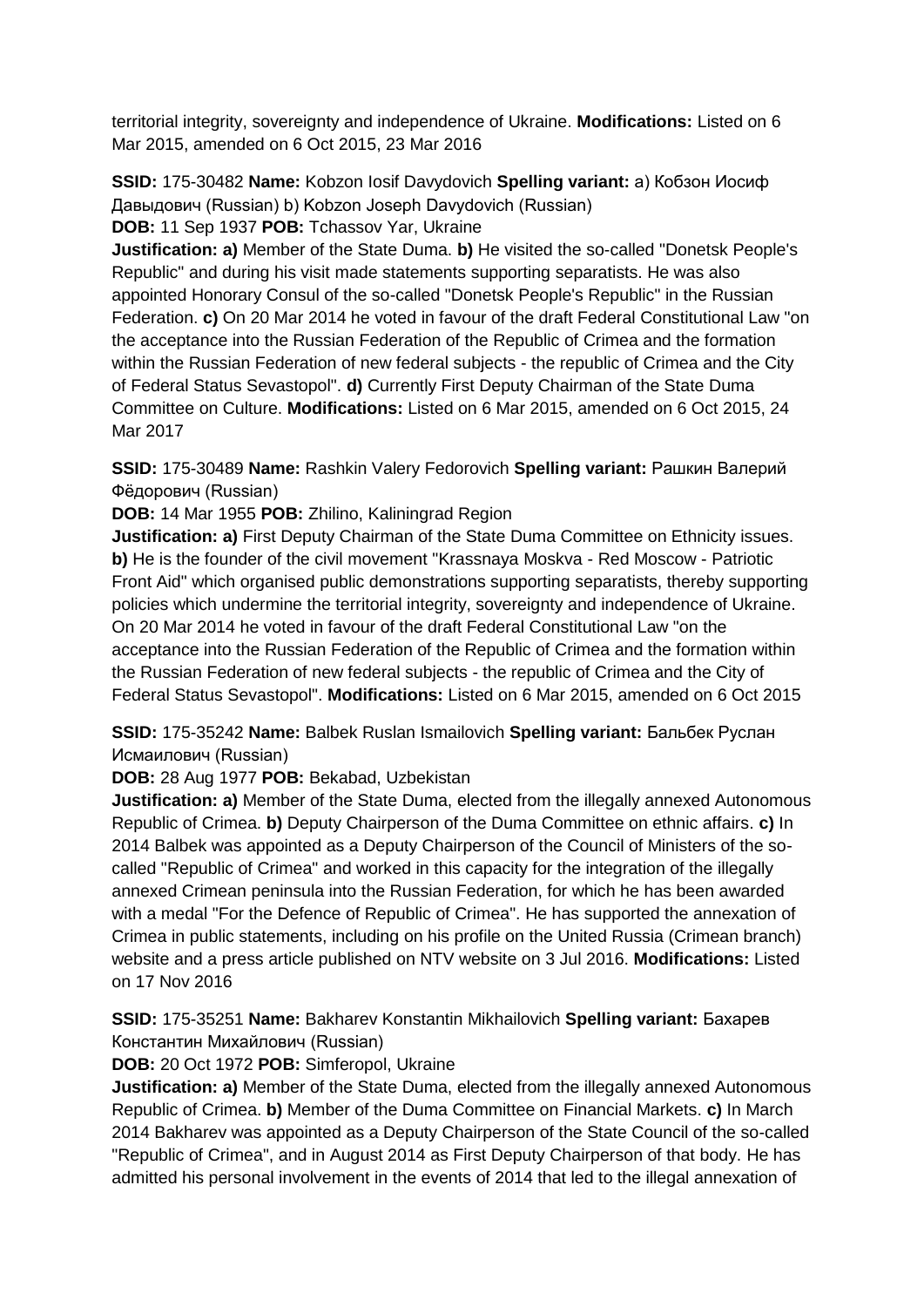territorial integrity, sovereignty and independence of Ukraine. **Modifications:** Listed on 6 Mar 2015, amended on 6 Oct 2015, 23 Mar 2016

**SSID:** 175-30482 **Name:** Kobzon Iosif Davydovich **Spelling variant:** a) Кобзон Иосиф Давыдович (Russian) b) Kobzon Joseph Davydovich (Russian)
**DOB:** 11 Sep 1937 **POB:** Tchassov Yar, Ukraine
**Justification: a)** Member of the State Duma. **b)** He visited the so-called "Donetsk People's Republic" and during his visit made statements supporting separatists. He was also appointed Honorary Consul of the so-called "Donetsk People's Republic" in the Russian Federation. **c)** On 20 Mar 2014 he voted in favour of the draft Federal Constitutional Law "on the acceptance into the Russian Federation of the Republic of Crimea and the formation within the Russian Federation of new federal subjects - the republic of Crimea and the City of Federal Status Sevastopol". **d)** Currently First Deputy Chairman of the State Duma Committee on Culture. **Modifications:** Listed on 6 Mar 2015, amended on 6 Oct 2015, 24 Mar 2017

**SSID:** 175-30489 **Name:** Rashkin Valery Fedorovich **Spelling variant:** Рашкин Валерий Фёдорович (Russian)
**DOB:** 14 Mar 1955 **POB:** Zhilino, Kaliningrad Region
**Justification: a)** First Deputy Chairman of the State Duma Committee on Ethnicity issues. **b)** He is the founder of the civil movement "Krassnaya Moskva - Red Moscow - Patriotic Front Aid" which organised public demonstrations supporting separatists, thereby supporting policies which undermine the territorial integrity, sovereignty and independence of Ukraine. On 20 Mar 2014 he voted in favour of the draft Federal Constitutional Law "on the acceptance into the Russian Federation of the Republic of Crimea and the formation within the Russian Federation of new federal subjects - the republic of Crimea and the City of Federal Status Sevastopol". **Modifications:** Listed on 6 Mar 2015, amended on 6 Oct 2015

**SSID:** 175-35242 **Name:** Balbek Ruslan Ismailovich **Spelling variant:** Бальбек Руслан Исмаилович (Russian)
**DOB:** 28 Aug 1977 **POB:** Bekabad, Uzbekistan
**Justification: a)** Member of the State Duma, elected from the illegally annexed Autonomous Republic of Crimea. **b)** Deputy Chairperson of the Duma Committee on ethnic affairs. **c)** In 2014 Balbek was appointed as a Deputy Chairperson of the Council of Ministers of the so-called "Republic of Crimea" and worked in this capacity for the integration of the illegally annexed Crimean peninsula into the Russian Federation, for which he has been awarded with a medal "For the Defence of Republic of Crimea". He has supported the annexation of Crimea in public statements, including on his profile on the United Russia (Crimean branch) website and a press article published on NTV website on 3 Jul 2016. **Modifications:** Listed on 17 Nov 2016

**SSID:** 175-35251 **Name:** Bakharev Konstantin Mikhailovich **Spelling variant:** Бахарев Константин Михайлович (Russian)
**DOB:** 20 Oct 1972 **POB:** Simferopol, Ukraine
**Justification: a)** Member of the State Duma, elected from the illegally annexed Autonomous Republic of Crimea. **b)** Member of the Duma Committee on Financial Markets. **c)** In March 2014 Bakharev was appointed as a Deputy Chairperson of the State Council of the so-called "Republic of Crimea", and in August 2014 as First Deputy Chairperson of that body. He has admitted his personal involvement in the events of 2014 that led to the illegal annexation of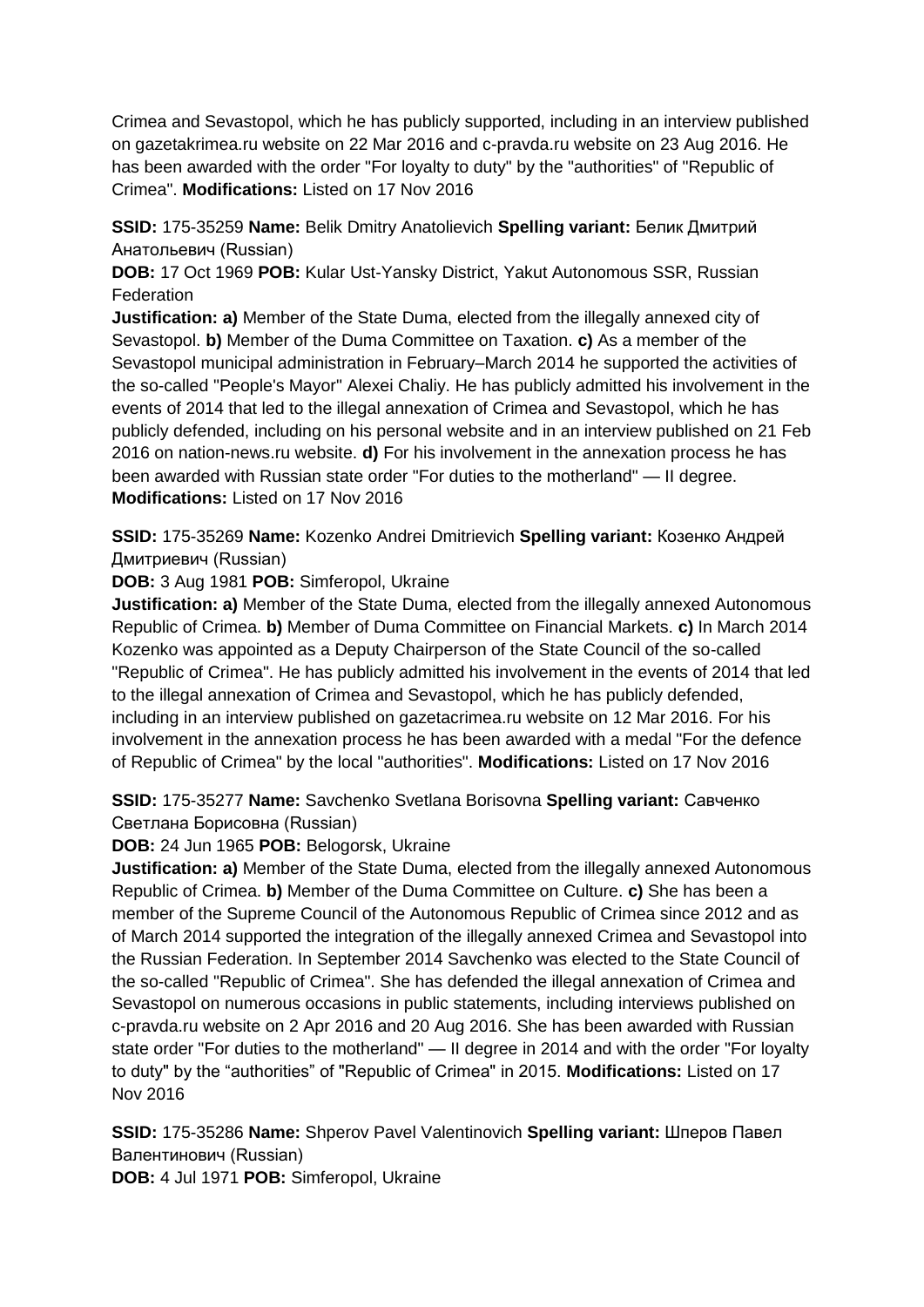Crimea and Sevastopol, which he has publicly supported, including in an interview published on gazetakrimea.ru website on 22 Mar 2016 and c-pravda.ru website on 23 Aug 2016. He has been awarded with the order "For loyalty to duty" by the "authorities" of "Republic of Crimea". **Modifications:** Listed on 17 Nov 2016

**SSID:** 175-35259 **Name:** Belik Dmitry Anatolievich **Spelling variant:** Белик Дмитрий Анатольевич (Russian)

**DOB:** 17 Oct 1969 **POB:** Kular Ust-Yansky District, Yakut Autonomous SSR, Russian Federation

**Justification: a)** Member of the State Duma, elected from the illegally annexed city of Sevastopol. **b)** Member of the Duma Committee on Taxation. **c)** As a member of the Sevastopol municipal administration in February–March 2014 he supported the activities of the so-called "People's Mayor" Alexei Chaliy. He has publicly admitted his involvement in the events of 2014 that led to the illegal annexation of Crimea and Sevastopol, which he has publicly defended, including on his personal website and in an interview published on 21 Feb 2016 on nation-news.ru website. **d)** For his involvement in the annexation process he has been awarded with Russian state order "For duties to the motherland" — II degree. **Modifications:** Listed on 17 Nov 2016

**SSID:** 175-35269 **Name:** Kozenko Andrei Dmitrievich **Spelling variant:** Козенко Андрей Дмитриевич (Russian)

**DOB:** 3 Aug 1981 **POB:** Simferopol, Ukraine

**Justification: a)** Member of the State Duma, elected from the illegally annexed Autonomous Republic of Crimea. **b)** Member of Duma Committee on Financial Markets. **c)** In March 2014 Kozenko was appointed as a Deputy Chairperson of the State Council of the so-called "Republic of Crimea". He has publicly admitted his involvement in the events of 2014 that led to the illegal annexation of Crimea and Sevastopol, which he has publicly defended, including in an interview published on gazetacrimea.ru website on 12 Mar 2016. For his involvement in the annexation process he has been awarded with a medal "For the defence of Republic of Crimea" by the local "authorities". **Modifications:** Listed on 17 Nov 2016

**SSID:** 175-35277 **Name:** Savchenko Svetlana Borisovna **Spelling variant:** Савченко Светлана Борисовна (Russian)

**DOB:** 24 Jun 1965 **POB:** Belogorsk, Ukraine

**Justification: a)** Member of the State Duma, elected from the illegally annexed Autonomous Republic of Crimea. **b)** Member of the Duma Committee on Culture. **c)** She has been a member of the Supreme Council of the Autonomous Republic of Crimea since 2012 and as of March 2014 supported the integration of the illegally annexed Crimea and Sevastopol into the Russian Federation. In September 2014 Savchenko was elected to the State Council of the so-called "Republic of Crimea". She has defended the illegal annexation of Crimea and Sevastopol on numerous occasions in public statements, including interviews published on c-pravda.ru website on 2 Apr 2016 and 20 Aug 2016. She has been awarded with Russian state order "For duties to the motherland" — II degree in 2014 and with the order "For loyalty to duty" by the “authorities” of "Republic of Crimea" in 2015. **Modifications:** Listed on 17 Nov 2016

**SSID:** 175-35286 **Name:** Shperov Pavel Valentinovich **Spelling variant:** Шперов Павел Валентинович (Russian)

**DOB:** 4 Jul 1971 **POB:** Simferopol, Ukraine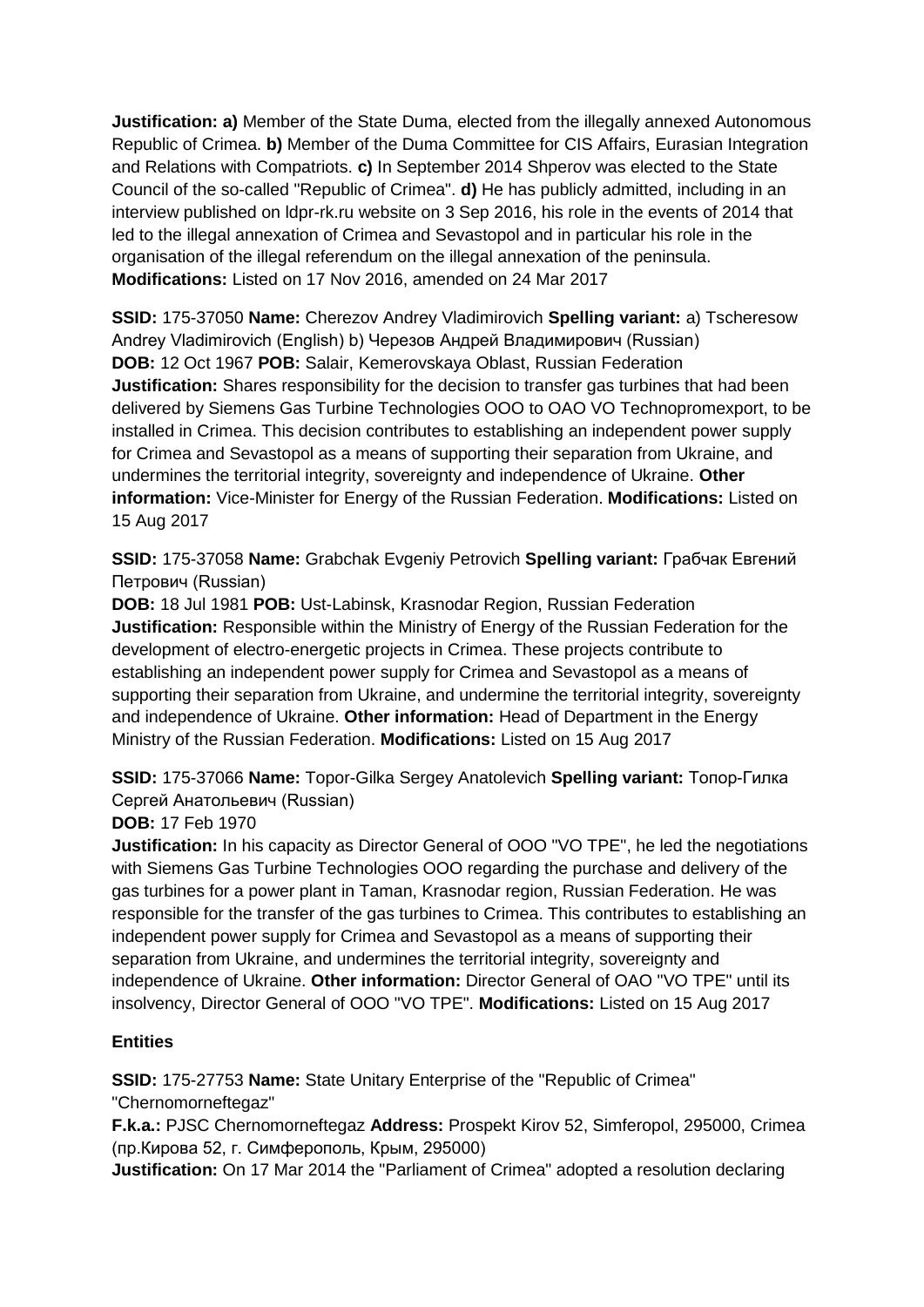**Justification: a)** Member of the State Duma, elected from the illegally annexed Autonomous Republic of Crimea. **b)** Member of the Duma Committee for CIS Affairs, Eurasian Integration and Relations with Compatriots. **c)** In September 2014 Shperov was elected to the State Council of the so-called "Republic of Crimea". **d)** He has publicly admitted, including in an interview published on ldpr-rk.ru website on 3 Sep 2016, his role in the events of 2014 that led to the illegal annexation of Crimea and Sevastopol and in particular his role in the organisation of the illegal referendum on the illegal annexation of the peninsula. **Modifications:** Listed on 17 Nov 2016, amended on 24 Mar 2017

**SSID:** 175-37050 **Name:** Cherezov Andrey Vladimirovich **Spelling variant:** a) Tscheresow Andrey Vladimirovich (English) b) Черезов Андрей Владимирович (Russian) **DOB:** 12 Oct 1967 **POB:** Salair, Kemerovskaya Oblast, Russian Federation **Justification:** Shares responsibility for the decision to transfer gas turbines that had been delivered by Siemens Gas Turbine Technologies OOO to OAO VO Technopromexport, to be installed in Crimea. This decision contributes to establishing an independent power supply for Crimea and Sevastopol as a means of supporting their separation from Ukraine, and undermines the territorial integrity, sovereignty and independence of Ukraine. **Other information:** Vice-Minister for Energy of the Russian Federation. **Modifications:** Listed on 15 Aug 2017

**SSID:** 175-37058 **Name:** Grabchak Evgeniy Petrovich **Spelling variant:** Грабчак Евгений Петрович (Russian) **DOB:** 18 Jul 1981 **POB:** Ust-Labinsk, Krasnodar Region, Russian Federation **Justification:** Responsible within the Ministry of Energy of the Russian Federation for the development of electro-energetic projects in Crimea. These projects contribute to establishing an independent power supply for Crimea and Sevastopol as a means of supporting their separation from Ukraine, and undermine the territorial integrity, sovereignty and independence of Ukraine. **Other information:** Head of Department in the Energy Ministry of the Russian Federation. **Modifications:** Listed on 15 Aug 2017

**SSID:** 175-37066 **Name:** Topor-Gilka Sergey Anatolevich **Spelling variant:** Топор-Гилка Сергей Анатольевич (Russian) **DOB:** 17 Feb 1970 **Justification:** In his capacity as Director General of OOO "VO TPE", he led the negotiations with Siemens Gas Turbine Technologies OOO regarding the purchase and delivery of the gas turbines for a power plant in Taman, Krasnodar region, Russian Federation. He was responsible for the transfer of the gas turbines to Crimea. This contributes to establishing an independent power supply for Crimea and Sevastopol as a means of supporting their separation from Ukraine, and undermines the territorial integrity, sovereignty and independence of Ukraine. **Other information:** Director General of OAO "VO TPE" until its insolvency, Director General of OOO "VO TPE". **Modifications:** Listed on 15 Aug 2017

## Entities

**SSID:** 175-27753 **Name:** State Unitary Enterprise of the "Republic of Crimea" "Chernomorneftegaz" **F.k.a.:** PJSC Chernomorneftegaz **Address:** Prospekt Kirov 52, Simferopol, 295000, Crimea (пр.Кирова 52, г. Симферополь, Крым, 295000) **Justification:** On 17 Mar 2014 the "Parliament of Crimea" adopted a resolution declaring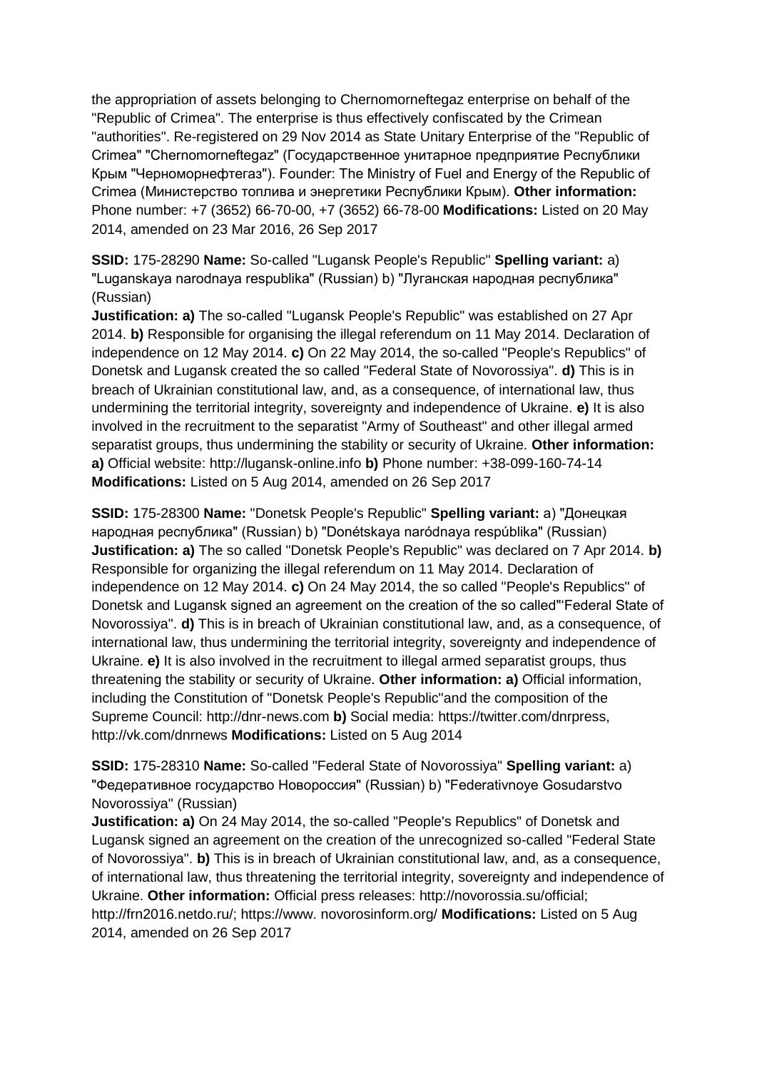the appropriation of assets belonging to Chernomorneftegaz enterprise on behalf of the "Republic of Crimea". The enterprise is thus effectively confiscated by the Crimean "authorities". Re-registered on 29 Nov 2014 as State Unitary Enterprise of the "Republic of Crimea" "Chernomorneftegaz" (Государственное унитарное предприятие Республики Крым "Черноморнефтегаз"). Founder: The Ministry of Fuel and Energy of the Republic of Crimea (Министерство топлива и энергетики Республики Крым). **Other information:** Phone number: +7 (3652) 66-70-00, +7 (3652) 66-78-00 **Modifications:** Listed on 20 May 2014, amended on 23 Mar 2016, 26 Sep 2017

**SSID:** 175-28290 **Name:** So-called "Lugansk People's Republic" **Spelling variant:** a) "Luganskaya narodnaya respublika" (Russian) b) "Луганская народная республика" (Russian)
**Justification: a)** The so-called "Lugansk People's Republic" was established on 27 Apr 2014. **b)** Responsible for organising the illegal referendum on 11 May 2014. Declaration of independence on 12 May 2014. **c)** On 22 May 2014, the so-called "People's Republics" of Donetsk and Lugansk created the so called "Federal State of Novorossiya". **d)** This is in breach of Ukrainian constitutional law, and, as a consequence, of international law, thus undermining the territorial integrity, sovereignty and independence of Ukraine. **e)** It is also involved in the recruitment to the separatist "Army of Southeast" and other illegal armed separatist groups, thus undermining the stability or security of Ukraine. **Other information: a)** Official website: http://lugansk-online.info **b)** Phone number: +38-099-160-74-14 **Modifications:** Listed on 5 Aug 2014, amended on 26 Sep 2017

**SSID:** 175-28300 **Name:** "Donetsk People's Republic" **Spelling variant:** a) "Донецкая народная республика" (Russian) b) "Donétskaya naródnaya respúblika" (Russian)
**Justification: a)** The so called "Donetsk People's Republic" was declared on 7 Apr 2014. **b)** Responsible for organizing the illegal referendum on 11 May 2014. Declaration of independence on 12 May 2014. **c)** On 24 May 2014, the so called "People's Republics" of Donetsk and Lugansk signed an agreement on the creation of the so called"'Federal State of Novorossiya". **d)** This is in breach of Ukrainian constitutional law, and, as a consequence, of international law, thus undermining the territorial integrity, sovereignty and independence of Ukraine. **e)** It is also involved in the recruitment to illegal armed separatist groups, thus threatening the stability or security of Ukraine. **Other information: a)** Official information, including the Constitution of "Donetsk People's Republic"and the composition of the Supreme Council: http://dnr-news.com **b)** Social media: https://twitter.com/dnrpress, http://vk.com/dnrnews **Modifications:** Listed on 5 Aug 2014

**SSID:** 175-28310 **Name:** So-called "Federal State of Novorossiya" **Spelling variant:** a) "Федеративное государство Новороссия" (Russian) b) "Federativnoye Gosudarstvo Novorossiya" (Russian)
**Justification: a)** On 24 May 2014, the so-called "People's Republics" of Donetsk and Lugansk signed an agreement on the creation of the unrecognized so-called "Federal State of Novorossiya". **b)** This is in breach of Ukrainian constitutional law, and, as a consequence, of international law, thus threatening the territorial integrity, sovereignty and independence of Ukraine. **Other information:** Official press releases: http://novorossia.su/official; http://frn2016.netdo.ru/; https://www. novorosinform.org/ **Modifications:** Listed on 5 Aug 2014, amended on 26 Sep 2017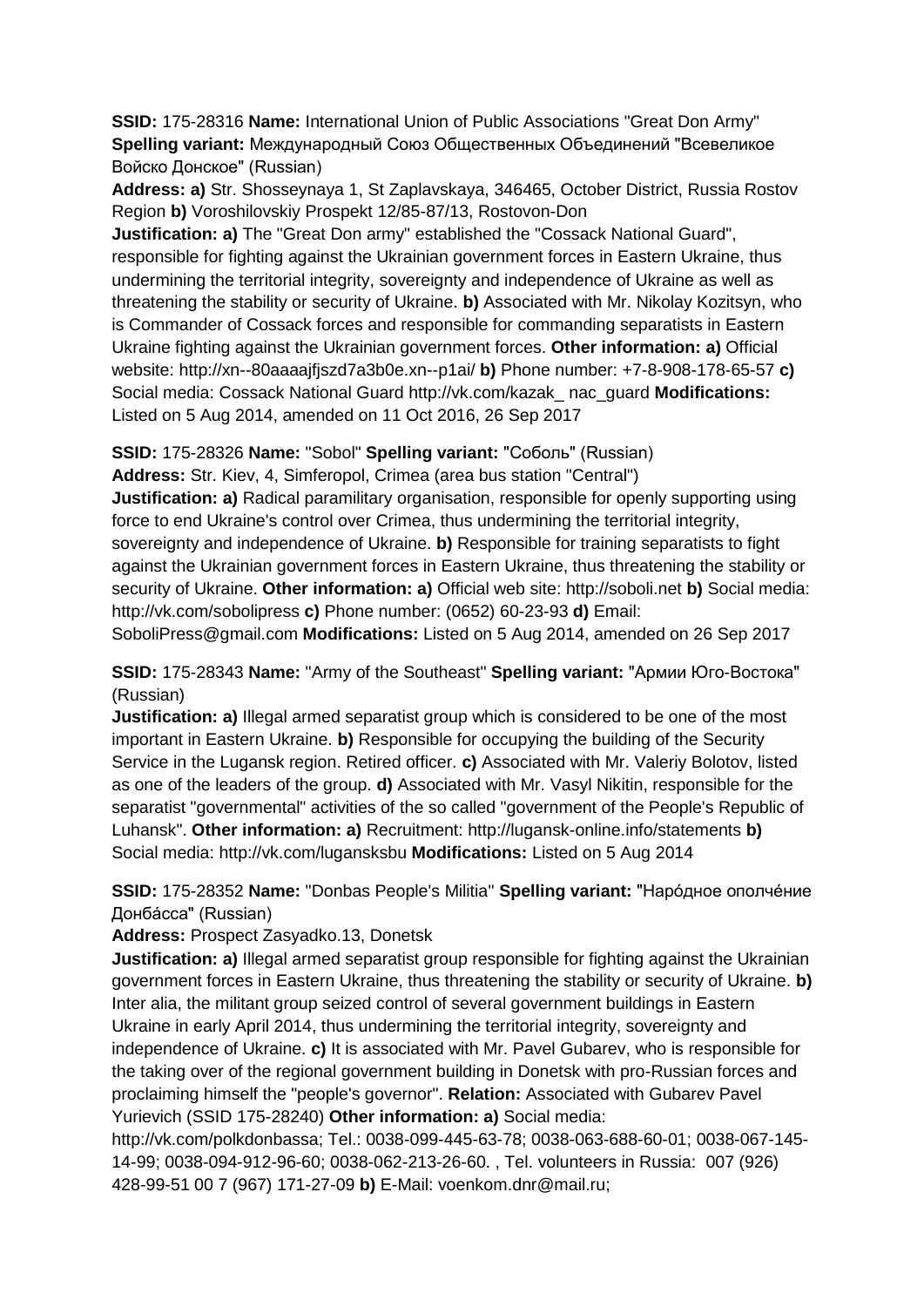**SSID:** 175-28316 **Name:** International Union of Public Associations "Great Don Army" **Spelling variant:** Международный Союз Общественных Объединений "Всевеликое Войско Донское" (Russian)
**Address: a)** Str. Shosseynaya 1, St Zaplavskaya, 346465, October District, Russia Rostov Region **b)** Voroshilovskiy Prospekt 12/85-87/13, Rostovon-Don
**Justification: a)** The "Great Don army" established the "Cossack National Guard", responsible for fighting against the Ukrainian government forces in Eastern Ukraine, thus undermining the territorial integrity, sovereignty and independence of Ukraine as well as threatening the stability or security of Ukraine. **b)** Associated with Mr. Nikolay Kozitsyn, who is Commander of Cossack forces and responsible for commanding separatists in Eastern Ukraine fighting against the Ukrainian government forces. **Other information: a)** Official website: http://xn--80aaaajfjszd7a3b0e.xn--p1ai/ **b)** Phone number: +7-8-908-178-65-57 **c)** Social media: Cossack National Guard http://vk.com/kazak_ nac_guard **Modifications:** Listed on 5 Aug 2014, amended on 11 Oct 2016, 26 Sep 2017

**SSID:** 175-28326 **Name:** "Sobol" **Spelling variant:** "Соболь" (Russian)
**Address:** Str. Kiev, 4, Simferopol, Crimea (area bus station "Central")
**Justification: a)** Radical paramilitary organisation, responsible for openly supporting using force to end Ukraine's control over Crimea, thus undermining the territorial integrity, sovereignty and independence of Ukraine. **b)** Responsible for training separatists to fight against the Ukrainian government forces in Eastern Ukraine, thus threatening the stability or security of Ukraine. **Other information: a)** Official web site: http://soboli.net **b)** Social media: http://vk.com/sobolipress **c)** Phone number: (0652) 60-23-93 **d)** Email: SoboliPress@gmail.com **Modifications:** Listed on 5 Aug 2014, amended on 26 Sep 2017

**SSID:** 175-28343 **Name:** "Army of the Southeast" **Spelling variant:** "Армии Юго-Востока" (Russian)
**Justification: a)** Illegal armed separatist group which is considered to be one of the most important in Eastern Ukraine. **b)** Responsible for occupying the building of the Security Service in the Lugansk region. Retired officer. **c)** Associated with Mr. Valeriy Bolotov, listed as one of the leaders of the group. **d)** Associated with Mr. Vasyl Nikitin, responsible for the separatist "governmental" activities of the so called "government of the People's Republic of Luhansk". **Other information: a)** Recruitment: http://lugansk-online.info/statements **b)** Social media: http://vk.com/lugansksbu **Modifications:** Listed on 5 Aug 2014

**SSID:** 175-28352 **Name:** "Donbas People's Militia" **Spelling variant:** "Наро́дное ополче́ние Донба́сса" (Russian)
**Address:** Prospect Zasyadko.13, Donetsk
**Justification: a)** Illegal armed separatist group responsible for fighting against the Ukrainian government forces in Eastern Ukraine, thus threatening the stability or security of Ukraine. **b)** Inter alia, the militant group seized control of several government buildings in Eastern Ukraine in early April 2014, thus undermining the territorial integrity, sovereignty and independence of Ukraine. **c)** It is associated with Mr. Pavel Gubarev, who is responsible for the taking over of the regional government building in Donetsk with pro-Russian forces and proclaiming himself the "people's governor". **Relation:** Associated with Gubarev Pavel Yurievich (SSID 175-28240) **Other information: a)** Social media: http://vk.com/polkdonbassa; Tel.: 0038-099-445-63-78; 0038-063-688-60-01; 0038-067-145-14-99; 0038-094-912-96-60; 0038-062-213-26-60. , Tel. volunteers in Russia: 007 (926) 428-99-51 00 7 (967) 171-27-09 **b)** E-Mail: voenkom.dnr@mail.ru;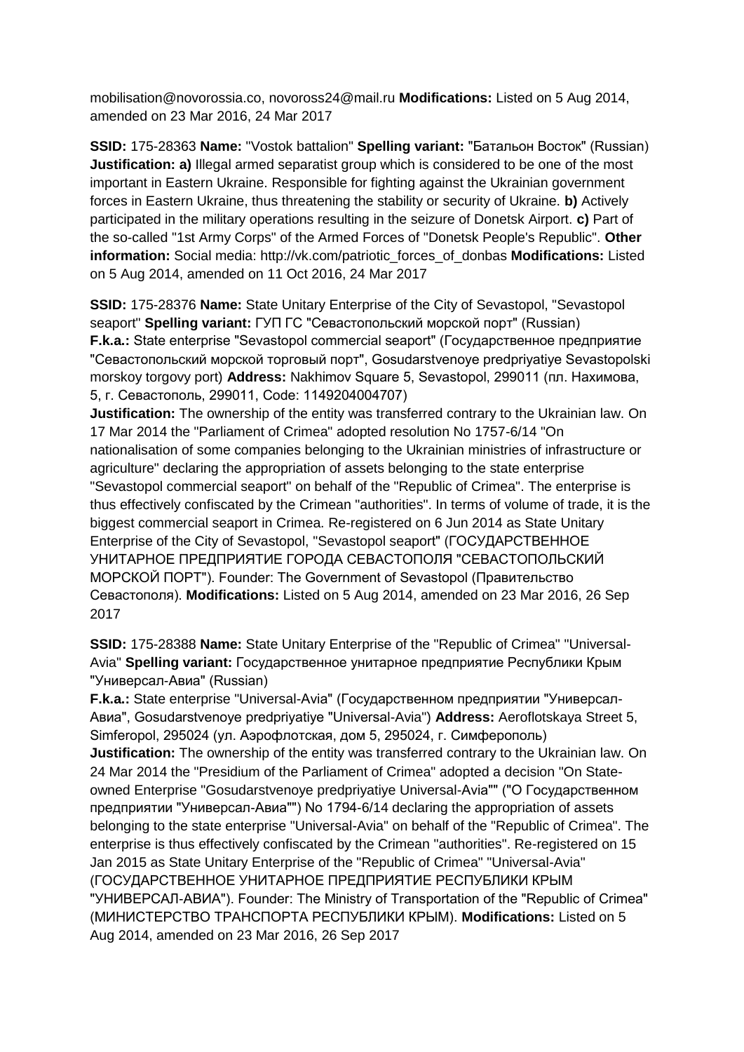mobilisation@novorossia.co, novoross24@mail.ru **Modifications:** Listed on 5 Aug 2014, amended on 23 Mar 2016, 24 Mar 2017

**SSID:** 175-28363 **Name:** "Vostok battalion" **Spelling variant:** "Батальон Восток" (Russian) **Justification: a)** Illegal armed separatist group which is considered to be one of the most important in Eastern Ukraine. Responsible for fighting against the Ukrainian government forces in Eastern Ukraine, thus threatening the stability or security of Ukraine. **b)** Actively participated in the military operations resulting in the seizure of Donetsk Airport. **c)** Part of the so-called "1st Army Corps" of the Armed Forces of "Donetsk People's Republic". **Other information:** Social media: http://vk.com/patriotic_forces_of_donbas **Modifications:** Listed on 5 Aug 2014, amended on 11 Oct 2016, 24 Mar 2017

**SSID:** 175-28376 **Name:** State Unitary Enterprise of the City of Sevastopol, "Sevastopol seaport" **Spelling variant:** ГУП ГС "Севастопольский морской порт" (Russian) **F.k.a.:** State enterprise "Sevastopol commercial seaport" (Государственное предприятие "Севастопольский морской торговый порт", Gosudarstvenoye predpriyatiye Sevastopolski morskoy torgovy port) **Address:** Nakhimov Square 5, Sevastopol, 299011 (пл. Нахимова, 5, г. Севастополь, 299011, Code: 1149204004707)
**Justification:** The ownership of the entity was transferred contrary to the Ukrainian law. On 17 Mar 2014 the "Parliament of Crimea" adopted resolution No 1757-6/14 "On nationalisation of some companies belonging to the Ukrainian ministries of infrastructure or agriculture" declaring the appropriation of assets belonging to the state enterprise "Sevastopol commercial seaport" on behalf of the "Republic of Crimea". The enterprise is thus effectively confiscated by the Crimean "authorities". In terms of volume of trade, it is the biggest commercial seaport in Crimea. Re-registered on 6 Jun 2014 as State Unitary Enterprise of the City of Sevastopol, "Sevastopol seaport" (ГОСУДАРСТВЕННОЕ УНИТАРНОЕ ПРЕДПРИЯТИЕ ГОРОДА СЕВАСТОПОЛЯ "СЕВАСТОПОЛЬСКИЙ МОРСКОЙ ПОРТ"). Founder: The Government of Sevastopol (Правительство Севастополя). **Modifications:** Listed on 5 Aug 2014, amended on 23 Mar 2016, 26 Sep 2017

**SSID:** 175-28388 **Name:** State Unitary Enterprise of the "Republic of Crimea" "Universal-Avia" **Spelling variant:** Государственное унитарное предприятие Республики Крым "Универсал-Авиа" (Russian)
**F.k.a.:** State enterprise "Universal-Avia" (Государственном предприятии "Универсал-Авиа", Gosudarstvenoye predpriyatiye "Universal-Avia") **Address:** Aeroflotskaya Street 5, Simferopol, 295024 (ул. Аэрофлотская, дом 5, 295024, г. Симферополь)
**Justification:** The ownership of the entity was transferred contrary to the Ukrainian law. On 24 Mar 2014 the "Presidium of the Parliament of Crimea" adopted a decision "On State-owned Enterprise "Gosudarstvenoye predpriyatiye Universal-Avia"" ("О Государственном предприятии "Универсал-Авиа"") No 1794-6/14 declaring the appropriation of assets belonging to the state enterprise "Universal-Avia" on behalf of the "Republic of Crimea". The enterprise is thus effectively confiscated by the Crimean "authorities". Re-registered on 15 Jan 2015 as State Unitary Enterprise of the "Republic of Crimea" "Universal-Avia" (ГОСУДАРСТВЕННОЕ УНИТАРНОЕ ПРЕДПРИЯТИЕ РЕСПУБЛИКИ КРЫМ "УНИВЕРСАЛ-АВИА"). Founder: The Ministry of Transportation of the "Republic of Crimea" (МИНИСТЕРСТВО ТРАНСПОРТА РЕСПУБЛИКИ КРЫМ). **Modifications:** Listed on 5 Aug 2014, amended on 23 Mar 2016, 26 Sep 2017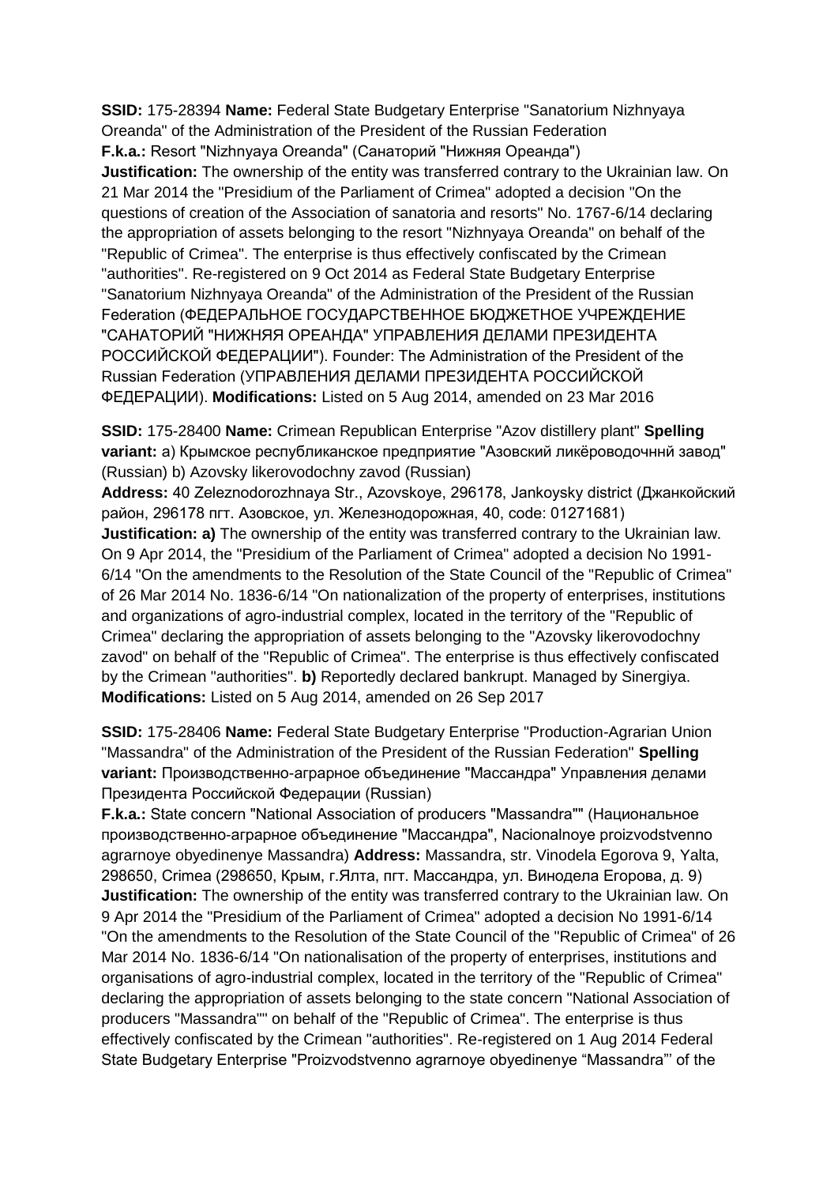**SSID:** 175-28394 **Name:** Federal State Budgetary Enterprise "Sanatorium Nizhnyaya Oreanda" of the Administration of the President of the Russian Federation
**F.k.a.:** Resort "Nizhnyaya Oreanda" (Санаторий "Нижняя Ореанда")
**Justification:** The ownership of the entity was transferred contrary to the Ukrainian law. On 21 Mar 2014 the "Presidium of the Parliament of Crimea" adopted a decision "On the questions of creation of the Association of sanatoria and resorts" No. 1767-6/14 declaring the appropriation of assets belonging to the resort "Nizhnyaya Oreanda" on behalf of the "Republic of Crimea". The enterprise is thus effectively confiscated by the Crimean "authorities". Re-registered on 9 Oct 2014 as Federal State Budgetary Enterprise "Sanatorium Nizhnyaya Oreanda" of the Administration of the President of the Russian Federation (ФЕДЕРАЛЬНОЕ ГОСУДАРСТВЕННОЕ БЮДЖЕТНОЕ УЧРЕЖДЕНИЕ "САНАТОРИЙ "НИЖНЯЯ ОРЕАНДА" УПРАВЛЕНИЯ ДЕЛАМИ ПРЕЗИДЕНТА РОССИЙСКОЙ ФЕДЕРАЦИИ"). Founder: The Administration of the President of the Russian Federation (УПРАВЛЕНИЯ ДЕЛАМИ ПРЕЗИДЕНТА РОССИЙСКОЙ ФЕДЕРАЦИИ). **Modifications:** Listed on 5 Aug 2014, amended on 23 Mar 2016

**SSID:** 175-28400 **Name:** Crimean Republican Enterprise "Azov distillery plant" **Spelling variant:** a) Крымское республиканское предприятие "Азовский ликёроводочннй завод" (Russian) b) Azovsky likerovodochny zavod (Russian)
**Address:** 40 Zeleznodorozhnaya Str., Azovskoye, 296178, Jankoysky district (Джанкойский район, 296178 пгт. Азовское, ул. Железнодорожная, 40, code: 01271681)
**Justification: a)** The ownership of the entity was transferred contrary to the Ukrainian law. On 9 Apr 2014, the "Presidium of the Parliament of Crimea" adopted a decision No 1991-6/14 "On the amendments to the Resolution of the State Council of the "Republic of Crimea" of 26 Mar 2014 No. 1836-6/14 "On nationalization of the property of enterprises, institutions and organizations of agro-industrial complex, located in the territory of the "Republic of Crimea" declaring the appropriation of assets belonging to the "Azovsky likerovodochny zavod" on behalf of the "Republic of Crimea". The enterprise is thus effectively confiscated by the Crimean "authorities". **b)** Reportedly declared bankrupt. Managed by Sinergiya. **Modifications:** Listed on 5 Aug 2014, amended on 26 Sep 2017

**SSID:** 175-28406 **Name:** Federal State Budgetary Enterprise "Production-Agrarian Union "Massandra" of the Administration of the President of the Russian Federation" **Spelling variant:** Производственно-аграрное объединение "Массандра" Управления делами Президента Российской Федерации (Russian)
**F.k.a.:** State concern "National Association of producers "Massandra"" (Национальное производственно-аграрное объединение "Массандра", Nacionalnoye proizvodstvenno agrarnoye obyedinenye Massandra) **Address:** Massandra, str. Vinodela Egorova 9, Yalta, 298650, Crimea (298650, Крым, г.Ялта, пгт. Массандра, ул. Винодела Егорова, д. 9)
**Justification:** The ownership of the entity was transferred contrary to the Ukrainian law. On 9 Apr 2014 the "Presidium of the Parliament of Crimea" adopted a decision No 1991-6/14 "On the amendments to the Resolution of the State Council of the "Republic of Crimea" of 26 Mar 2014 No. 1836-6/14 "On nationalisation of the property of enterprises, institutions and organisations of agro-industrial complex, located in the territory of the "Republic of Crimea" declaring the appropriation of assets belonging to the state concern "National Association of producers "Massandra"" on behalf of the "Republic of Crimea". The enterprise is thus effectively confiscated by the Crimean "authorities". Re-registered on 1 Aug 2014 Federal State Budgetary Enterprise "Proizvodstvenno agrarnoye obyedinenye "Massandra"' of the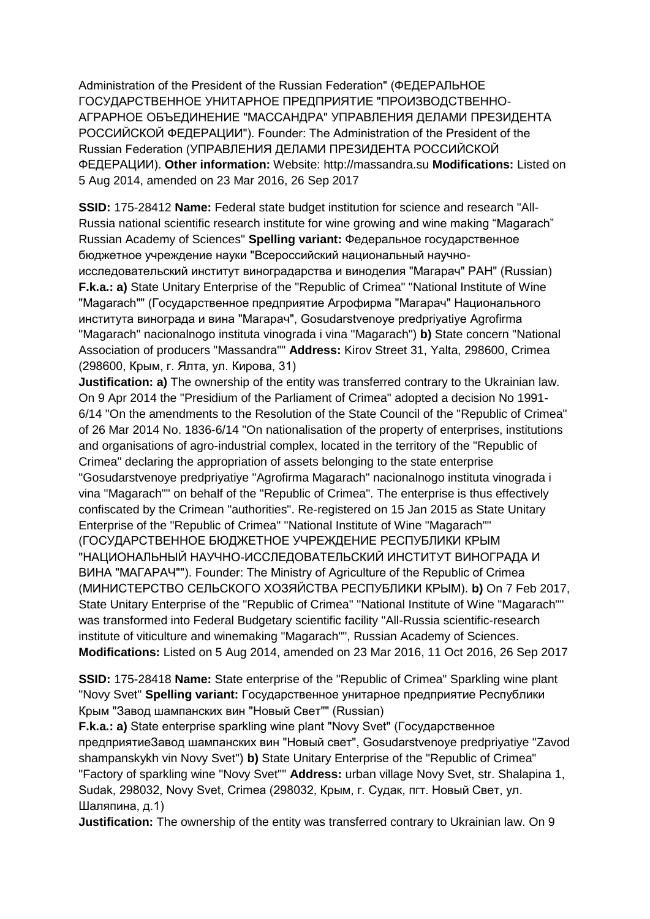Administration of the President of the Russian Federation" (ФЕДЕРАЛЬНОЕ ГОСУДАРСТВЕННОЕ УНИТАРНОЕ ПРЕДПРИЯТИЕ "ПРОИЗВОДСТВЕННО-АГРАРНОЕ ОБЪЕДИНЕНИЕ "МАССАНДРА" УПРАВЛЕНИЯ ДЕЛАМИ ПРЕЗИДЕНТА РОССИЙСКОЙ ФЕДЕРАЦИИ"). Founder: The Administration of the President of the Russian Federation (УПРАВЛЕНИЯ ДЕЛАМИ ПРЕЗИДЕНТА РОССИЙСКОЙ ФЕДЕРАЦИИ). **Other information:** Website: http://massandra.su **Modifications:** Listed on 5 Aug 2014, amended on 23 Mar 2016, 26 Sep 2017

**SSID:** 175-28412 **Name:** Federal state budget institution for science and research "All-Russia national scientific research institute for wine growing and wine making "Magarach" Russian Academy of Sciences" **Spelling variant:** Федеральное государственное бюджетное учреждение науки "Всероссийский национальный научно-исследовательский институт виноградарства и виноделия "Магарач" РАН" (Russian) **F.k.a.: a)** State Unitary Enterprise of the "Republic of Crimea" "National Institute of Wine "Magarach"" (Государственное предприятие Агрофирма "Магарач" Национального института винограда и вина "Магарач", Gosudarstvenoye predpriyatiye Agrofirma "Magarach" nacionalnogo instituta vinograda i vina "Magarach") **b)** State concern "National Association of producers "Massandra"" **Address:** Kirov Street 31, Yalta, 298600, Crimea (298600, Крым, г. Ялта, ул. Кирова, 31)
**Justification: a)** The ownership of the entity was transferred contrary to the Ukrainian law. On 9 Apr 2014 the "Presidium of the Parliament of Crimea" adopted a decision No 1991-6/14 "On the amendments to the Resolution of the State Council of the "Republic of Crimea" of 26 Mar 2014 No. 1836-6/14 "On nationalisation of the property of enterprises, institutions and organisations of agro-industrial complex, located in the territory of the "Republic of Crimea" declaring the appropriation of assets belonging to the state enterprise "Gosudarstvenoye predpriyatiye "Agrofirma Magarach" nacionalnogo instituta vinograda i vina "Magarach"" on behalf of the "Republic of Crimea". The enterprise is thus effectively confiscated by the Crimean "authorities". Re-registered on 15 Jan 2015 as State Unitary Enterprise of the "Republic of Crimea" "National Institute of Wine "Magarach"" (ГОСУДАРСТВЕННОЕ БЮДЖЕТНОЕ УЧРЕЖДЕНИЕ РЕСПУБЛИКИ КРЫМ "НАЦИОНАЛЬНЫЙ НАУЧНО-ИССЛЕДОВАТЕЛЬСКИЙ ИНСТИТУТ ВИНОГРАДА И ВИНА "МАГАРАЧ""). Founder: The Ministry of Agriculture of the Republic of Crimea (МИНИСТЕРСТВО СЕЛЬСКОГО ХОЗЯЙСТВА РЕСПУБЛИКИ КРЫМ). **b)** On 7 Feb 2017, State Unitary Enterprise of the "Republic of Crimea" "National Institute of Wine "Magarach"" was transformed into Federal Budgetary scientific facility "All-Russia scientific-research institute of viticulture and winemaking "Magarach"", Russian Academy of Sciences. **Modifications:** Listed on 5 Aug 2014, amended on 23 Mar 2016, 11 Oct 2016, 26 Sep 2017

**SSID:** 175-28418 **Name:** State enterprise of the "Republic of Crimea" Sparkling wine plant "Novy Svet" **Spelling variant:** Государственное унитарное предприятие Республики Крым "Завод шампанских вин "Новый Свет"" (Russian)
**F.k.a.: a)** State enterprise sparkling wine plant "Novy Svet" (Государственное предприятиеЗавод шампанских вин "Новый свет", Gosudarstvenoye predpriyatiye "Zavod shampanskykh vin Novy Svet") **b)** State Unitary Enterprise of the "Republic of Crimea" "Factory of sparkling wine "Novy Svet"" **Address:** urban village Novy Svet, str. Shalapina 1, Sudak, 298032, Novy Svet, Crimea (298032, Крым, г. Судак, пгт. Новый Свет, ул. Шаляпина, д.1)
**Justification:** The ownership of the entity was transferred contrary to Ukrainian law. On 9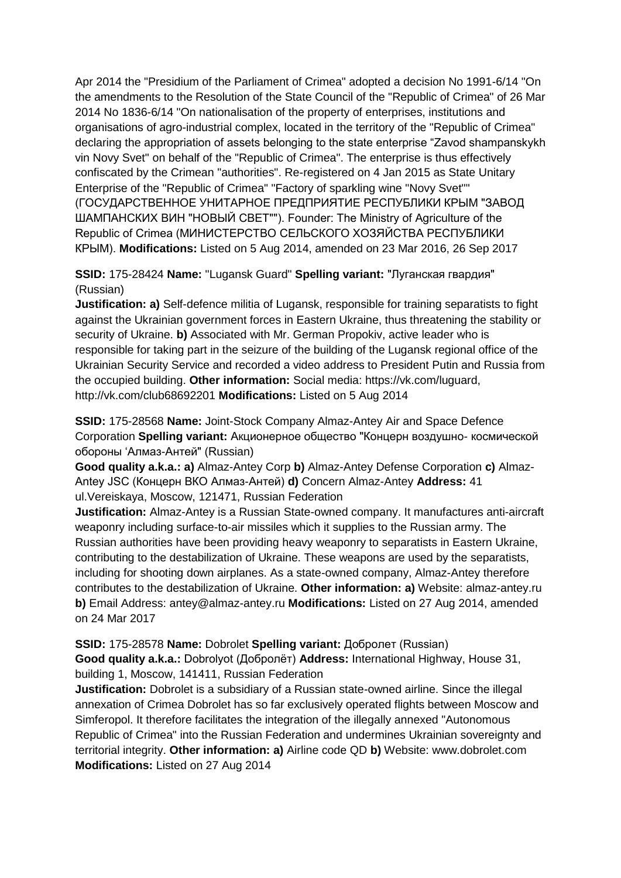Apr 2014 the "Presidium of the Parliament of Crimea" adopted a decision No 1991-6/14 "On the amendments to the Resolution of the State Council of the "Republic of Crimea" of 26 Mar 2014 No 1836-6/14 "On nationalisation of the property of enterprises, institutions and organisations of agro-industrial complex, located in the territory of the "Republic of Crimea" declaring the appropriation of assets belonging to the state enterprise "Zavod shampanskykh vin Novy Svet" on behalf of the "Republic of Crimea". The enterprise is thus effectively confiscated by the Crimean "authorities". Re-registered on 4 Jan 2015 as State Unitary Enterprise of the "Republic of Crimea" "Factory of sparkling wine "Novy Svet"" (ГОСУДАРСТВЕННОЕ УНИТАРНОЕ ПРЕДПРИЯТИЕ РЕСПУБЛИКИ КРЫМ "ЗАВОД ШАМПАНСКИХ ВИН "НОВЫЙ СВЕТ""). Founder: The Ministry of Agriculture of the Republic of Crimea (МИНИСТЕРСТВО СЕЛЬСКОГО ХОЗЯЙСТВА РЕСПУБЛИКИ КРЫМ). **Modifications:** Listed on 5 Aug 2014, amended on 23 Mar 2016, 26 Sep 2017

**SSID:** 175-28424 **Name:** "Lugansk Guard" **Spelling variant:** "Луганская гвардия" (Russian)
**Justification: a)** Self-defence militia of Lugansk, responsible for training separatists to fight against the Ukrainian government forces in Eastern Ukraine, thus threatening the stability or security of Ukraine. **b)** Associated with Mr. German Propokiv, active leader who is responsible for taking part in the seizure of the building of the Lugansk regional office of the Ukrainian Security Service and recorded a video address to President Putin and Russia from the occupied building. **Other information:** Social media: https://vk.com/luguard, http://vk.com/club68692201 **Modifications:** Listed on 5 Aug 2014

**SSID:** 175-28568 **Name:** Joint-Stock Company Almaz-Antey Air and Space Defence Corporation **Spelling variant:** Акционерное общество "Концерн воздушно- космической обороны 'Алмаз-Антей" (Russian)
**Good quality a.k.a.: a)** Almaz-Antey Corp **b)** Almaz-Antey Defense Corporation **c)** Almaz-Antey JSC (Концерн ВКО Алмаз-Антей) **d)** Concern Almaz-Antey **Address:** 41 ul.Vereiskaya, Moscow, 121471, Russian Federation
**Justification:** Almaz-Antey is a Russian State-owned company. It manufactures anti-aircraft weaponry including surface-to-air missiles which it supplies to the Russian army. The Russian authorities have been providing heavy weaponry to separatists in Eastern Ukraine, contributing to the destabilization of Ukraine. These weapons are used by the separatists, including for shooting down airplanes. As a state-owned company, Almaz-Antey therefore contributes to the destabilization of Ukraine. **Other information: a)** Website: almaz-antey.ru **b)** Email Address: antey@almaz-antey.ru **Modifications:** Listed on 27 Aug 2014, amended on 24 Mar 2017

**SSID:** 175-28578 **Name:** Dobrolet **Spelling variant:** Добролет (Russian)
**Good quality a.k.a.:** Dobrolyot (Добролёт) **Address:** International Highway, House 31, building 1, Moscow, 141411, Russian Federation
**Justification:** Dobrolet is a subsidiary of a Russian state-owned airline. Since the illegal annexation of Crimea Dobrolet has so far exclusively operated flights between Moscow and Simferopol. It therefore facilitates the integration of the illegally annexed "Autonomous Republic of Crimea" into the Russian Federation and undermines Ukrainian sovereignty and territorial integrity. **Other information: a)** Airline code QD **b)** Website: www.dobrolet.com **Modifications:** Listed on 27 Aug 2014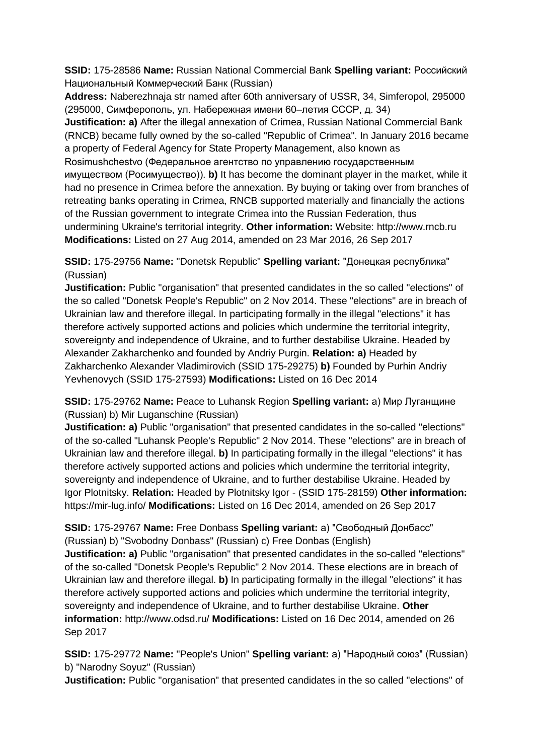**SSID:** 175-28586 **Name:** Russian National Commercial Bank **Spelling variant:** Российский Национальный Коммерческий Банк (Russian)
**Address:** Naberezhnaja str named after 60th anniversary of USSR, 34, Simferopol, 295000 (295000, Симферополь, ул. Набережная имени 60–летия СССР, д. 34)
**Justification: a)** After the illegal annexation of Crimea, Russian National Commercial Bank (RNCB) became fully owned by the so-called "Republic of Crimea". In January 2016 became a property of Federal Agency for State Property Management, also known as Rosimushchestvo (Федеральное агентство по управлению государственным имуществом (Росимущество)). **b)** It has become the dominant player in the market, while it had no presence in Crimea before the annexation. By buying or taking over from branches of retreating banks operating in Crimea, RNCB supported materially and financially the actions of the Russian government to integrate Crimea into the Russian Federation, thus undermining Ukraine's territorial integrity. **Other information:** Website: http://www.rncb.ru **Modifications:** Listed on 27 Aug 2014, amended on 23 Mar 2016, 26 Sep 2017

**SSID:** 175-29756 **Name:** "Donetsk Republic" **Spelling variant:** "Донецкая республика" (Russian)
**Justification:** Public "organisation" that presented candidates in the so called "elections" of the so called "Donetsk People's Republic" on 2 Nov 2014. These "elections" are in breach of Ukrainian law and therefore illegal. In participating formally in the illegal "elections" it has therefore actively supported actions and policies which undermine the territorial integrity, sovereignty and independence of Ukraine, and to further destabilise Ukraine. Headed by Alexander Zakharchenko and founded by Andriy Purgin. **Relation: a)** Headed by Zakharchenko Alexander Vladimirovich (SSID 175-29275) **b)** Founded by Purhin Andriy Yevhenovych (SSID 175-27593) **Modifications:** Listed on 16 Dec 2014

**SSID:** 175-29762 **Name:** Peace to Luhansk Region **Spelling variant:** a) Мир Луганщине (Russian) b) Mir Luganschine (Russian)
**Justification: a)** Public "organisation" that presented candidates in the so-called "elections" of the so-called "Luhansk People's Republic" 2 Nov 2014. These "elections" are in breach of Ukrainian law and therefore illegal. **b)** In participating formally in the illegal "elections" it has therefore actively supported actions and policies which undermine the territorial integrity, sovereignty and independence of Ukraine, and to further destabilise Ukraine. Headed by Igor Plotnitsky. **Relation:** Headed by Plotnitsky Igor - (SSID 175-28159) **Other information:** https://mir-lug.info/ **Modifications:** Listed on 16 Dec 2014, amended on 26 Sep 2017

**SSID:** 175-29767 **Name:** Free Donbass **Spelling variant:** a) "Свободный Донбасс" (Russian) b) "Svobodny Donbass" (Russian) c) Free Donbas (English)
**Justification: a)** Public "organisation" that presented candidates in the so-called "elections" of the so-called "Donetsk People's Republic" 2 Nov 2014. These elections are in breach of Ukrainian law and therefore illegal. **b)** In participating formally in the illegal "elections" it has therefore actively supported actions and policies which undermine the territorial integrity, sovereignty and independence of Ukraine, and to further destabilise Ukraine. **Other information:** http://www.odsd.ru/ **Modifications:** Listed on 16 Dec 2014, amended on 26 Sep 2017

**SSID:** 175-29772 **Name:** "People's Union" **Spelling variant:** a) "Народный союз" (Russian) b) "Narodny Soyuz" (Russian)
**Justification:** Public "organisation" that presented candidates in the so called "elections" of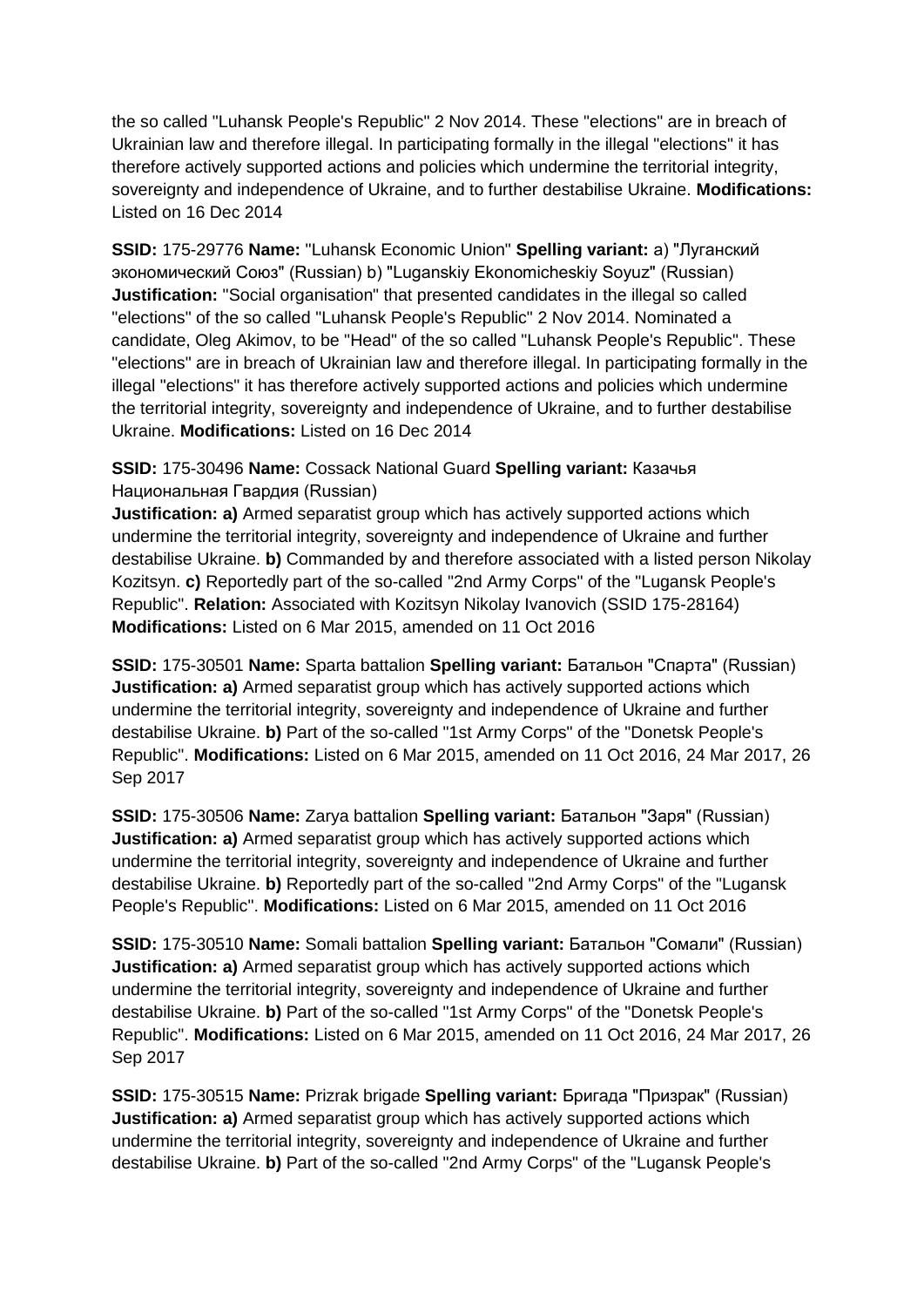the so called "Luhansk People's Republic" 2 Nov 2014. These "elections" are in breach of Ukrainian law and therefore illegal. In participating formally in the illegal "elections" it has therefore actively supported actions and policies which undermine the territorial integrity, sovereignty and independence of Ukraine, and to further destabilise Ukraine. **Modifications:** Listed on 16 Dec 2014

**SSID:** 175-29776 **Name:** "Luhansk Economic Union" **Spelling variant:** a) "Луганский экономический Союз" (Russian) b) "Luganskiy Ekonomicheskiy Soyuz" (Russian) **Justification:** "Social organisation" that presented candidates in the illegal so called "elections" of the so called "Luhansk People's Republic" 2 Nov 2014. Nominated a candidate, Oleg Akimov, to be "Head" of the so called "Luhansk People's Republic". These "elections" are in breach of Ukrainian law and therefore illegal. In participating formally in the illegal "elections" it has therefore actively supported actions and policies which undermine the territorial integrity, sovereignty and independence of Ukraine, and to further destabilise Ukraine. **Modifications:** Listed on 16 Dec 2014

**SSID:** 175-30496 **Name:** Cossack National Guard **Spelling variant:** Казачья Национальная Гвардия (Russian)
**Justification: a)** Armed separatist group which has actively supported actions which undermine the territorial integrity, sovereignty and independence of Ukraine and further destabilise Ukraine. **b)** Commanded by and therefore associated with a listed person Nikolay Kozitsyn. **c)** Reportedly part of the so-called "2nd Army Corps" of the "Lugansk People's Republic". **Relation:** Associated with Kozitsyn Nikolay Ivanovich (SSID 175-28164) **Modifications:** Listed on 6 Mar 2015, amended on 11 Oct 2016

**SSID:** 175-30501 **Name:** Sparta battalion **Spelling variant:** Батальон "Спарта" (Russian) **Justification: a)** Armed separatist group which has actively supported actions which undermine the territorial integrity, sovereignty and independence of Ukraine and further destabilise Ukraine. **b)** Part of the so-called "1st Army Corps" of the "Donetsk People's Republic". **Modifications:** Listed on 6 Mar 2015, amended on 11 Oct 2016, 24 Mar 2017, 26 Sep 2017

**SSID:** 175-30506 **Name:** Zarya battalion **Spelling variant:** Батальон "Заря" (Russian) **Justification: a)** Armed separatist group which has actively supported actions which undermine the territorial integrity, sovereignty and independence of Ukraine and further destabilise Ukraine. **b)** Reportedly part of the so-called "2nd Army Corps" of the "Lugansk People's Republic". **Modifications:** Listed on 6 Mar 2015, amended on 11 Oct 2016

**SSID:** 175-30510 **Name:** Somali battalion **Spelling variant:** Батальон "Сомали" (Russian) **Justification: a)** Armed separatist group which has actively supported actions which undermine the territorial integrity, sovereignty and independence of Ukraine and further destabilise Ukraine. **b)** Part of the so-called "1st Army Corps" of the "Donetsk People's Republic". **Modifications:** Listed on 6 Mar 2015, amended on 11 Oct 2016, 24 Mar 2017, 26 Sep 2017

**SSID:** 175-30515 **Name:** Prizrak brigade **Spelling variant:** Бригада "Призрак" (Russian) **Justification: a)** Armed separatist group which has actively supported actions which undermine the territorial integrity, sovereignty and independence of Ukraine and further destabilise Ukraine. **b)** Part of the so-called "2nd Army Corps" of the "Lugansk People's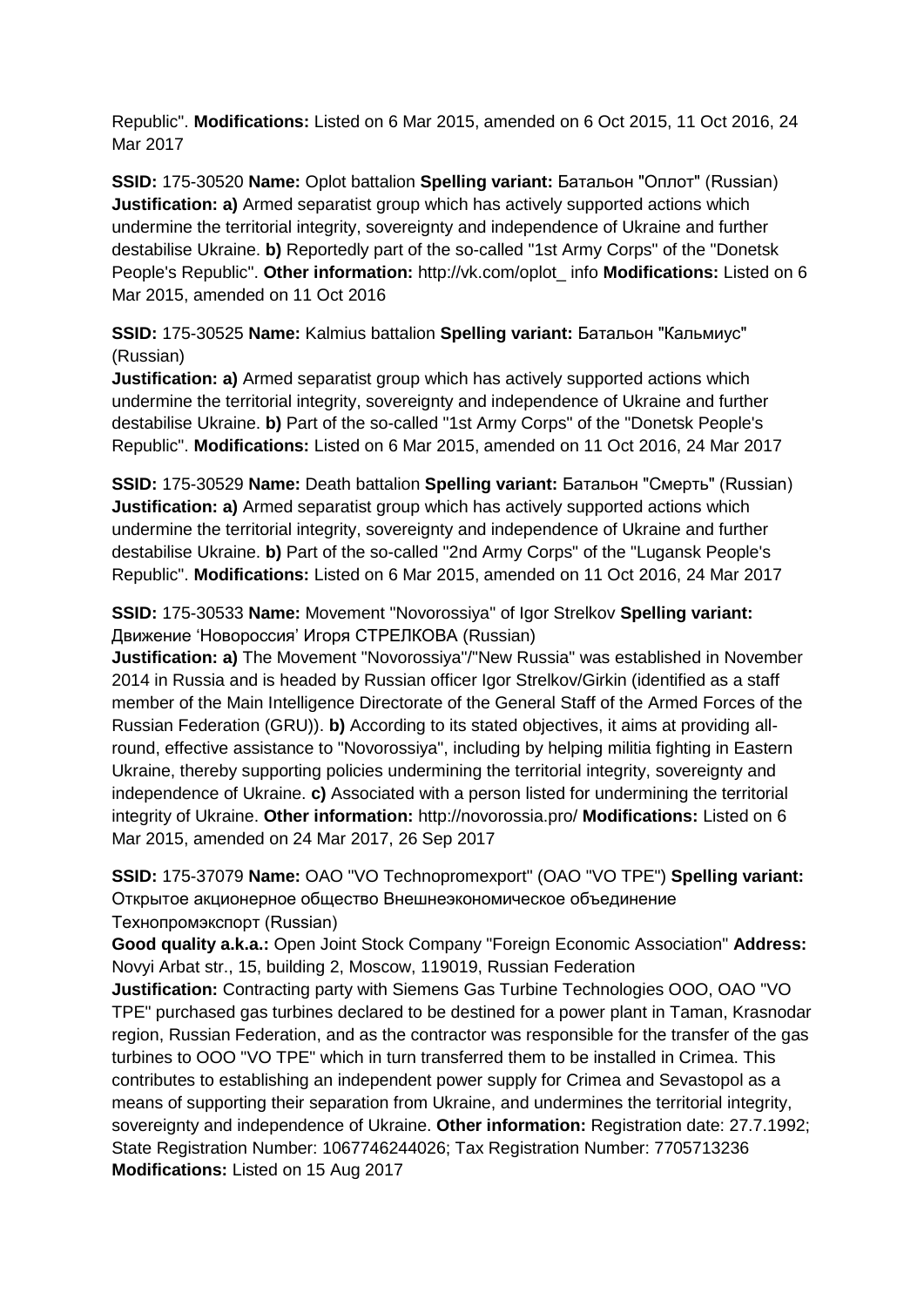Republic". **Modifications:** Listed on 6 Mar 2015, amended on 6 Oct 2015, 11 Oct 2016, 24 Mar 2017

**SSID:** 175-30520 **Name:** Oplot battalion **Spelling variant:** Батальон "Оплот" (Russian) **Justification: a)** Armed separatist group which has actively supported actions which undermine the territorial integrity, sovereignty and independence of Ukraine and further destabilise Ukraine. **b)** Reportedly part of the so-called "1st Army Corps" of the "Donetsk People's Republic". **Other information:** http://vk.com/oplot_ info **Modifications:** Listed on 6 Mar 2015, amended on 11 Oct 2016

**SSID:** 175-30525 **Name:** Kalmius battalion **Spelling variant:** Батальон "Кальмиус" (Russian)
**Justification: a)** Armed separatist group which has actively supported actions which undermine the territorial integrity, sovereignty and independence of Ukraine and further destabilise Ukraine. **b)** Part of the so-called "1st Army Corps" of the "Donetsk People's Republic". **Modifications:** Listed on 6 Mar 2015, amended on 11 Oct 2016, 24 Mar 2017

**SSID:** 175-30529 **Name:** Death battalion **Spelling variant:** Батальон "Смерть" (Russian) **Justification: a)** Armed separatist group which has actively supported actions which undermine the territorial integrity, sovereignty and independence of Ukraine and further destabilise Ukraine. **b)** Part of the so-called "2nd Army Corps" of the "Lugansk People's Republic". **Modifications:** Listed on 6 Mar 2015, amended on 11 Oct 2016, 24 Mar 2017

**SSID:** 175-30533 **Name:** Movement "Novorossiya" of Igor Strelkov **Spelling variant:** Движение 'Новороссия' Игоря СТРЕЛКОВА (Russian)
**Justification: a)** The Movement "Novorossiya"/"New Russia" was established in November 2014 in Russia and is headed by Russian officer Igor Strelkov/Girkin (identified as a staff member of the Main Intelligence Directorate of the General Staff of the Armed Forces of the Russian Federation (GRU)). **b)** According to its stated objectives, it aims at providing all-round, effective assistance to "Novorossiya", including by helping militia fighting in Eastern Ukraine, thereby supporting policies undermining the territorial integrity, sovereignty and independence of Ukraine. **c)** Associated with a person listed for undermining the territorial integrity of Ukraine. **Other information:** http://novorossia.pro/ **Modifications:** Listed on 6 Mar 2015, amended on 24 Mar 2017, 26 Sep 2017

**SSID:** 175-37079 **Name:** OAO "VO Technopromexport" (OAO "VO TPE") **Spelling variant:** Открытое акционерное общество Внешнеэкономическое объединение Технопромэкспорт (Russian)
**Good quality a.k.a.:** Open Joint Stock Company "Foreign Economic Association" **Address:** Novyi Arbat str., 15, building 2, Moscow, 119019, Russian Federation
**Justification:** Contracting party with Siemens Gas Turbine Technologies OOO, OAO "VO TPE" purchased gas turbines declared to be destined for a power plant in Taman, Krasnodar region, Russian Federation, and as the contractor was responsible for the transfer of the gas turbines to OOO "VO TPE" which in turn transferred them to be installed in Crimea. This contributes to establishing an independent power supply for Crimea and Sevastopol as a means of supporting their separation from Ukraine, and undermines the territorial integrity, sovereignty and independence of Ukraine. **Other information:** Registration date: 27.7.1992; State Registration Number: 1067746244026; Tax Registration Number: 7705713236
**Modifications:** Listed on 15 Aug 2017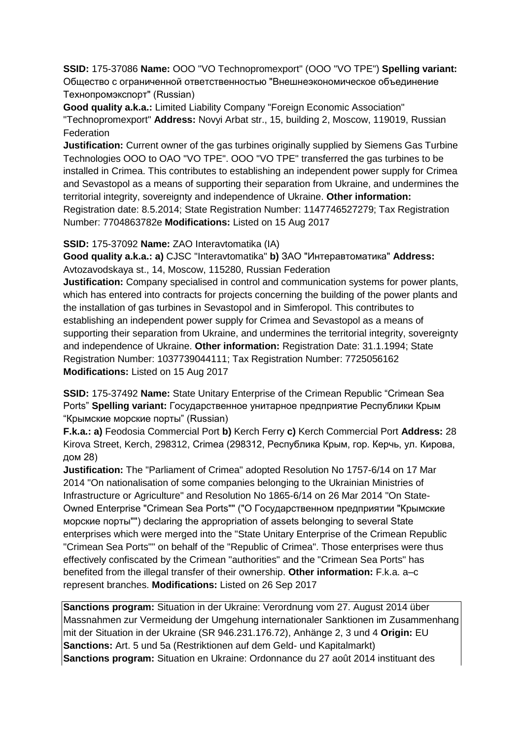**SSID:** 175-37086 **Name:** OOO "VO Technopromexport" (OOO "VO TPE") **Spelling variant:** Общество с ограниченной ответственностью "Внешнеэкономическое объединение Технопромэкспорт" (Russian)
**Good quality a.k.a.:** Limited Liability Company "Foreign Economic Association" "Technopromexport" **Address:** Novyi Arbat str., 15, building 2, Moscow, 119019, Russian Federation
**Justification:** Current owner of the gas turbines originally supplied by Siemens Gas Turbine Technologies OOO to OAO "VO TPE". OOO "VO TPE" transferred the gas turbines to be installed in Crimea. This contributes to establishing an independent power supply for Crimea and Sevastopol as a means of supporting their separation from Ukraine, and undermines the territorial integrity, sovereignty and independence of Ukraine. **Other information:** Registration date: 8.5.2014; State Registration Number: 1147746527279; Tax Registration Number: 7704863782e **Modifications:** Listed on 15 Aug 2017

**SSID:** 175-37092 **Name:** ZAO Interavtomatika (IA)
**Good quality a.k.a.: a)** CJSC "Interavtomatika" **b)** ЗАО "Интеравтоматика" **Address:** Avtozavodskaya st., 14, Moscow, 115280, Russian Federation
**Justification:** Company specialised in control and communication systems for power plants, which has entered into contracts for projects concerning the building of the power plants and the installation of gas turbines in Sevastopol and in Simferopol. This contributes to establishing an independent power supply for Crimea and Sevastopol as a means of supporting their separation from Ukraine, and undermines the territorial integrity, sovereignty and independence of Ukraine. **Other information:** Registration Date: 31.1.1994; State Registration Number: 1037739044111; Tax Registration Number: 7725056162 **Modifications:** Listed on 15 Aug 2017

**SSID:** 175-37492 **Name:** State Unitary Enterprise of the Crimean Republic “Crimean Sea Ports” **Spelling variant:** Государственное унитарное предприятие Республики Крым “Крымские морские порты” (Russian)
**F.k.a.: a)** Feodosia Commercial Port **b)** Kerch Ferry **c)** Kerch Commercial Port **Address:** 28 Kirova Street, Kerch, 298312, Crimea (298312, Республика Крым, гор. Керчь, ул. Кирова, дом 28)
**Justification:** The "Parliament of Crimea" adopted Resolution No 1757-6/14 on 17 Mar 2014 "On nationalisation of some companies belonging to the Ukrainian Ministries of Infrastructure or Agriculture" and Resolution No 1865-6/14 on 26 Mar 2014 "On State-Owned Enterprise "Crimean Sea Ports"" ("О Государственном предприятии "Крымские морские порты"") declaring the appropriation of assets belonging to several State enterprises which were merged into the "State Unitary Enterprise of the Crimean Republic "Crimean Sea Ports"" on behalf of the "Republic of Crimea". Those enterprises were thus effectively confiscated by the Crimean "authorities" and the "Crimean Sea Ports" has benefited from the illegal transfer of their ownership. **Other information:** F.k.a. a–c represent branches. **Modifications:** Listed on 26 Sep 2017

**Sanctions program:** Situation in der Ukraine: Verordnung vom 27. August 2014 über Massnahmen zur Vermeidung der Umgehung internationaler Sanktionen im Zusammenhang mit der Situation in der Ukraine (SR 946.231.176.72), Anhänge 2, 3 und 4 **Origin:** EU
**Sanctions:** Art. 5 und 5a (Restriktionen auf dem Geld- und Kapitalmarkt)
**Sanctions program:** Situation en Ukraine: Ordonnance du 27 août 2014 instituant des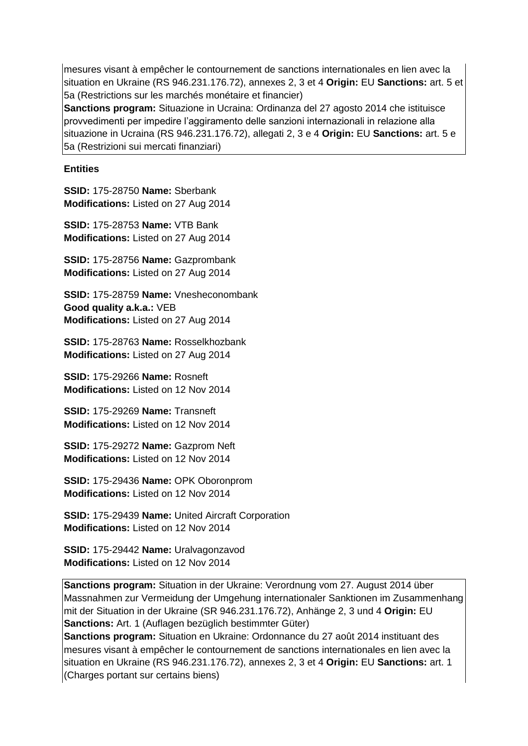mesures visant à empêcher le contournement de sanctions internationales en lien avec la situation en Ukraine (RS 946.231.176.72), annexes 2, 3 et 4 **Origin:** EU **Sanctions:** art. 5 et 5a (Restrictions sur les marchés monétaire et financier)
**Sanctions program:** Situazione in Ucraina: Ordinanza del 27 agosto 2014 che istituisce provvedimenti per impedire l'aggiramento delle sanzioni internazionali in relazione alla situazione in Ucraina (RS 946.231.176.72), allegati 2, 3 e 4 **Origin:** EU **Sanctions:** art. 5 e 5a (Restrizioni sui mercati finanziari)

**Entities**

**SSID:** 175-28750 **Name:** Sberbank
**Modifications:** Listed on 27 Aug 2014

**SSID:** 175-28753 **Name:** VTB Bank
**Modifications:** Listed on 27 Aug 2014

**SSID:** 175-28756 **Name:** Gazprombank
**Modifications:** Listed on 27 Aug 2014

**SSID:** 175-28759 **Name:** Vnesheconombank
**Good quality a.k.a.:** VEB
**Modifications:** Listed on 27 Aug 2014

**SSID:** 175-28763 **Name:** Rosselkhozbank
**Modifications:** Listed on 27 Aug 2014

**SSID:** 175-29266 **Name:** Rosneft
**Modifications:** Listed on 12 Nov 2014

**SSID:** 175-29269 **Name:** Transneft
**Modifications:** Listed on 12 Nov 2014

**SSID:** 175-29272 **Name:** Gazprom Neft
**Modifications:** Listed on 12 Nov 2014

**SSID:** 175-29436 **Name:** OPK Oboronprom
**Modifications:** Listed on 12 Nov 2014

**SSID:** 175-29439 **Name:** United Aircraft Corporation
**Modifications:** Listed on 12 Nov 2014

**SSID:** 175-29442 **Name:** Uralvagonzavod
**Modifications:** Listed on 12 Nov 2014

**Sanctions program:** Situation in der Ukraine: Verordnung vom 27. August 2014 über Massnahmen zur Vermeidung der Umgehung internationaler Sanktionen im Zusammenhang mit der Situation in der Ukraine (SR 946.231.176.72), Anhänge 2, 3 und 4 **Origin:** EU **Sanctions:** Art. 1 (Auflagen bezüglich bestimmter Güter)
**Sanctions program:** Situation en Ukraine: Ordonnance du 27 août 2014 instituant des mesures visant à empêcher le contournement de sanctions internationales en lien avec la situation en Ukraine (RS 946.231.176.72), annexes 2, 3 et 4 **Origin:** EU **Sanctions:** art. 1 (Charges portant sur certains biens)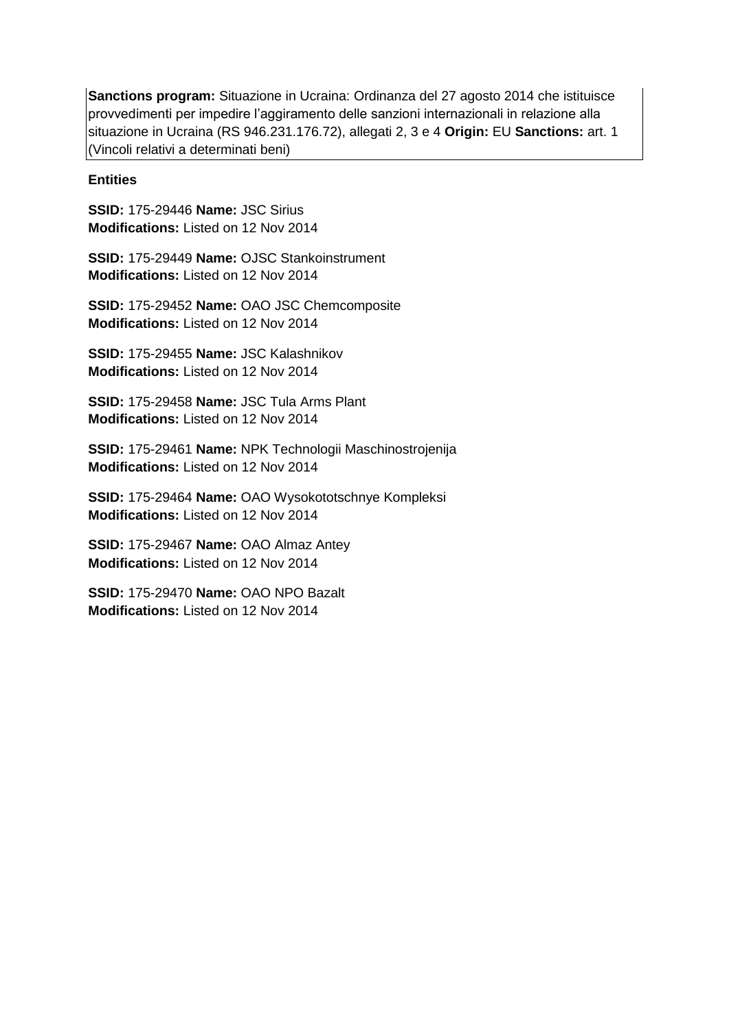**Sanctions program:** Situazione in Ucraina: Ordinanza del 27 agosto 2014 che istituisce provvedimenti per impedire l'aggiramento delle sanzioni internazionali in relazione alla situazione in Ucraina (RS 946.231.176.72), allegati 2, 3 e 4 **Origin:** EU **Sanctions:** art. 1 (Vincoli relativi a determinati beni)

**Entities**

**SSID:** 175-29446 **Name:** JSC Sirius
**Modifications:** Listed on 12 Nov 2014

**SSID:** 175-29449 **Name:** OJSC Stankoinstrument
**Modifications:** Listed on 12 Nov 2014

**SSID:** 175-29452 **Name:** OAO JSC Chemcomposite
**Modifications:** Listed on 12 Nov 2014

**SSID:** 175-29455 **Name:** JSC Kalashnikov
**Modifications:** Listed on 12 Nov 2014

**SSID:** 175-29458 **Name:** JSC Tula Arms Plant
**Modifications:** Listed on 12 Nov 2014

**SSID:** 175-29461 **Name:** NPK Technologii Maschinostrojenija
**Modifications:** Listed on 12 Nov 2014

**SSID:** 175-29464 **Name:** OAO Wysokototschnye Kompleksi
**Modifications:** Listed on 12 Nov 2014

**SSID:** 175-29467 **Name:** OAO Almaz Antey
**Modifications:** Listed on 12 Nov 2014

**SSID:** 175-29470 **Name:** OAO NPO Bazalt
**Modifications:** Listed on 12 Nov 2014